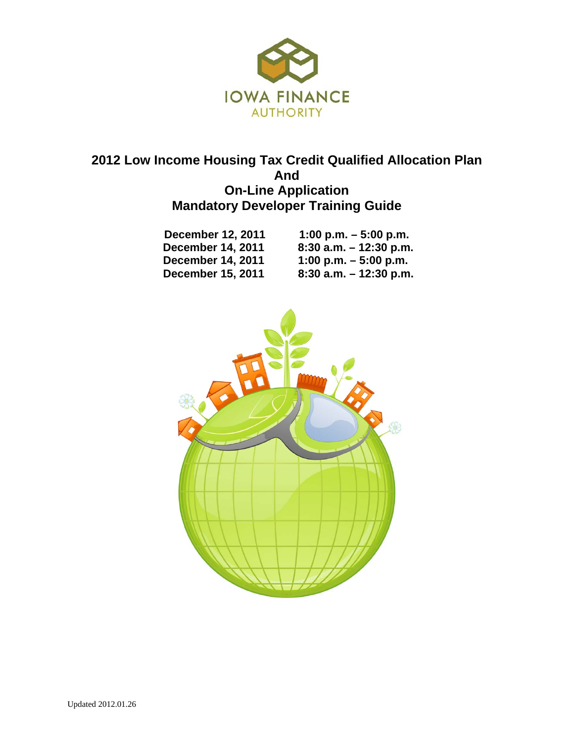IOWA FINANCE AUTHORITY

# 2012 Low Income Housing Tax Credit Qualified Allocation Plan And On-Line Application Mandatory Developer Training Guide

| | |
|---|---|
| **December 12, 2011** | **1:00 p.m. – 5:00 p.m.** |
| **December 14, 2011** | **8:30 a.m. – 12:30 p.m.** |
| **December 14, 2011** | **1:00 p.m. – 5:00 p.m.** |
| **December 15, 2011** | **8:30 a.m. – 12:30 p.m.** |

Updated 2012.01.26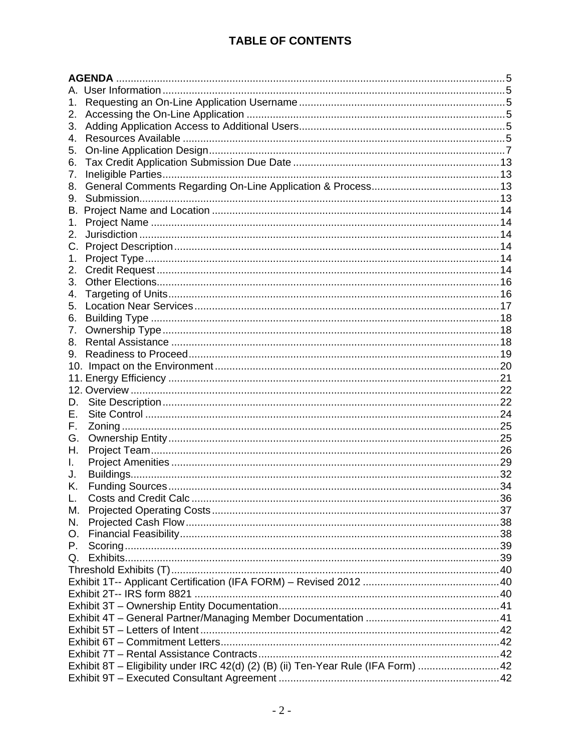# TABLE OF CONTENTS

**AGENDA** .......... 5
A. User Information .......... 5
1. Requesting an On-Line Application Username .......... 5
2. Accessing the On-Line Application .......... 5
3. Adding Application Access to Additional Users .......... 5
4. Resources Available .......... 5
5. On-line Application Design .......... 7
6. Tax Credit Application Submission Due Date .......... 13
7. Ineligible Parties .......... 13
8. General Comments Regarding On-Line Application & Process .......... 13
9. Submission .......... 13
B. Project Name and Location .......... 14
1. Project Name .......... 14
2. Jurisdiction .......... 14
C. Project Description .......... 14
1. Project Type .......... 14
2. Credit Request .......... 14
3. Other Elections .......... 16
4. Targeting of Units .......... 16
5. Location Near Services .......... 17
6. Building Type .......... 18
7. Ownership Type .......... 18
8. Rental Assistance .......... 18
9. Readiness to Proceed .......... 19
10. Impact on the Environment .......... 20
11. Energy Efficiency .......... 21
12. Overview .......... 22
D. Site Description .......... 22
E. Site Control .......... 24
F. Zoning .......... 25
G. Ownership Entity .......... 25
H. Project Team .......... 26
I. Project Amenities .......... 29
J. Buildings .......... 32
K. Funding Sources .......... 34
L. Costs and Credit Calc .......... 36
M. Projected Operating Costs .......... 37
N. Projected Cash Flow .......... 38
O. Financial Feasibility .......... 38
P. Scoring .......... 39
Q. Exhibits .......... 39
Threshold Exhibits (T) .......... 40
Exhibit 1T-- Applicant Certification (IFA FORM) – Revised 2012 .......... 40
Exhibit 2T-- IRS form 8821 .......... 40
Exhibit 3T – Ownership Entity Documentation .......... 41
Exhibit 4T – General Partner/Managing Member Documentation .......... 41
Exhibit 5T – Letters of Intent .......... 42
Exhibit 6T – Commitment Letters .......... 42
Exhibit 7T – Rental Assistance Contracts .......... 42
Exhibit 8T – Eligibility under IRC 42(d) (2) (B) (ii) Ten-Year Rule (IFA Form) .......... 42
Exhibit 9T – Executed Consultant Agreement .......... 42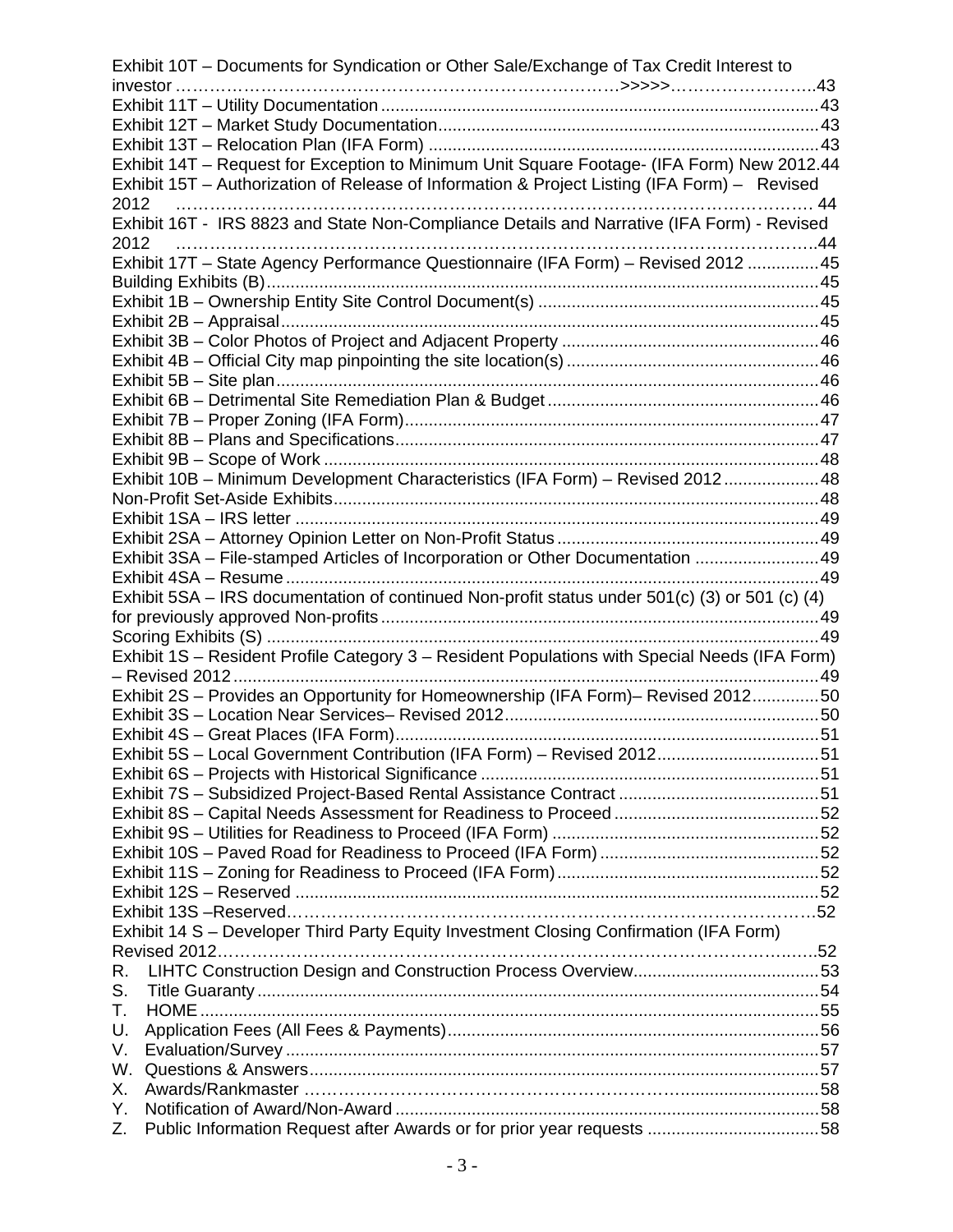Exhibit 10T – Documents for Syndication or Other Sale/Exchange of Tax Credit Interest to investor ……………………………………………………………………>>>>>……………………..43
Exhibit 11T – Utility Documentation ........................................................................................43
Exhibit 12T – Market Study Documentation............................................................................43
Exhibit 13T – Relocation Plan (IFA Form) ..............................................................................43
Exhibit 14T – Request for Exception to Minimum Unit Square Footage- (IFA Form) New 2012.44
Exhibit 15T – Authorization of Release of Information & Project Listing (IFA Form) – Revised 2012 ……………………………………………………………………………………………… 44
Exhibit 16T - IRS 8823 and State Non-Compliance Details and Narrative (IFA Form) - Revised 2012 ………………………………………………………………………………………………..44
Exhibit 17T – State Agency Performance Questionnaire (IFA Form) – Revised 2012 ...............45
Building Exhibits (B)...................................................................................................................45
Exhibit 1B – Ownership Entity Site Control Document(s) ..........................................................45
Exhibit 2B – Appraisal................................................................................................................45
Exhibit 3B – Color Photos of Project and Adjacent Property .....................................................46
Exhibit 4B – Official City map pinpointing the site location(s) ....................................................46
Exhibit 5B – Site plan.................................................................................................................46
Exhibit 6B – Detrimental Site Remediation Plan & Budget ........................................................46
Exhibit 7B – Proper Zoning (IFA Form)......................................................................................47
Exhibit 8B – Plans and Specifications........................................................................................47
Exhibit 9B – Scope of Work .......................................................................................................48
Exhibit 10B – Minimum Development Characteristics (IFA Form) – Revised 2012 ....................48
Non-Profit Set-Aside Exhibits.....................................................................................................48
Exhibit 1SA – IRS letter .............................................................................................................49
Exhibit 2SA – Attorney Opinion Letter on Non-Profit Status ......................................................49
Exhibit 3SA – File-stamped Articles of Incorporation or Other Documentation ..........................49
Exhibit 4SA – Resume ...............................................................................................................49
Exhibit 5SA – IRS documentation of continued Non-profit status under 501(c) (3) or 501 (c) (4) for previously approved Non-profits ...........................................................................................49
Scoring Exhibits (S) ...................................................................................................................49
Exhibit 1S – Resident Profile Category 3 – Resident Populations with Special Needs (IFA Form) – Revised 2012..........................................................................................................................49
Exhibit 2S – Provides an Opportunity for Homeownership (IFA Form)– Revised 2012..............50
Exhibit 3S – Location Near Services– Revised 2012.................................................................50
Exhibit 4S – Great Places (IFA Form)........................................................................................51
Exhibit 5S – Local Government Contribution (IFA Form) – Revised 2012..................................51
Exhibit 6S – Projects with Historical Significance ......................................................................51
Exhibit 7S – Subsidized Project-Based Rental Assistance Contract ..........................................51
Exhibit 8S – Capital Needs Assessment for Readiness to Proceed ...........................................52
Exhibit 9S – Utilities for Readiness to Proceed (IFA Form) ........................................................52
Exhibit 10S – Paved Road for Readiness to Proceed (IFA Form) .............................................52
Exhibit 11S – Zoning for Readiness to Proceed (IFA Form).......................................................52
Exhibit 12S – Reserved .............................................................................................................52
Exhibit 13S –Reserved………………………………………………………………………………52
Exhibit 14 S – Developer Third Party Equity Investment Closing Confirmation (IFA Form) Revised 2012……………………………………………………………………………………………..52

R. LIHTC Construction Design and Construction Process Overview.......................................53
S. Title Guaranty .....................................................................................................................54
T. HOME .................................................................................................................................55
U. Application Fees (All Fees & Payments).............................................................................56
V. Evaluation/Survey ...............................................................................................................57
W. Questions & Answers..........................................................................................................57
X. Awards/Rankmaster ……………………………………………………………...........................58
Y. Notification of Award/Non-Award ........................................................................................58
Z. Public Information Request after Awards or for prior year requests ....................................58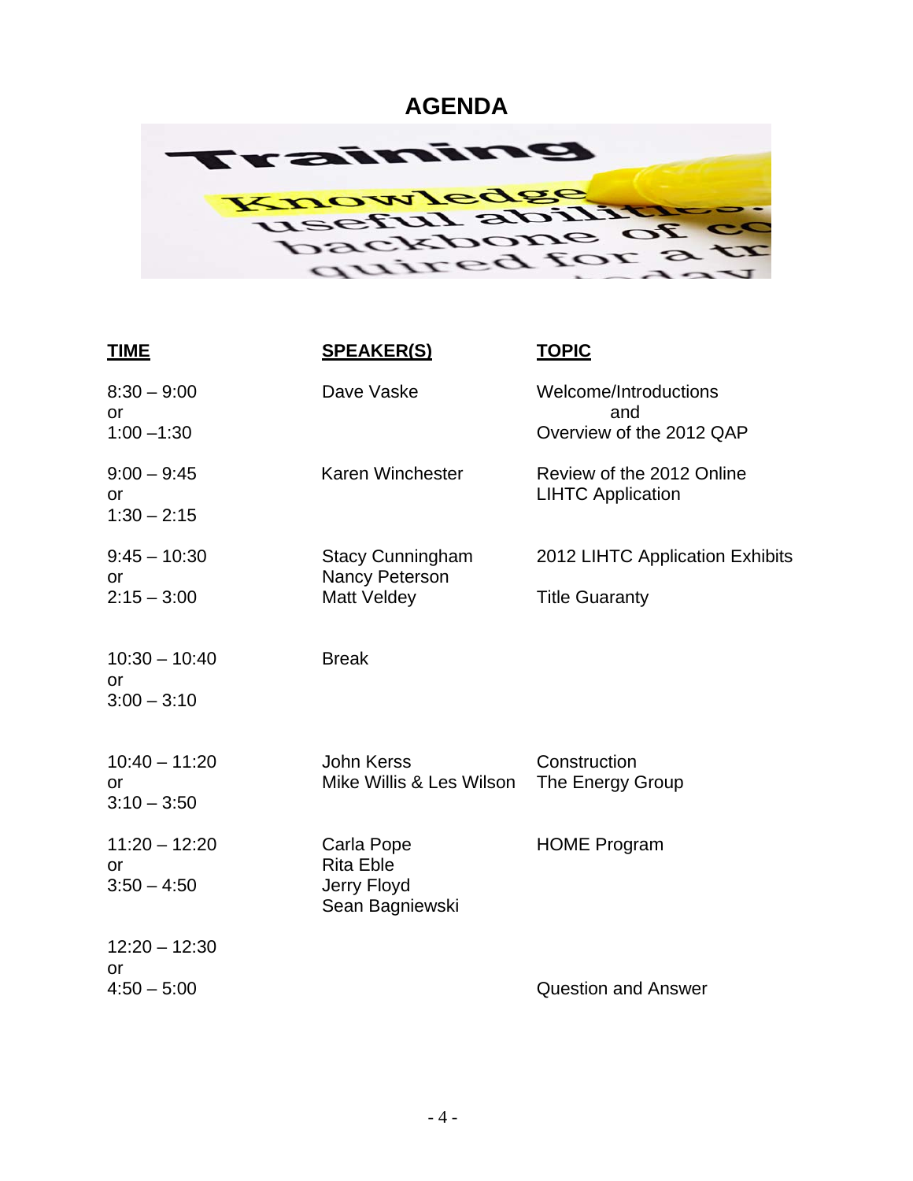# AGENDA

| TIME | SPEAKER(S) | TOPIC |
|---|---|---|
| 8:30 – 9:00 or 1:00 –1:30 | Dave Vaske | Welcome/Introductions and Overview of the 2012 QAP |
| 9:00 – 9:45 or 1:30 – 2:15 | Karen Winchester | Review of the 2012 Online LIHTC Application |
| 9:45 – 10:30 or 2:15 – 3:00 | Stacy Cunningham<br>Nancy Peterson<br>Matt Veldey | 2012 LIHTC Application Exhibits<br><br>Title Guaranty |
| 10:30 – 10:40 or 3:00 – 3:10 | Break | |
| 10:40 – 11:20 or 3:10 – 3:50 | John Kerss<br>Mike Willis & Les Wilson | Construction<br>The Energy Group |
| 11:20 – 12:20 or 3:50 – 4:50 | Carla Pope<br>Rita Eble<br>Jerry Floyd<br>Sean Bagniewski | HOME Program |
| 12:20 – 12:30 or 4:50 – 5:00 | | Question and Answer |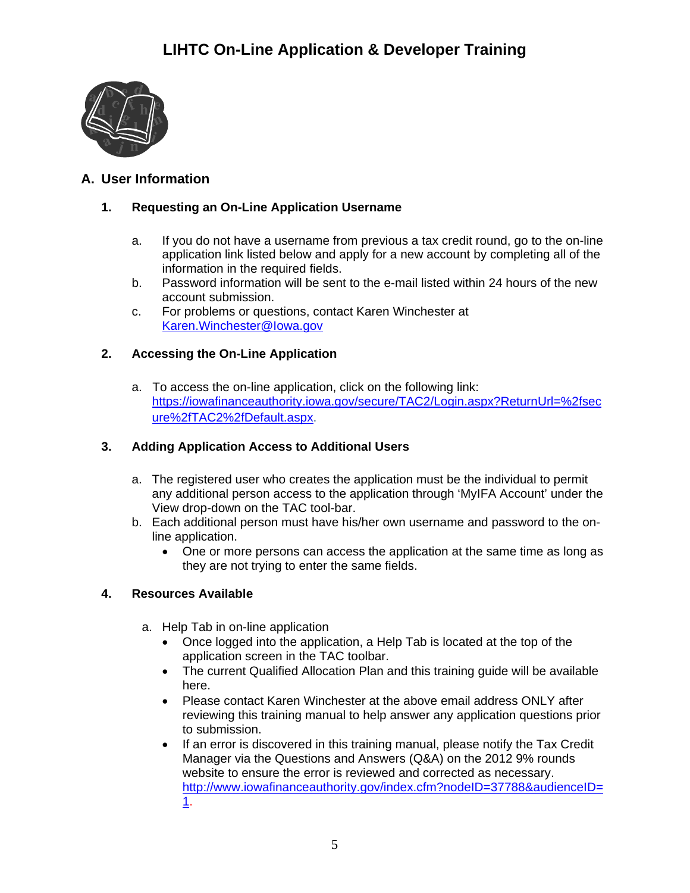# LIHTC On-Line Application & Developer Training

## A. User Information

### 1. Requesting an On-Line Application Username

a. If you do not have a username from previous a tax credit round, go to the on-line application link listed below and apply for a new account by completing all of the information in the required fields.

b. Password information will be sent to the e-mail listed within 24 hours of the new account submission.

c. For problems or questions, contact Karen Winchester at Karen.Winchester@Iowa.gov

### 2. Accessing the On-Line Application

a. To access the on-line application, click on the following link: https://iowafinanceauthority.iowa.gov/secure/TAC2/Login.aspx?ReturnUrl=%2fsecure%2fTAC2%2fDefault.aspx.

### 3. Adding Application Access to Additional Users

a. The registered user who creates the application must be the individual to permit any additional person access to the application through 'MyIFA Account' under the View drop-down on the TAC tool-bar.

b. Each additional person must have his/her own username and password to the on-line application.
   - One or more persons can access the application at the same time as long as they are not trying to enter the same fields.

### 4. Resources Available

a. Help Tab in on-line application
   - Once logged into the application, a Help Tab is located at the top of the application screen in the TAC toolbar.
   - The current Qualified Allocation Plan and this training guide will be available here.
   - Please contact Karen Winchester at the above email address ONLY after reviewing this training manual to help answer any application questions prior to submission.
   - If an error is discovered in this training manual, please notify the Tax Credit Manager via the Questions and Answers (Q&A) on the 2012 9% rounds website to ensure the error is reviewed and corrected as necessary. http://www.iowafinanceauthority.gov/index.cfm?nodeID=37788&audienceID=1.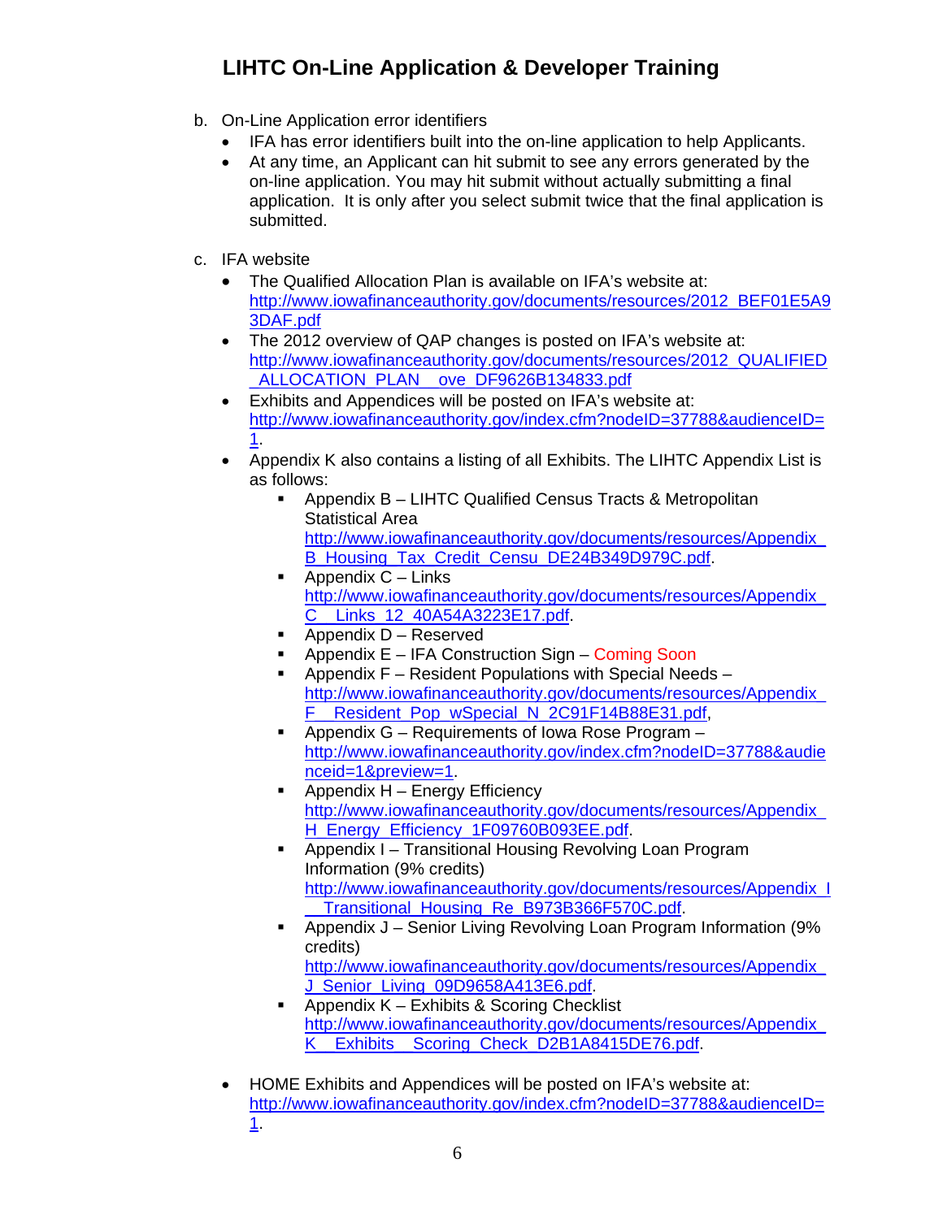## LIHTC On-Line Application & Developer Training

b. On-Line Application error identifiers
   - IFA has error identifiers built into the on-line application to help Applicants.
   - At any time, an Applicant can hit submit to see any errors generated by the on-line application. You may hit submit without actually submitting a final application. It is only after you select submit twice that the final application is submitted.

c. IFA website
   - The Qualified Allocation Plan is available on IFA's website at: http://www.iowafinanceauthority.gov/documents/resources/2012_BEF01E5A93DAF.pdf
   - The 2012 overview of QAP changes is posted on IFA's website at: http://www.iowafinanceauthority.gov/documents/resources/2012_QUALIFIED_ALLOCATION_PLAN__ove_DF9626B134833.pdf
   - Exhibits and Appendices will be posted on IFA's website at: http://www.iowafinanceauthority.gov/index.cfm?nodeID=37788&audienceID=1.
   - Appendix K also contains a listing of all Exhibits. The LIHTC Appendix List is as follows:
     - Appendix B – LIHTC Qualified Census Tracts & Metropolitan Statistical Area http://www.iowafinanceauthority.gov/documents/resources/Appendix_B_Housing_Tax_Credit_Censu_DE24B349D979C.pdf.
     - Appendix C – Links http://www.iowafinanceauthority.gov/documents/resources/Appendix_C__Links_12_40A54A3223E17.pdf.
     - Appendix D – Reserved
     - Appendix E – IFA Construction Sign – Coming Soon
     - Appendix F – Resident Populations with Special Needs – http://www.iowafinanceauthority.gov/documents/resources/Appendix_F__Resident_Pop_wSpecial_N_2C91F14B88E31.pdf,
     - Appendix G – Requirements of Iowa Rose Program – http://www.iowafinanceauthority.gov/index.cfm?nodeID=37788&audienceid=1&preview=1.
     - Appendix H – Energy Efficiency http://www.iowafinanceauthority.gov/documents/resources/Appendix_H_Energy_Efficiency_1F09760B093EE.pdf.
     - Appendix I – Transitional Housing Revolving Loan Program Information (9% credits) http://www.iowafinanceauthority.gov/documents/resources/Appendix_I__Transitional_Housing_Re_B973B366F570C.pdf.
     - Appendix J – Senior Living Revolving Loan Program Information (9% credits) http://www.iowafinanceauthority.gov/documents/resources/Appendix_J_Senior_Living_09D9658A413E6.pdf.
     - Appendix K – Exhibits & Scoring Checklist http://www.iowafinanceauthority.gov/documents/resources/Appendix_K__Exhibits__Scoring_Check_D2B1A8415DE76.pdf.
   - HOME Exhibits and Appendices will be posted on IFA's website at: http://www.iowafinanceauthority.gov/index.cfm?nodeID=37788&audienceID=1.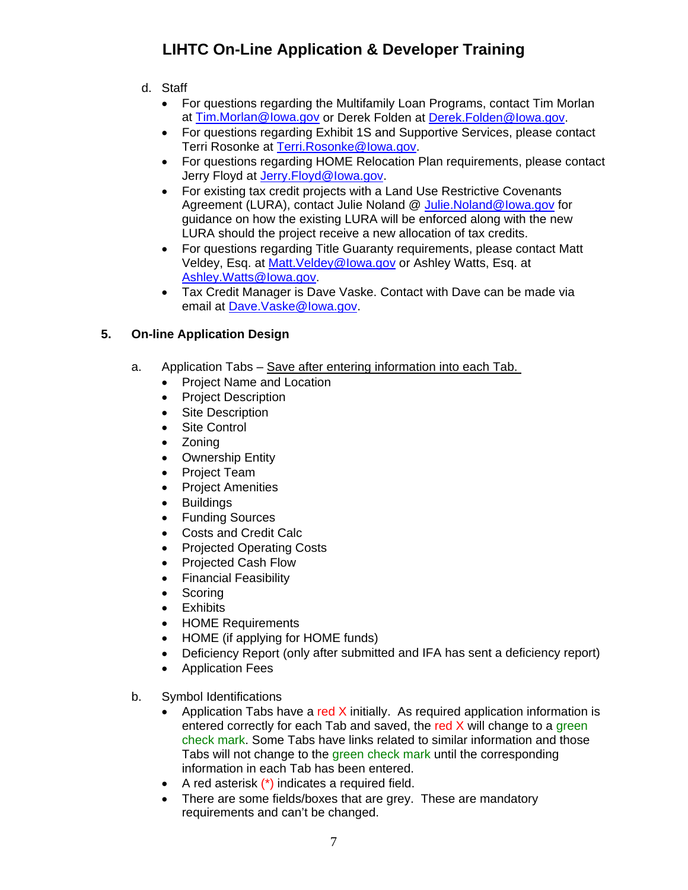d. Staff

- For questions regarding the Multifamily Loan Programs, contact Tim Morlan at Tim.Morlan@Iowa.gov or Derek Folden at Derek.Folden@Iowa.gov.
- For questions regarding Exhibit 1S and Supportive Services, please contact Terri Rosonke at Terri.Rosonke@Iowa.gov.
- For questions regarding HOME Relocation Plan requirements, please contact Jerry Floyd at Jerry.Floyd@Iowa.gov.
- For existing tax credit projects with a Land Use Restrictive Covenants Agreement (LURA), contact Julie Noland @ Julie.Noland@Iowa.gov for guidance on how the existing LURA will be enforced along with the new LURA should the project receive a new allocation of tax credits.
- For questions regarding Title Guaranty requirements, please contact Matt Veldey, Esq. at Matt.Veldey@Iowa.gov or Ashley Watts, Esq. at Ashley.Watts@Iowa.gov.
- Tax Credit Manager is Dave Vaske. Contact with Dave can be made via email at Dave.Vaske@Iowa.gov.

## 5. On-line Application Design

a. Application Tabs – <u>Save after entering information into each Tab.</u>

- Project Name and Location
- Project Description
- Site Description
- Site Control
- Zoning
- Ownership Entity
- Project Team
- Project Amenities
- Buildings
- Funding Sources
- Costs and Credit Calc
- Projected Operating Costs
- Projected Cash Flow
- Financial Feasibility
- Scoring
- Exhibits
- HOME Requirements
- HOME (if applying for HOME funds)
- Deficiency Report (only after submitted and IFA has sent a deficiency report)
- Application Fees

b. Symbol Identifications

- Application Tabs have a red X initially. As required application information is entered correctly for each Tab and saved, the red X will change to a green check mark. Some Tabs have links related to similar information and those Tabs will not change to the green check mark until the corresponding information in each Tab has been entered.
- A red asterisk (*) indicates a required field.
- There are some fields/boxes that are grey. These are mandatory requirements and can't be changed.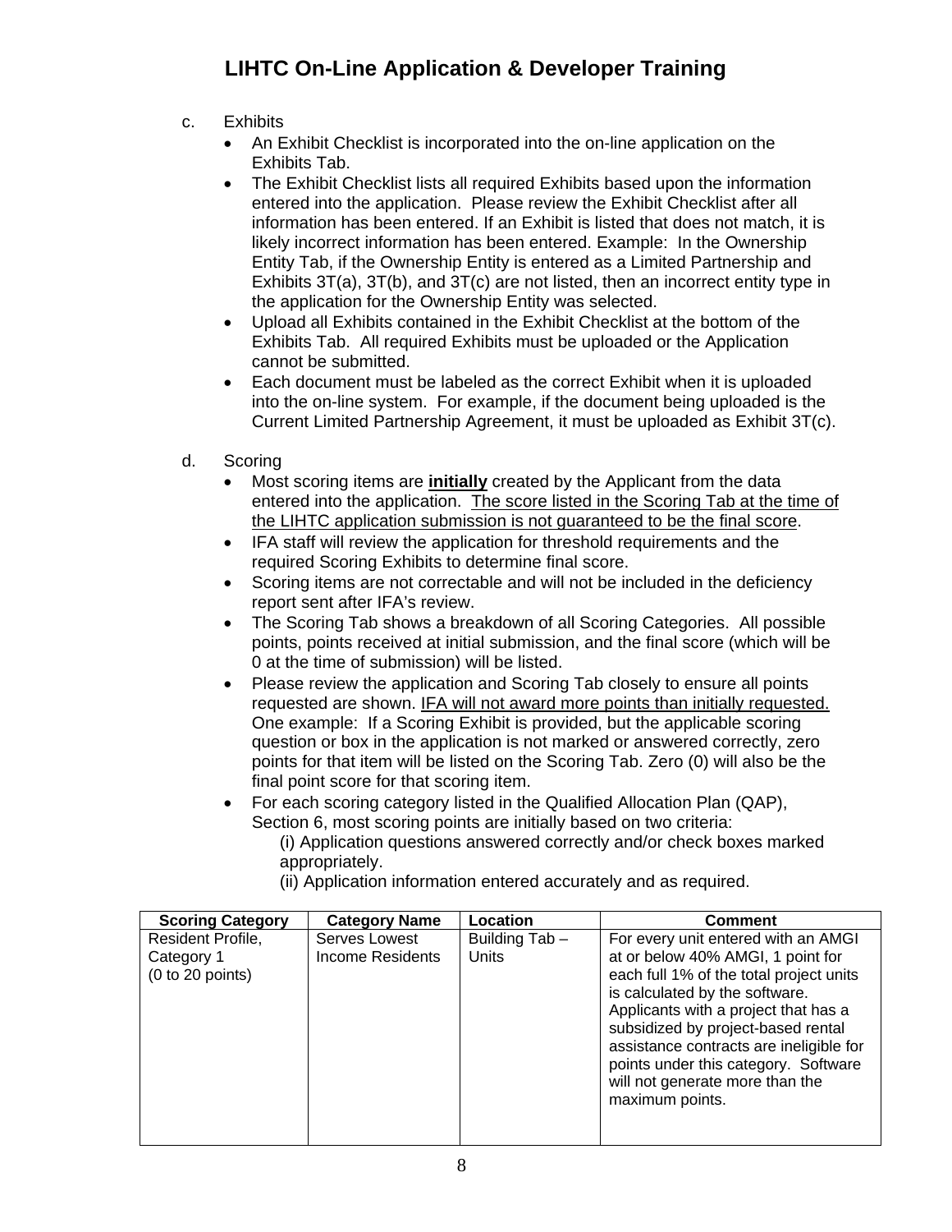c. Exhibits

- An Exhibit Checklist is incorporated into the on-line application on the Exhibits Tab.
- The Exhibit Checklist lists all required Exhibits based upon the information entered into the application. Please review the Exhibit Checklist after all information has been entered. If an Exhibit is listed that does not match, it is likely incorrect information has been entered. Example: In the Ownership Entity Tab, if the Ownership Entity is entered as a Limited Partnership and Exhibits 3T(a), 3T(b), and 3T(c) are not listed, then an incorrect entity type in the application for the Ownership Entity was selected.
- Upload all Exhibits contained in the Exhibit Checklist at the bottom of the Exhibits Tab. All required Exhibits must be uploaded or the Application cannot be submitted.
- Each document must be labeled as the correct Exhibit when it is uploaded into the on-line system. For example, if the document being uploaded is the Current Limited Partnership Agreement, it must be uploaded as Exhibit 3T(c).

d. Scoring

- Most scoring items are <u>**initially**</u> created by the Applicant from the data entered into the application. <u>The score listed in the Scoring Tab at the time of the LIHTC application submission is not guaranteed to be the final score</u>.
- IFA staff will review the application for threshold requirements and the required Scoring Exhibits to determine final score.
- Scoring items are not correctable and will not be included in the deficiency report sent after IFA's review.
- The Scoring Tab shows a breakdown of all Scoring Categories. All possible points, points received at initial submission, and the final score (which will be 0 at the time of submission) will be listed.
- Please review the application and Scoring Tab closely to ensure all points requested are shown. <u>IFA will not award more points than initially requested.</u> One example: If a Scoring Exhibit is provided, but the applicable scoring question or box in the application is not marked or answered correctly, zero points for that item will be listed on the Scoring Tab. Zero (0) will also be the final point score for that scoring item.
- For each scoring category listed in the Qualified Allocation Plan (QAP), Section 6, most scoring points are initially based on two criteria:
  - (i) Application questions answered correctly and/or check boxes marked appropriately.
  - (ii) Application information entered accurately and as required.

| Scoring Category | Category Name | Location | Comment |
|---|---|---|---|
| Resident Profile, Category 1 (0 to 20 points) | Serves Lowest Income Residents | Building Tab – Units | For every unit entered with an AMGI at or below 40% AMGI, 1 point for each full 1% of the total project units is calculated by the software. Applicants with a project that has a subsidized by project-based rental assistance contracts are ineligible for points under this category. Software will not generate more than the maximum points. |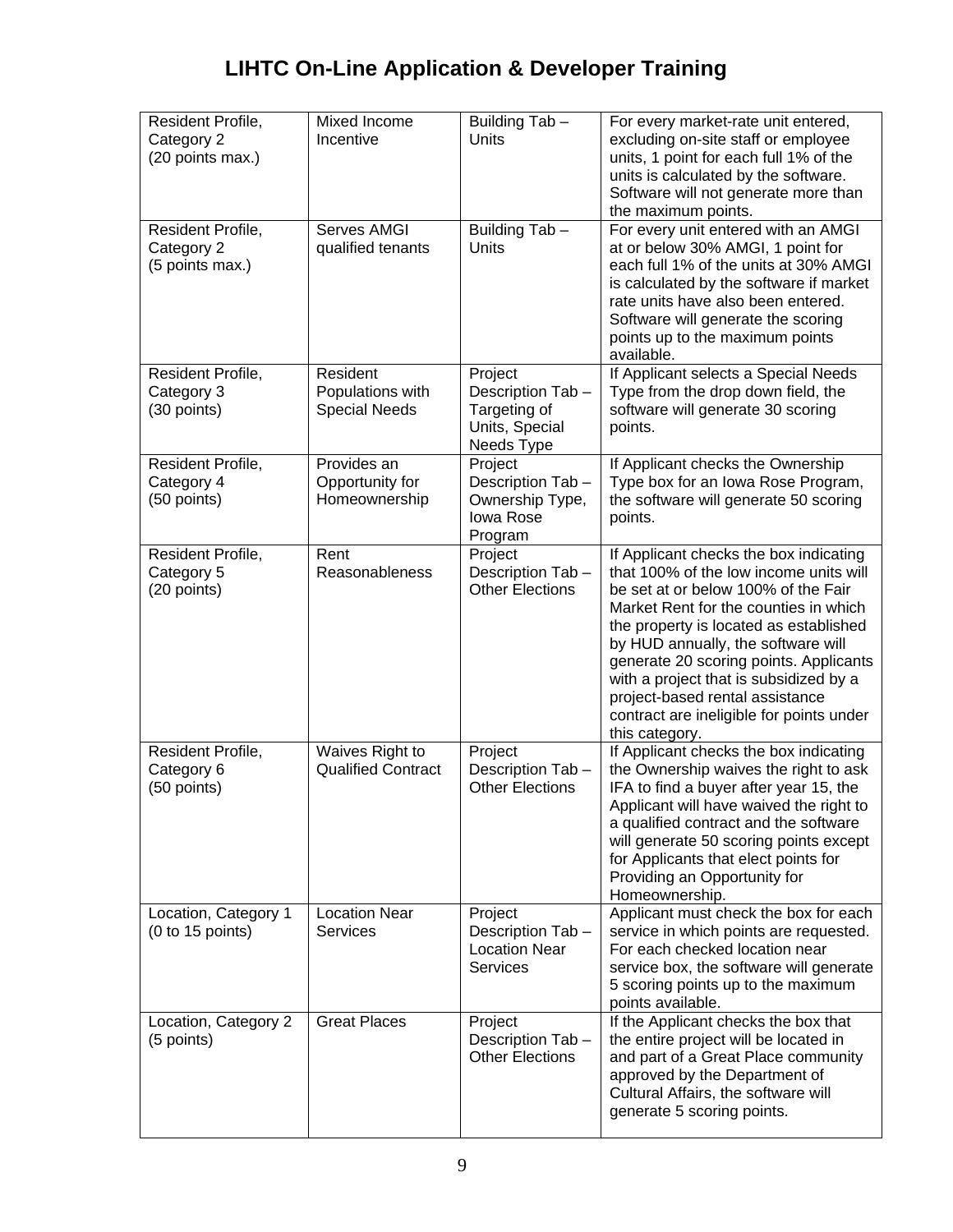# LIHTC On-Line Application & Developer Training

| | | | |
|---|---|---|---|
| Resident Profile, Category 2 (20 points max.) | Mixed Income Incentive | Building Tab – Units | For every market-rate unit entered, excluding on-site staff or employee units, 1 point for each full 1% of the units is calculated by the software. Software will not generate more than the maximum points. |
| Resident Profile, Category 2 (5 points max.) | Serves AMGI qualified tenants | Building Tab – Units | For every unit entered with an AMGI at or below 30% AMGI, 1 point for each full 1% of the units at 30% AMGI is calculated by the software if market rate units have also been entered. Software will generate the scoring points up to the maximum points available. |
| Resident Profile, Category 3 (30 points) | Resident Populations with Special Needs | Project Description Tab – Targeting of Units, Special Needs Type | If Applicant selects a Special Needs Type from the drop down field, the software will generate 30 scoring points. |
| Resident Profile, Category 4 (50 points) | Provides an Opportunity for Homeownership | Project Description Tab – Ownership Type, Iowa Rose Program | If Applicant checks the Ownership Type box for an Iowa Rose Program, the software will generate 50 scoring points. |
| Resident Profile, Category 5 (20 points) | Rent Reasonableness | Project Description Tab – Other Elections | If Applicant checks the box indicating that 100% of the low income units will be set at or below 100% of the Fair Market Rent for the counties in which the property is located as established by HUD annually, the software will generate 20 scoring points. Applicants with a project that is subsidized by a project-based rental assistance contract are ineligible for points under this category. |
| Resident Profile, Category 6 (50 points) | Waives Right to Qualified Contract | Project Description Tab – Other Elections | If Applicant checks the box indicating the Ownership waives the right to ask IFA to find a buyer after year 15, the Applicant will have waived the right to a qualified contract and the software will generate 50 scoring points except for Applicants that elect points for Providing an Opportunity for Homeownership. |
| Location, Category 1 (0 to 15 points) | Location Near Services | Project Description Tab – Location Near Services | Applicant must check the box for each service in which points are requested. For each checked location near service box, the software will generate 5 scoring points up to the maximum points available. |
| Location, Category 2 (5 points) | Great Places | Project Description Tab – Other Elections | If the Applicant checks the box that the entire project will be located in and part of a Great Place community approved by the Department of Cultural Affairs, the software will generate 5 scoring points. |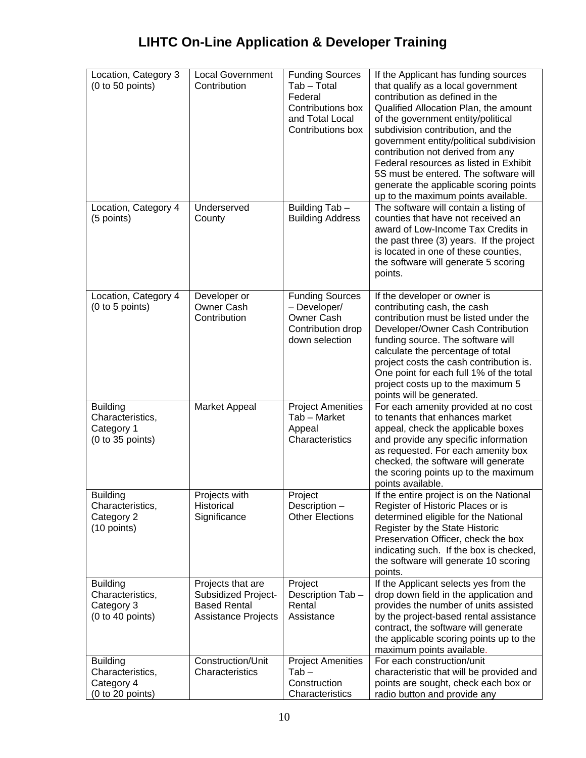# LIHTC On-Line Application & Developer Training

| | | | |
|---|---|---|---|
| Location, Category 3 (0 to 50 points) | Local Government Contribution | Funding Sources Tab – Total Federal Contributions box and Total Local Contributions box | If the Applicant has funding sources that qualify as a local government contribution as defined in the Qualified Allocation Plan, the amount of the government entity/political subdivision contribution, and the government entity/political subdivision contribution not derived from any Federal resources as listed in Exhibit 5S must be entered. The software will generate the applicable scoring points up to the maximum points available. |
| Location, Category 4 (5 points) | Underserved County | Building Tab – Building Address | The software will contain a listing of counties that have not received an award of Low-Income Tax Credits in the past three (3) years. If the project is located in one of these counties, the software will generate 5 scoring points. |
| Location, Category 4 (0 to 5 points) | Developer or Owner Cash Contribution | Funding Sources – Developer/ Owner Cash Contribution drop down selection | If the developer or owner is contributing cash, the cash contribution must be listed under the Developer/Owner Cash Contribution funding source. The software will calculate the percentage of total project costs the cash contribution is. One point for each full 1% of the total project costs up to the maximum 5 points will be generated. |
| Building Characteristics, Category 1 (0 to 35 points) | Market Appeal | Project Amenities Tab – Market Appeal Characteristics | For each amenity provided at no cost to tenants that enhances market appeal, check the applicable boxes and provide any specific information as requested. For each amenity box checked, the software will generate the scoring points up to the maximum points available. |
| Building Characteristics, Category 2 (10 points) | Projects with Historical Significance | Project Description – Other Elections | If the entire project is on the National Register of Historic Places or is determined eligible for the National Register by the State Historic Preservation Officer, check the box indicating such. If the box is checked, the software will generate 10 scoring points. |
| Building Characteristics, Category 3 (0 to 40 points) | Projects that are Subsidized Project-Based Rental Assistance Projects | Project Description Tab – Rental Assistance | If the Applicant selects yes from the drop down field in the application and provides the number of units assisted by the project-based rental assistance contract, the software will generate the applicable scoring points up to the maximum points available. |
| Building Characteristics, Category 4 (0 to 20 points) | Construction/Unit Characteristics | Project Amenities Tab – Construction Characteristics | For each construction/unit characteristic that will be provided and points are sought, check each box or radio button and provide any |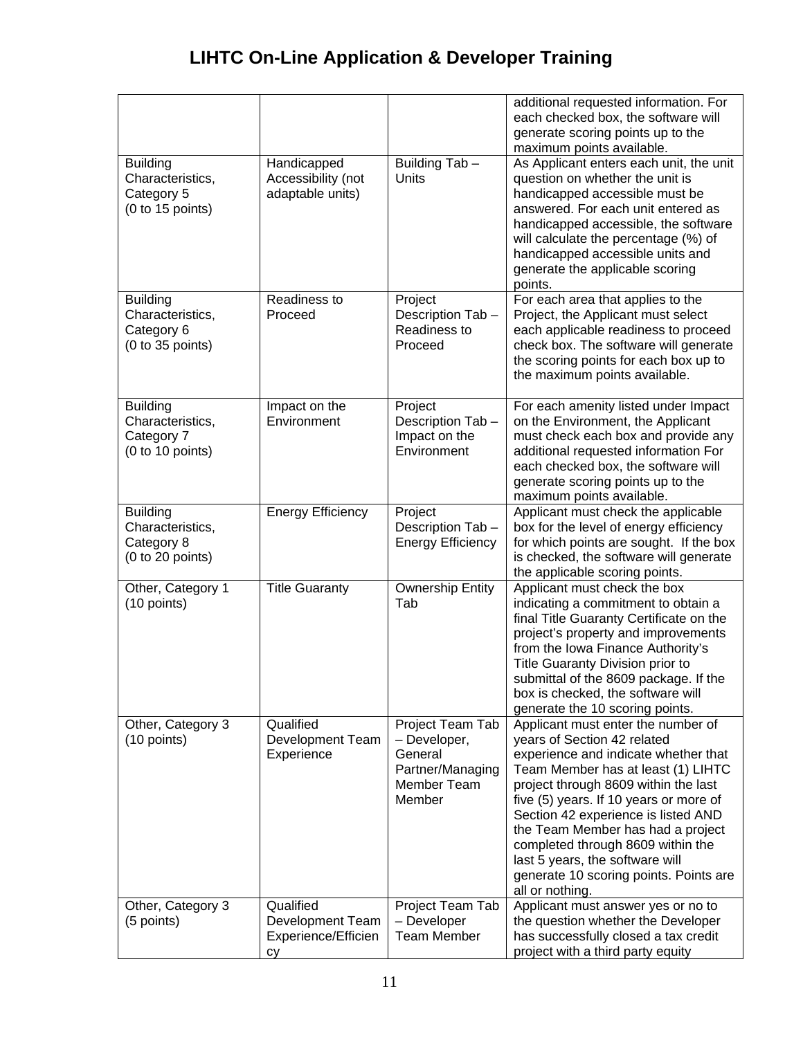# LIHTC On-Line Application & Developer Training

| | | | |
|---|---|---|---|
| | | | additional requested information. For each checked box, the software will generate scoring points up to the maximum points available. |
| Building Characteristics, Category 5 (0 to 15 points) | Handicapped Accessibility (not adaptable units) | Building Tab – Units | As Applicant enters each unit, the unit question on whether the unit is handicapped accessible must be answered. For each unit entered as handicapped accessible, the software will calculate the percentage (%) of handicapped accessible units and generate the applicable scoring points. |
| Building Characteristics, Category 6 (0 to 35 points) | Readiness to Proceed | Project Description Tab – Readiness to Proceed | For each area that applies to the Project, the Applicant must select each applicable readiness to proceed check box. The software will generate the scoring points for each box up to the maximum points available. |
| Building Characteristics, Category 7 (0 to 10 points) | Impact on the Environment | Project Description Tab – Impact on the Environment | For each amenity listed under Impact on the Environment, the Applicant must check each box and provide any additional requested information For each checked box, the software will generate scoring points up to the maximum points available. |
| Building Characteristics, Category 8 (0 to 20 points) | Energy Efficiency | Project Description Tab – Energy Efficiency | Applicant must check the applicable box for the level of energy efficiency for which points are sought. If the box is checked, the software will generate the applicable scoring points. |
| Other, Category 1 (10 points) | Title Guaranty | Ownership Entity Tab | Applicant must check the box indicating a commitment to obtain a final Title Guaranty Certificate on the project's property and improvements from the Iowa Finance Authority's Title Guaranty Division prior to submittal of the 8609 package. If the box is checked, the software will generate the 10 scoring points. |
| Other, Category 3 (10 points) | Qualified Development Team Experience | Project Team Tab – Developer, General Partner/Managing Member Team Member | Applicant must enter the number of years of Section 42 related experience and indicate whether that Team Member has at least (1) LIHTC project through 8609 within the last five (5) years. If 10 years or more of Section 42 experience is listed AND the Team Member has had a project completed through 8609 within the last 5 years, the software will generate 10 scoring points. Points are all or nothing. |
| Other, Category 3 (5 points) | Qualified Development Team Experience/Efficiency | Project Team Tab – Developer Team Member | Applicant must answer yes or no to the question whether the Developer has successfully closed a tax credit project with a third party equity |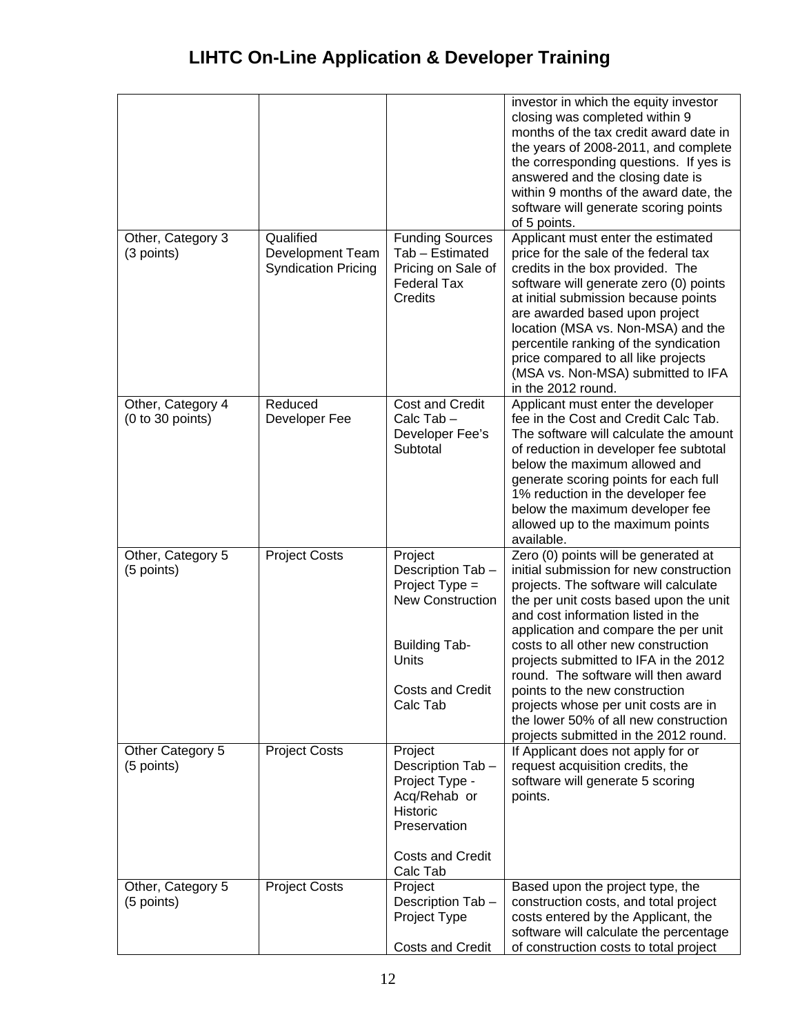# LIHTC On-Line Application & Developer Training

| | | | |
|---|---|---|---|
| | | | investor in which the equity investor closing was completed within 9 months of the tax credit award date in the years of 2008-2011, and complete the corresponding questions. If yes is answered and the closing date is within 9 months of the award date, the software will generate scoring points of 5 points. |
| Other, Category 3 (3 points) | Qualified Development Team Syndication Pricing | Funding Sources Tab – Estimated Pricing on Sale of Federal Tax Credits | Applicant must enter the estimated price for the sale of the federal tax credits in the box provided. The software will generate zero (0) points at initial submission because points are awarded based upon project location (MSA vs. Non-MSA) and the percentile ranking of the syndication price compared to all like projects (MSA vs. Non-MSA) submitted to IFA in the 2012 round. |
| Other, Category 4 (0 to 30 points) | Reduced Developer Fee | Cost and Credit Calc Tab – Developer Fee's Subtotal | Applicant must enter the developer fee in the Cost and Credit Calc Tab. The software will calculate the amount of reduction in developer fee subtotal below the maximum allowed and generate scoring points for each full 1% reduction in the developer fee below the maximum developer fee allowed up to the maximum points available. |
| Other, Category 5 (5 points) | Project Costs | Project Description Tab – Project Type = New Construction<br><br>Building Tab-Units<br><br>Costs and Credit Calc Tab | Zero (0) points will be generated at initial submission for new construction projects. The software will calculate the per unit costs based upon the unit and cost information listed in the application and compare the per unit costs to all other new construction projects submitted to IFA in the 2012 round. The software will then award points to the new construction projects whose per unit costs are in the lower 50% of all new construction projects submitted in the 2012 round. |
| Other Category 5 (5 points) | Project Costs | Project Description Tab – Project Type - Acq/Rehab or Historic Preservation<br><br>Costs and Credit Calc Tab | If Applicant does not apply for or request acquisition credits, the software will generate 5 scoring points. |
| Other, Category 5 (5 points) | Project Costs | Project Description Tab – Project Type<br><br>Costs and Credit | Based upon the project type, the construction costs, and total project costs entered by the Applicant, the software will calculate the percentage of construction costs to total project |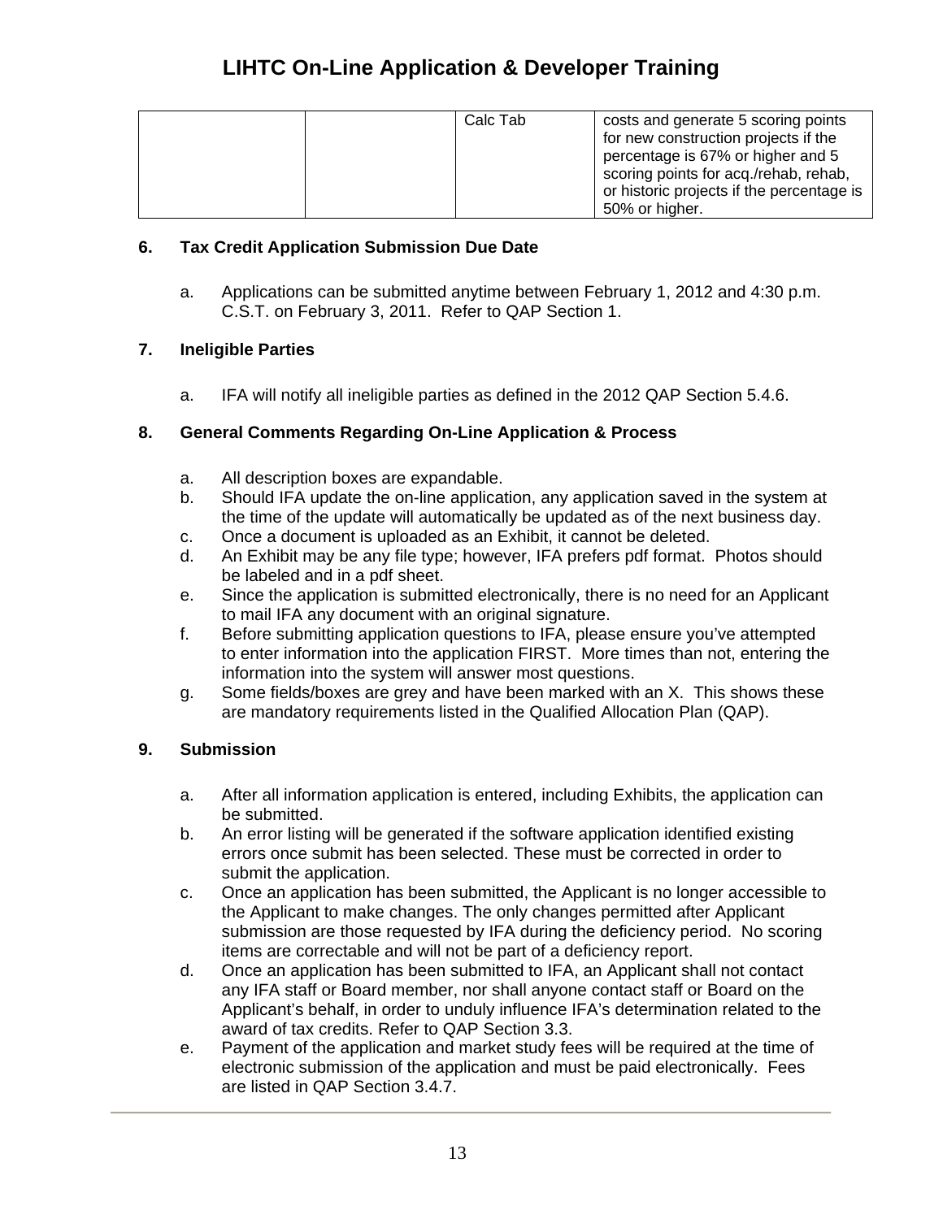| | | Calc Tab | costs and generate 5 scoring points for new construction projects if the percentage is 67% or higher and 5 scoring points for acq./rehab, rehab, or historic projects if the percentage is 50% or higher. |
|---|---|---|---|

**6. Tax Credit Application Submission Due Date**

a. Applications can be submitted anytime between February 1, 2012 and 4:30 p.m. C.S.T. on February 3, 2011. Refer to QAP Section 1.

**7. Ineligible Parties**

a. IFA will notify all ineligible parties as defined in the 2012 QAP Section 5.4.6.

**8. General Comments Regarding On-Line Application & Process**

a. All description boxes are expandable.
b. Should IFA update the on-line application, any application saved in the system at the time of the update will automatically be updated as of the next business day.
c. Once a document is uploaded as an Exhibit, it cannot be deleted.
d. An Exhibit may be any file type; however, IFA prefers pdf format. Photos should be labeled and in a pdf sheet.
e. Since the application is submitted electronically, there is no need for an Applicant to mail IFA any document with an original signature.
f. Before submitting application questions to IFA, please ensure you've attempted to enter information into the application FIRST. More times than not, entering the information into the system will answer most questions.
g. Some fields/boxes are grey and have been marked with an X. This shows these are mandatory requirements listed in the Qualified Allocation Plan (QAP).

**9. Submission**

a. After all information application is entered, including Exhibits, the application can be submitted.
b. An error listing will be generated if the software application identified existing errors once submit has been selected. These must be corrected in order to submit the application.
c. Once an application has been submitted, the Applicant is no longer accessible to the Applicant to make changes. The only changes permitted after Applicant submission are those requested by IFA during the deficiency period. No scoring items are correctable and will not be part of a deficiency report.
d. Once an application has been submitted to IFA, an Applicant shall not contact any IFA staff or Board member, nor shall anyone contact staff or Board on the Applicant's behalf, in order to unduly influence IFA's determination related to the award of tax credits. Refer to QAP Section 3.3.
e. Payment of the application and market study fees will be required at the time of electronic submission of the application and must be paid electronically. Fees are listed in QAP Section 3.4.7.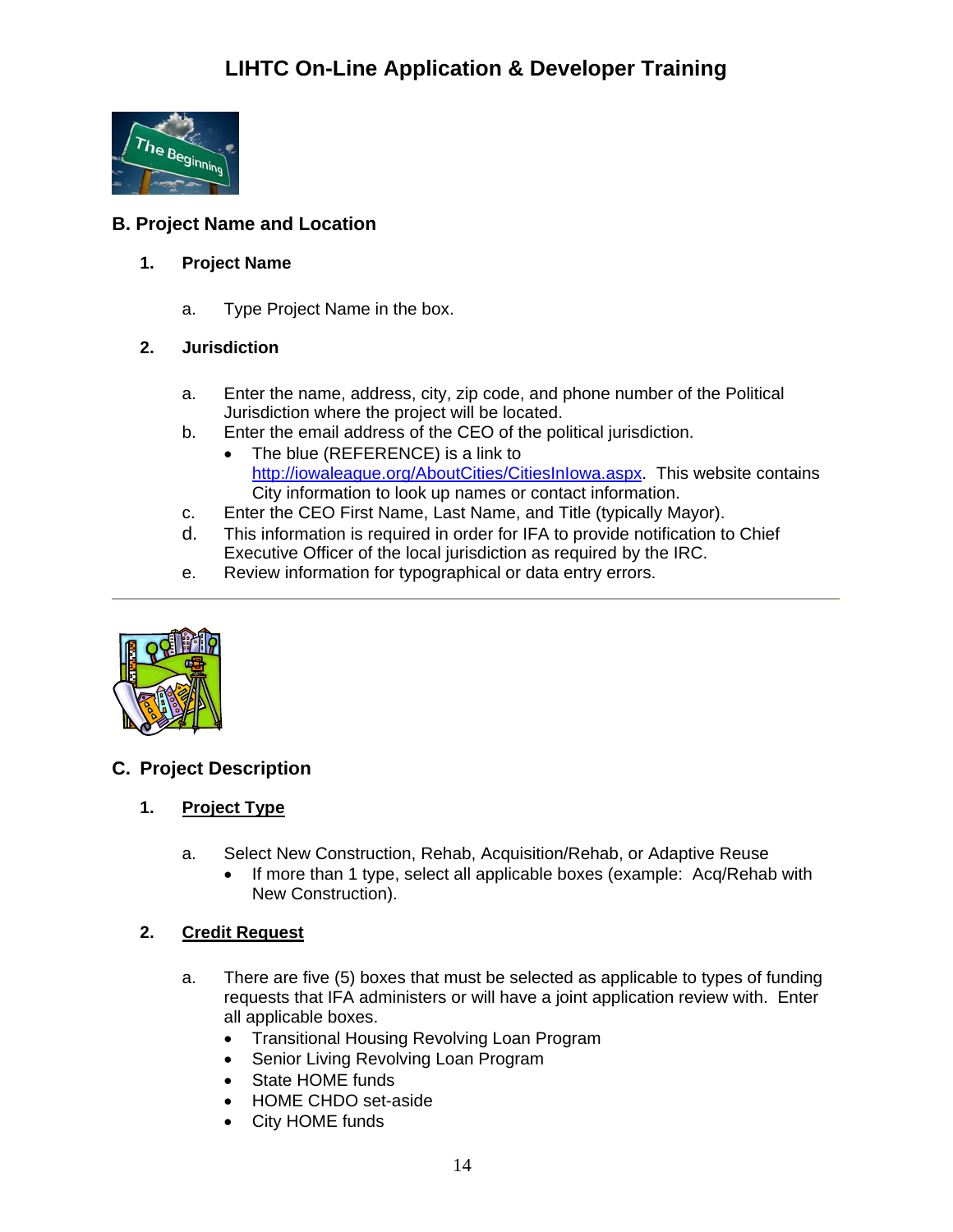## B. Project Name and Location

### 1. Project Name

a. Type Project Name in the box.

### 2. Jurisdiction

a. Enter the name, address, city, zip code, and phone number of the Political Jurisdiction where the project will be located.

b. Enter the email address of the CEO of the political jurisdiction.
   - The blue (REFERENCE) is a link to http://iowaleague.org/AboutCities/CitiesInIowa.aspx. This website contains City information to look up names or contact information.

c. Enter the CEO First Name, Last Name, and Title (typically Mayor).

d. This information is required in order for IFA to provide notification to Chief Executive Officer of the local jurisdiction as required by the IRC.

e. Review information for typographical or data entry errors.

---

## C. Project Description

### 1. Project Type

a. Select New Construction, Rehab, Acquisition/Rehab, or Adaptive Reuse
   - If more than 1 type, select all applicable boxes (example: Acq/Rehab with New Construction).

### 2. Credit Request

a. There are five (5) boxes that must be selected as applicable to types of funding requests that IFA administers or will have a joint application review with. Enter all applicable boxes.
   - Transitional Housing Revolving Loan Program
   - Senior Living Revolving Loan Program
   - State HOME funds
   - HOME CHDO set-aside
   - City HOME funds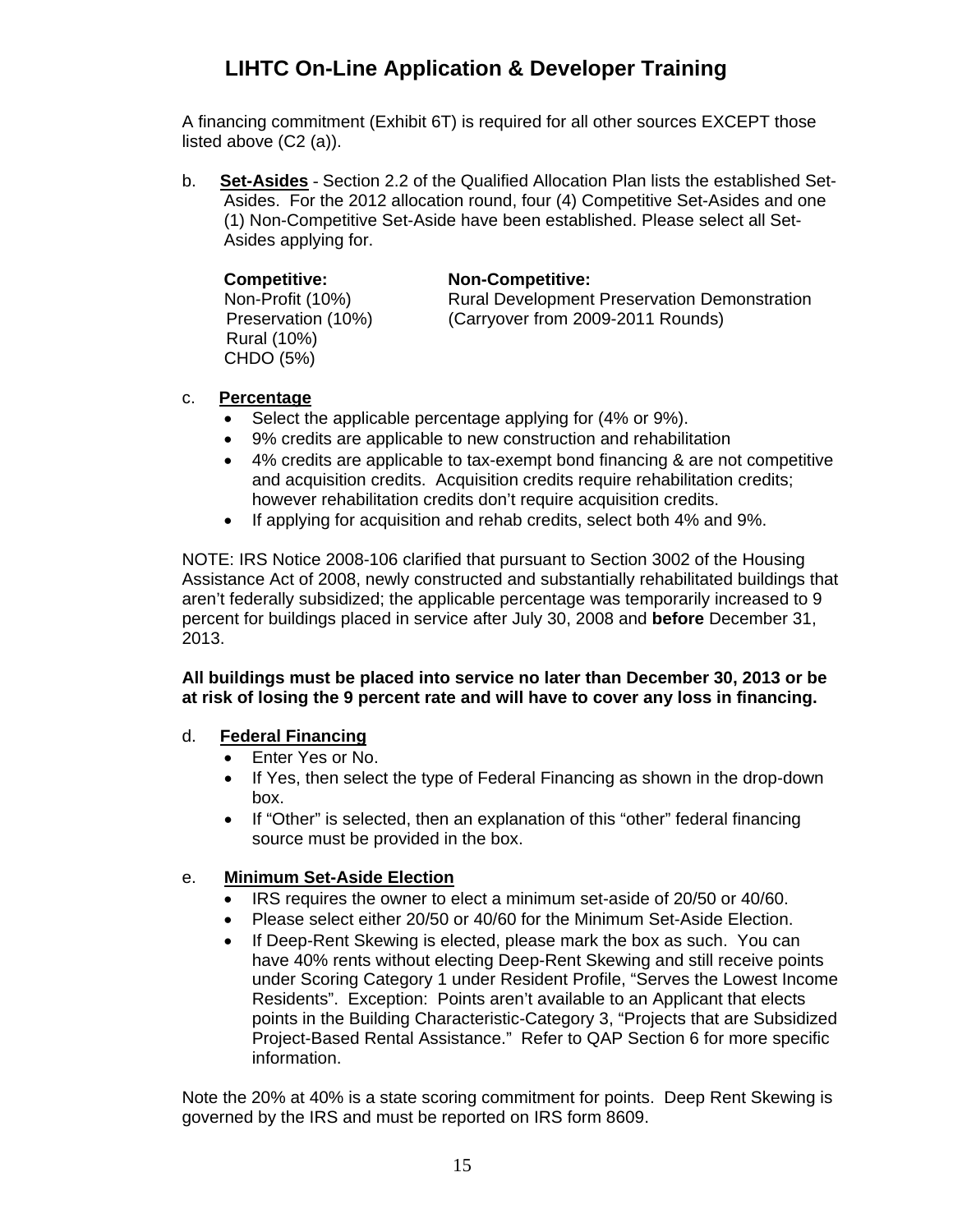# LIHTC On-Line Application & Developer Training

A financing commitment (Exhibit 6T) is required for all other sources EXCEPT those listed above (C2 (a)).

b. **Set-Asides** - Section 2.2 of the Qualified Allocation Plan lists the established Set-Asides. For the 2012 allocation round, four (4) Competitive Set-Asides and one (1) Non-Competitive Set-Aside have been established. Please select all Set-Asides applying for.

| **Competitive:** | **Non-Competitive:** |
|---|---|
| Non-Profit (10%) | Rural Development Preservation Demonstration (Carryover from 2009-2011 Rounds) |
| Preservation (10%) | |
| Rural (10%) | |
| CHDO (5%) | |

c. **Percentage**

- Select the applicable percentage applying for (4% or 9%).
- 9% credits are applicable to new construction and rehabilitation
- 4% credits are applicable to tax-exempt bond financing & are not competitive and acquisition credits. Acquisition credits require rehabilitation credits; however rehabilitation credits don't require acquisition credits.
- If applying for acquisition and rehab credits, select both 4% and 9%.

NOTE: IRS Notice 2008-106 clarified that pursuant to Section 3002 of the Housing Assistance Act of 2008, newly constructed and substantially rehabilitated buildings that aren't federally subsidized; the applicable percentage was temporarily increased to 9 percent for buildings placed in service after July 30, 2008 and **before** December 31, 2013.

**All buildings must be placed into service no later than December 30, 2013 or be at risk of losing the 9 percent rate and will have to cover any loss in financing.**

d. **Federal Financing**

- Enter Yes or No.
- If Yes, then select the type of Federal Financing as shown in the drop-down box.
- If "Other" is selected, then an explanation of this "other" federal financing source must be provided in the box.

e. **Minimum Set-Aside Election**

- IRS requires the owner to elect a minimum set-aside of 20/50 or 40/60.
- Please select either 20/50 or 40/60 for the Minimum Set-Aside Election.
- If Deep-Rent Skewing is elected, please mark the box as such. You can have 40% rents without electing Deep-Rent Skewing and still receive points under Scoring Category 1 under Resident Profile, "Serves the Lowest Income Residents". Exception: Points aren't available to an Applicant that elects points in the Building Characteristic-Category 3, "Projects that are Subsidized Project-Based Rental Assistance." Refer to QAP Section 6 for more specific information.

Note the 20% at 40% is a state scoring commitment for points. Deep Rent Skewing is governed by the IRS and must be reported on IRS form 8609.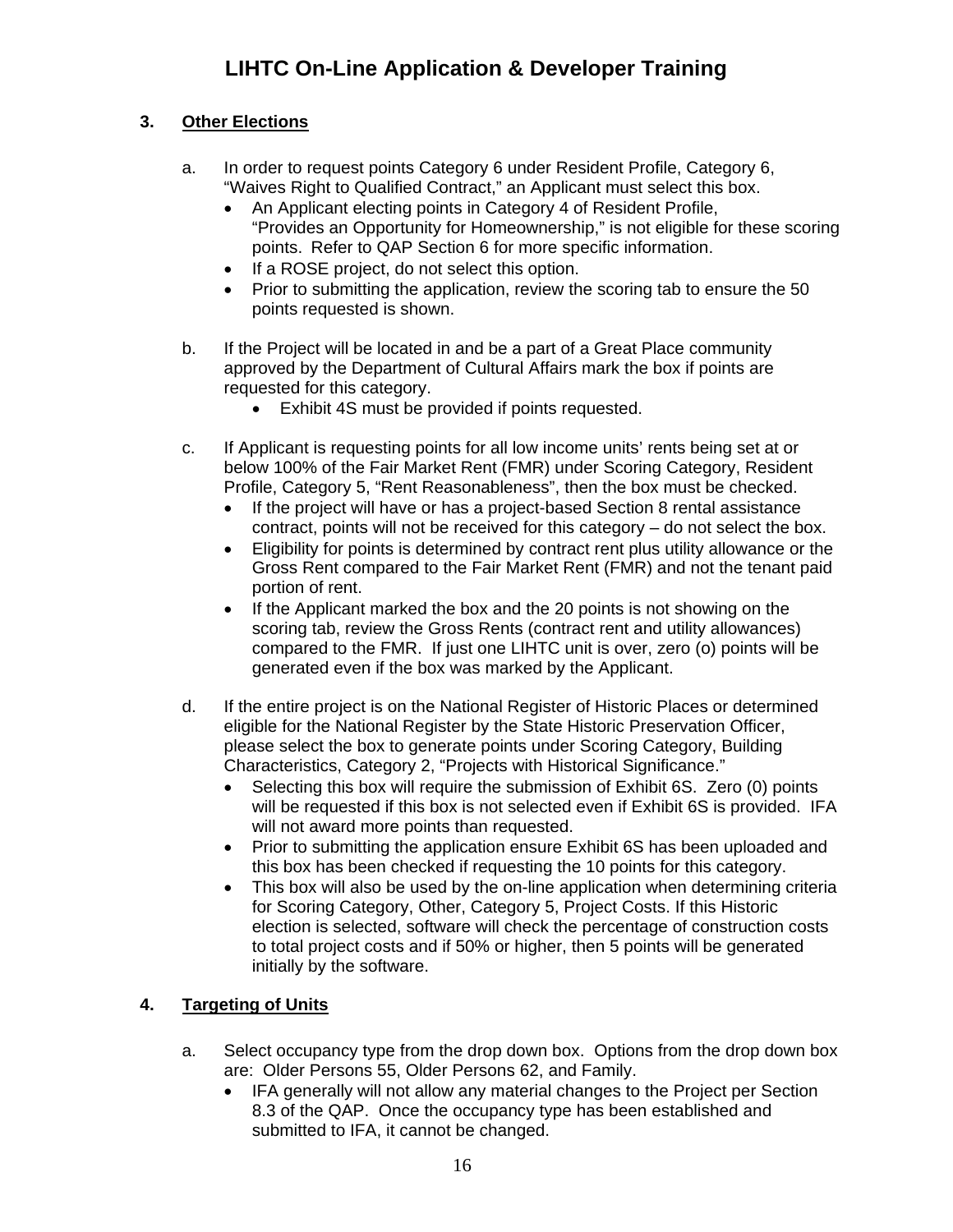## 3. Other Elections

a. In order to request points Category 6 under Resident Profile, Category 6, "Waives Right to Qualified Contract," an Applicant must select this box.
   - An Applicant electing points in Category 4 of Resident Profile, "Provides an Opportunity for Homeownership," is not eligible for these scoring points. Refer to QAP Section 6 for more specific information.
   - If a ROSE project, do not select this option.
   - Prior to submitting the application, review the scoring tab to ensure the 50 points requested is shown.

b. If the Project will be located in and be a part of a Great Place community approved by the Department of Cultural Affairs mark the box if points are requested for this category.
   - Exhibit 4S must be provided if points requested.

c. If Applicant is requesting points for all low income units' rents being set at or below 100% of the Fair Market Rent (FMR) under Scoring Category, Resident Profile, Category 5, "Rent Reasonableness", then the box must be checked.
   - If the project will have or has a project-based Section 8 rental assistance contract, points will not be received for this category – do not select the box.
   - Eligibility for points is determined by contract rent plus utility allowance or the Gross Rent compared to the Fair Market Rent (FMR) and not the tenant paid portion of rent.
   - If the Applicant marked the box and the 20 points is not showing on the scoring tab, review the Gross Rents (contract rent and utility allowances) compared to the FMR. If just one LIHTC unit is over, zero (o) points will be generated even if the box was marked by the Applicant.

d. If the entire project is on the National Register of Historic Places or determined eligible for the National Register by the State Historic Preservation Officer, please select the box to generate points under Scoring Category, Building Characteristics, Category 2, "Projects with Historical Significance."
   - Selecting this box will require the submission of Exhibit 6S. Zero (0) points will be requested if this box is not selected even if Exhibit 6S is provided. IFA will not award more points than requested.
   - Prior to submitting the application ensure Exhibit 6S has been uploaded and this box has been checked if requesting the 10 points for this category.
   - This box will also be used by the on-line application when determining criteria for Scoring Category, Other, Category 5, Project Costs. If this Historic election is selected, software will check the percentage of construction costs to total project costs and if 50% or higher, then 5 points will be generated initially by the software.

## 4. Targeting of Units

a. Select occupancy type from the drop down box. Options from the drop down box are: Older Persons 55, Older Persons 62, and Family.
   - IFA generally will not allow any material changes to the Project per Section 8.3 of the QAP. Once the occupancy type has been established and submitted to IFA, it cannot be changed.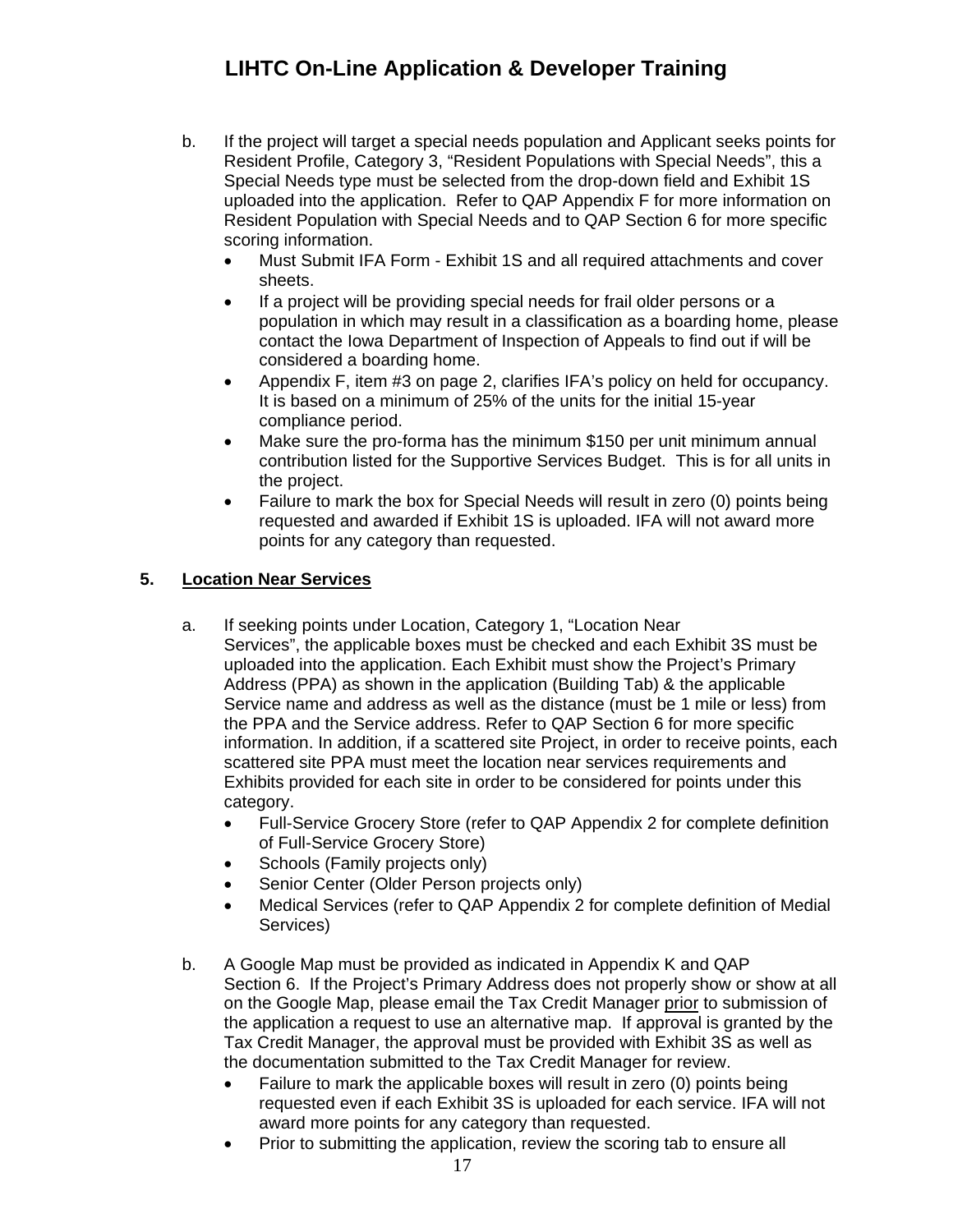b. If the project will target a special needs population and Applicant seeks points for Resident Profile, Category 3, "Resident Populations with Special Needs", this a Special Needs type must be selected from the drop-down field and Exhibit 1S uploaded into the application. Refer to QAP Appendix F for more information on Resident Population with Special Needs and to QAP Section 6 for more specific scoring information.
   - Must Submit IFA Form - Exhibit 1S and all required attachments and cover sheets.
   - If a project will be providing special needs for frail older persons or a population in which may result in a classification as a boarding home, please contact the Iowa Department of Inspection of Appeals to find out if will be considered a boarding home.
   - Appendix F, item #3 on page 2, clarifies IFA's policy on held for occupancy. It is based on a minimum of 25% of the units for the initial 15-year compliance period.
   - Make sure the pro-forma has the minimum $150 per unit minimum annual contribution listed for the Supportive Services Budget. This is for all units in the project.
   - Failure to mark the box for Special Needs will result in zero (0) points being requested and awarded if Exhibit 1S is uploaded. IFA will not award more points for any category than requested.

## 5. Location Near Services

a. If seeking points under Location, Category 1, "Location Near Services", the applicable boxes must be checked and each Exhibit 3S must be uploaded into the application. Each Exhibit must show the Project's Primary Address (PPA) as shown in the application (Building Tab) & the applicable Service name and address as well as the distance (must be 1 mile or less) from the PPA and the Service address. Refer to QAP Section 6 for more specific information. In addition, if a scattered site Project, in order to receive points, each scattered site PPA must meet the location near services requirements and Exhibits provided for each site in order to be considered for points under this category.
   - Full-Service Grocery Store (refer to QAP Appendix 2 for complete definition of Full-Service Grocery Store)
   - Schools (Family projects only)
   - Senior Center (Older Person projects only)
   - Medical Services (refer to QAP Appendix 2 for complete definition of Medial Services)

b. A Google Map must be provided as indicated in Appendix K and QAP Section 6. If the Project's Primary Address does not properly show or show at all on the Google Map, please email the Tax Credit Manager prior to submission of the application a request to use an alternative map. If approval is granted by the Tax Credit Manager, the approval must be provided with Exhibit 3S as well as the documentation submitted to the Tax Credit Manager for review.
   - Failure to mark the applicable boxes will result in zero (0) points being requested even if each Exhibit 3S is uploaded for each service. IFA will not award more points for any category than requested.
   - Prior to submitting the application, review the scoring tab to ensure all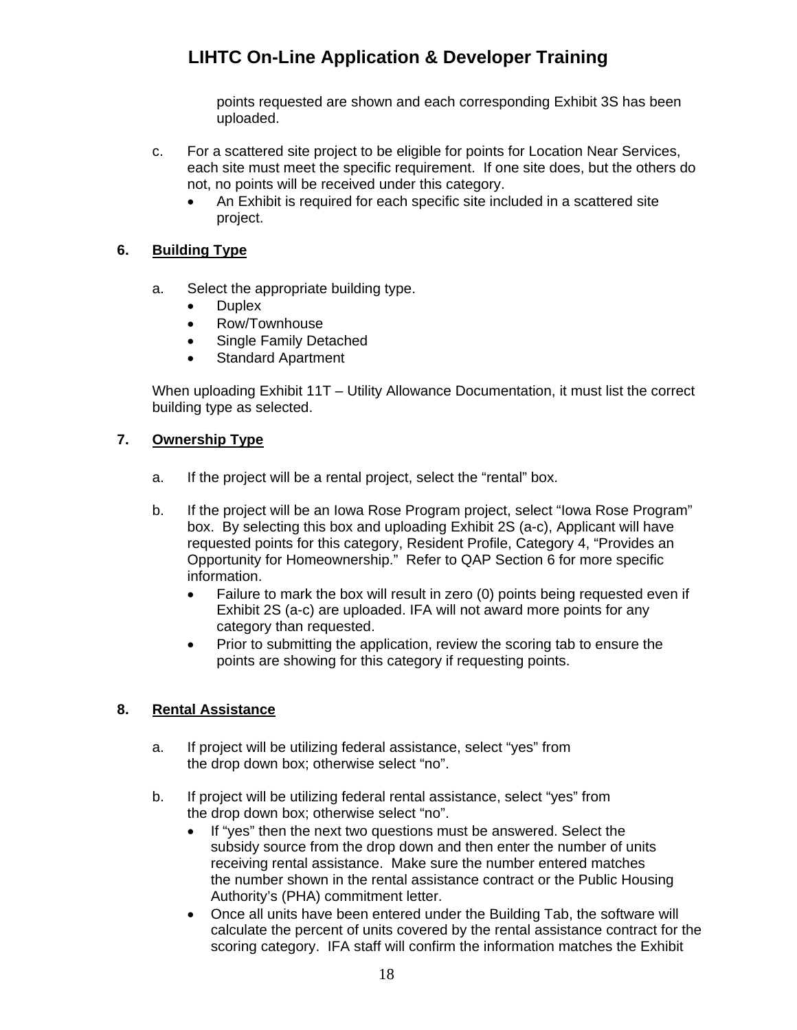points requested are shown and each corresponding Exhibit 3S has been uploaded.

c. For a scattered site project to be eligible for points for Location Near Services, each site must meet the specific requirement. If one site does, but the others do not, no points will be received under this category.
   - An Exhibit is required for each specific site included in a scattered site project.

**6. Building Type**

a. Select the appropriate building type.
   - Duplex
   - Row/Townhouse
   - Single Family Detached
   - Standard Apartment

When uploading Exhibit 11T – Utility Allowance Documentation, it must list the correct building type as selected.

**7. Ownership Type**

a. If the project will be a rental project, select the "rental" box.

b. If the project will be an Iowa Rose Program project, select "Iowa Rose Program" box. By selecting this box and uploading Exhibit 2S (a-c), Applicant will have requested points for this category, Resident Profile, Category 4, "Provides an Opportunity for Homeownership." Refer to QAP Section 6 for more specific information.
   - Failure to mark the box will result in zero (0) points being requested even if Exhibit 2S (a-c) are uploaded. IFA will not award more points for any category than requested.
   - Prior to submitting the application, review the scoring tab to ensure the points are showing for this category if requesting points.

**8. Rental Assistance**

a. If project will be utilizing federal assistance, select "yes" from the drop down box; otherwise select "no".

b. If project will be utilizing federal rental assistance, select "yes" from the drop down box; otherwise select "no".
   - If "yes" then the next two questions must be answered. Select the subsidy source from the drop down and then enter the number of units receiving rental assistance. Make sure the number entered matches the number shown in the rental assistance contract or the Public Housing Authority's (PHA) commitment letter.
   - Once all units have been entered under the Building Tab, the software will calculate the percent of units covered by the rental assistance contract for the scoring category. IFA staff will confirm the information matches the Exhibit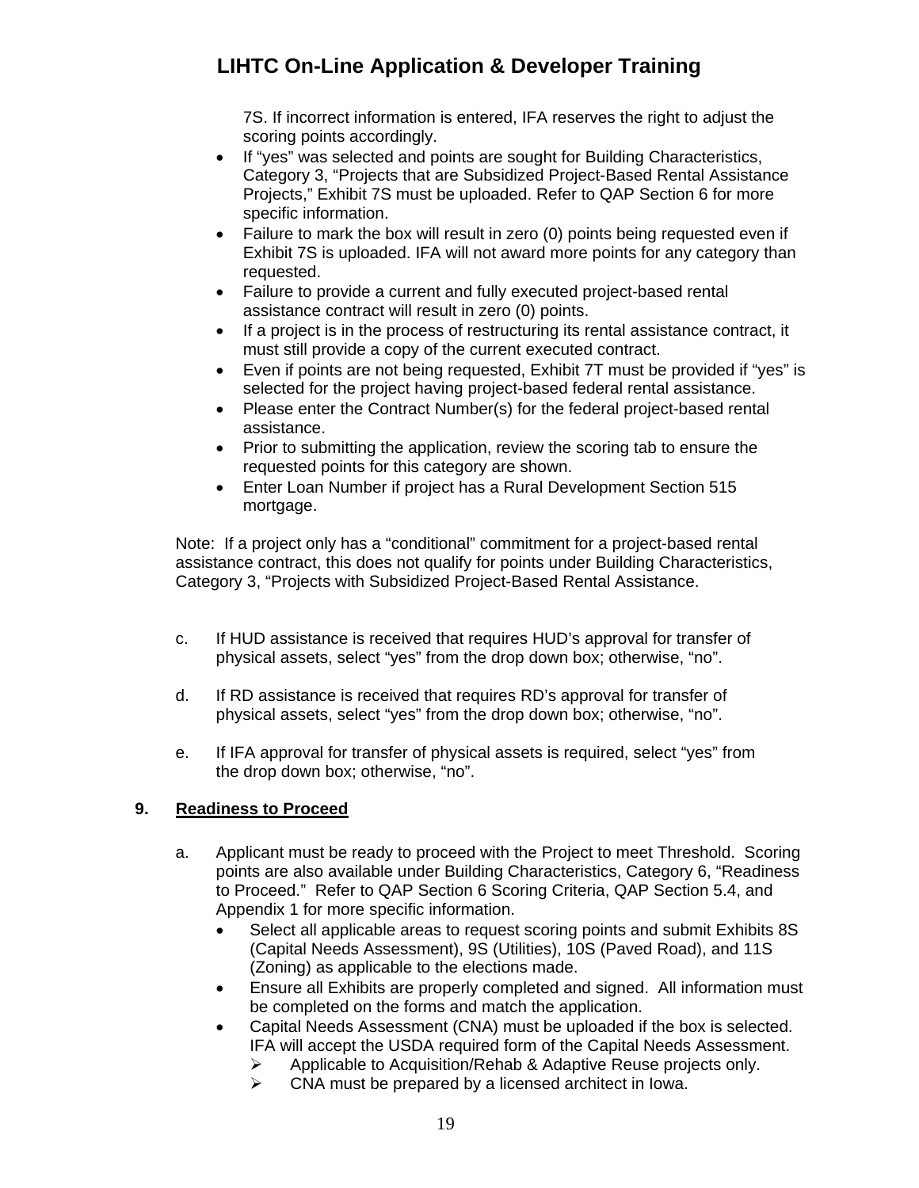7S. If incorrect information is entered, IFA reserves the right to adjust the scoring points accordingly.

- If "yes" was selected and points are sought for Building Characteristics, Category 3, "Projects that are Subsidized Project-Based Rental Assistance Projects," Exhibit 7S must be uploaded. Refer to QAP Section 6 for more specific information.
- Failure to mark the box will result in zero (0) points being requested even if Exhibit 7S is uploaded. IFA will not award more points for any category than requested.
- Failure to provide a current and fully executed project-based rental assistance contract will result in zero (0) points.
- If a project is in the process of restructuring its rental assistance contract, it must still provide a copy of the current executed contract.
- Even if points are not being requested, Exhibit 7T must be provided if "yes" is selected for the project having project-based federal rental assistance.
- Please enter the Contract Number(s) for the federal project-based rental assistance.
- Prior to submitting the application, review the scoring tab to ensure the requested points for this category are shown.
- Enter Loan Number if project has a Rural Development Section 515 mortgage.

Note: If a project only has a "conditional" commitment for a project-based rental assistance contract, this does not qualify for points under Building Characteristics, Category 3, "Projects with Subsidized Project-Based Rental Assistance.

c. If HUD assistance is received that requires HUD's approval for transfer of physical assets, select "yes" from the drop down box; otherwise, "no".

d. If RD assistance is received that requires RD's approval for transfer of physical assets, select "yes" from the drop down box; otherwise, "no".

e. If IFA approval for transfer of physical assets is required, select "yes" from the drop down box; otherwise, "no".

## 9. Readiness to Proceed

a. Applicant must be ready to proceed with the Project to meet Threshold. Scoring points are also available under Building Characteristics, Category 6, "Readiness to Proceed." Refer to QAP Section 6 Scoring Criteria, QAP Section 5.4, and Appendix 1 for more specific information.

- Select all applicable areas to request scoring points and submit Exhibits 8S (Capital Needs Assessment), 9S (Utilities), 10S (Paved Road), and 11S (Zoning) as applicable to the elections made.
- Ensure all Exhibits are properly completed and signed. All information must be completed on the forms and match the application.
- Capital Needs Assessment (CNA) must be uploaded if the box is selected. IFA will accept the USDA required form of the Capital Needs Assessment.
  - ➢ Applicable to Acquisition/Rehab & Adaptive Reuse projects only.
  - ➢ CNA must be prepared by a licensed architect in Iowa.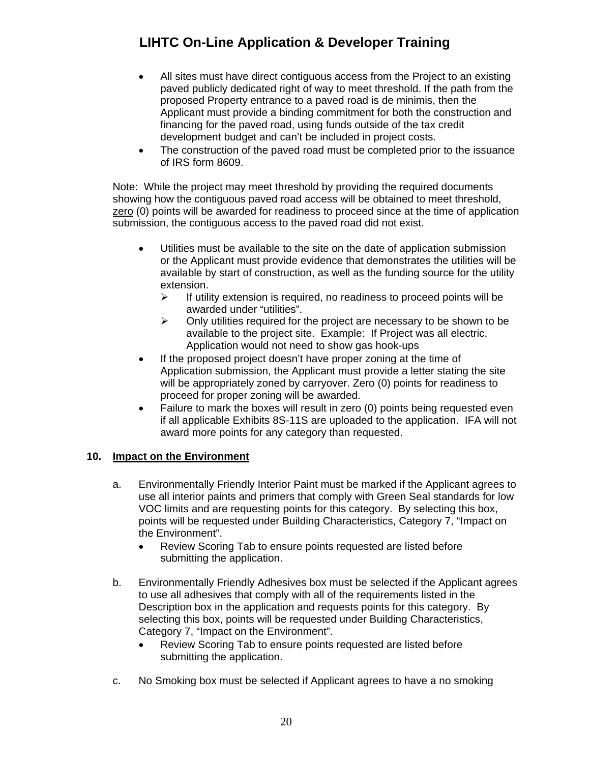- All sites must have direct contiguous access from the Project to an existing paved publicly dedicated right of way to meet threshold. If the path from the proposed Property entrance to a paved road is de minimis, then the Applicant must provide a binding commitment for both the construction and financing for the paved road, using funds outside of the tax credit development budget and can't be included in project costs.
- The construction of the paved road must be completed prior to the issuance of IRS form 8609.

Note: While the project may meet threshold by providing the required documents showing how the contiguous paved road access will be obtained to meet threshold, <u>zero</u> (0) points will be awarded for readiness to proceed since at the time of application submission, the contiguous access to the paved road did not exist.

- Utilities must be available to the site on the date of application submission or the Applicant must provide evidence that demonstrates the utilities will be available by start of construction, as well as the funding source for the utility extension.
  - If utility extension is required, no readiness to proceed points will be awarded under "utilities".
  - Only utilities required for the project are necessary to be shown to be available to the project site. Example: If Project was all electric, Application would not need to show gas hook-ups
- If the proposed project doesn't have proper zoning at the time of Application submission, the Applicant must provide a letter stating the site will be appropriately zoned by carryover. Zero (0) points for readiness to proceed for proper zoning will be awarded.
- Failure to mark the boxes will result in zero (0) points being requested even if all applicable Exhibits 8S-11S are uploaded to the application. IFA will not award more points for any category than requested.

**10. <u>Impact on the Environment</u>**

a. Environmentally Friendly Interior Paint must be marked if the Applicant agrees to use all interior paints and primers that comply with Green Seal standards for low VOC limits and are requesting points for this category. By selecting this box, points will be requested under Building Characteristics, Category 7, "Impact on the Environment".
   - Review Scoring Tab to ensure points requested are listed before submitting the application.

b. Environmentally Friendly Adhesives box must be selected if the Applicant agrees to use all adhesives that comply with all of the requirements listed in the Description box in the application and requests points for this category. By selecting this box, points will be requested under Building Characteristics, Category 7, "Impact on the Environment".
   - Review Scoring Tab to ensure points requested are listed before submitting the application.

c. No Smoking box must be selected if Applicant agrees to have a no smoking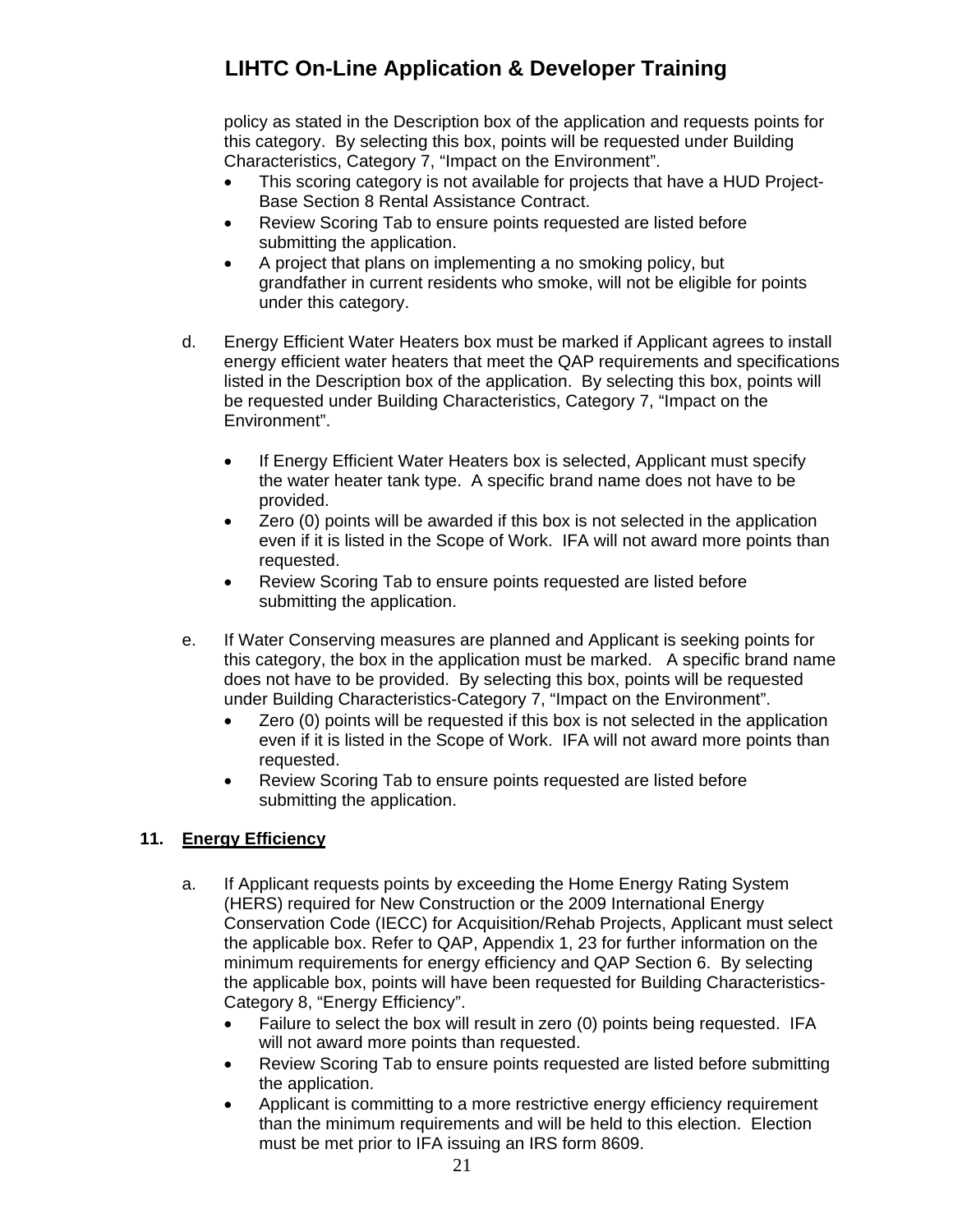policy as stated in the Description box of the application and requests points for this category. By selecting this box, points will be requested under Building Characteristics, Category 7, "Impact on the Environment".

- This scoring category is not available for projects that have a HUD Project-Base Section 8 Rental Assistance Contract.
- Review Scoring Tab to ensure points requested are listed before submitting the application.
- A project that plans on implementing a no smoking policy, but grandfather in current residents who smoke, will not be eligible for points under this category.

d. Energy Efficient Water Heaters box must be marked if Applicant agrees to install energy efficient water heaters that meet the QAP requirements and specifications listed in the Description box of the application. By selecting this box, points will be requested under Building Characteristics, Category 7, "Impact on the Environment".

- If Energy Efficient Water Heaters box is selected, Applicant must specify the water heater tank type. A specific brand name does not have to be provided.
- Zero (0) points will be awarded if this box is not selected in the application even if it is listed in the Scope of Work. IFA will not award more points than requested.
- Review Scoring Tab to ensure points requested are listed before submitting the application.

e. If Water Conserving measures are planned and Applicant is seeking points for this category, the box in the application must be marked. A specific brand name does not have to be provided. By selecting this box, points will be requested under Building Characteristics-Category 7, "Impact on the Environment".

- Zero (0) points will be requested if this box is not selected in the application even if it is listed in the Scope of Work. IFA will not award more points than requested.
- Review Scoring Tab to ensure points requested are listed before submitting the application.

## 11. Energy Efficiency

a. If Applicant requests points by exceeding the Home Energy Rating System (HERS) required for New Construction or the 2009 International Energy Conservation Code (IECC) for Acquisition/Rehab Projects, Applicant must select the applicable box. Refer to QAP, Appendix 1, 23 for further information on the minimum requirements for energy efficiency and QAP Section 6. By selecting the applicable box, points will have been requested for Building Characteristics-Category 8, "Energy Efficiency".

- Failure to select the box will result in zero (0) points being requested. IFA will not award more points than requested.
- Review Scoring Tab to ensure points requested are listed before submitting the application.
- Applicant is committing to a more restrictive energy efficiency requirement than the minimum requirements and will be held to this election. Election must be met prior to IFA issuing an IRS form 8609.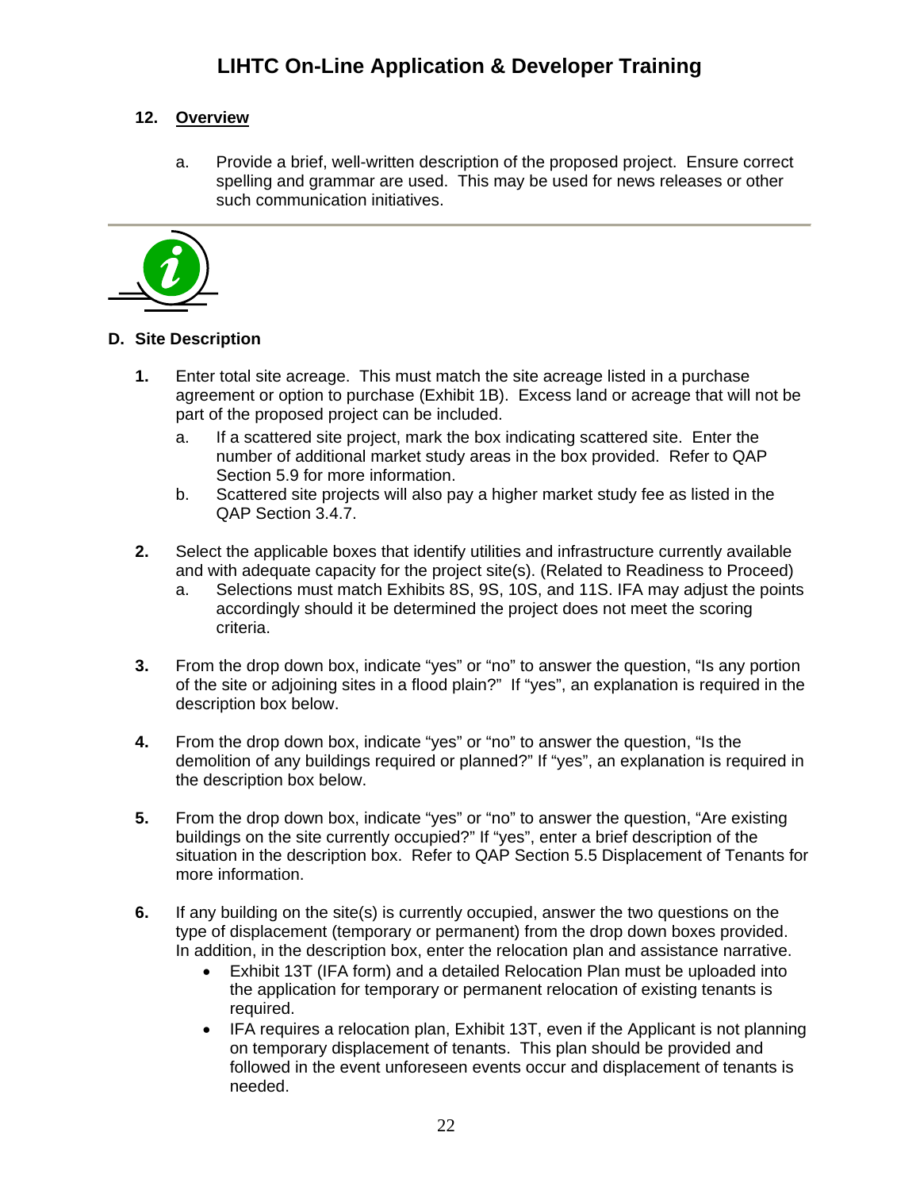## 12. Overview

a. Provide a brief, well-written description of the proposed project. Ensure correct spelling and grammar are used. This may be used for news releases or other such communication initiatives.

---

## D. Site Description

**1.** Enter total site acreage. This must match the site acreage listed in a purchase agreement or option to purchase (Exhibit 1B). Excess land or acreage that will not be part of the proposed project can be included.

a. If a scattered site project, mark the box indicating scattered site. Enter the number of additional market study areas in the box provided. Refer to QAP Section 5.9 for more information.

b. Scattered site projects will also pay a higher market study fee as listed in the QAP Section 3.4.7.

**2.** Select the applicable boxes that identify utilities and infrastructure currently available and with adequate capacity for the project site(s). (Related to Readiness to Proceed)

a. Selections must match Exhibits 8S, 9S, 10S, and 11S. IFA may adjust the points accordingly should it be determined the project does not meet the scoring criteria.

**3.** From the drop down box, indicate "yes" or "no" to answer the question, "Is any portion of the site or adjoining sites in a flood plain?" If "yes", an explanation is required in the description box below.

**4.** From the drop down box, indicate "yes" or "no" to answer the question, "Is the demolition of any buildings required or planned?" If "yes", an explanation is required in the description box below.

**5.** From the drop down box, indicate "yes" or "no" to answer the question, "Are existing buildings on the site currently occupied?" If "yes", enter a brief description of the situation in the description box. Refer to QAP Section 5.5 Displacement of Tenants for more information.

**6.** If any building on the site(s) is currently occupied, answer the two questions on the type of displacement (temporary or permanent) from the drop down boxes provided. In addition, in the description box, enter the relocation plan and assistance narrative.

- Exhibit 13T (IFA form) and a detailed Relocation Plan must be uploaded into the application for temporary or permanent relocation of existing tenants is required.
- IFA requires a relocation plan, Exhibit 13T, even if the Applicant is not planning on temporary displacement of tenants. This plan should be provided and followed in the event unforeseen events occur and displacement of tenants is needed.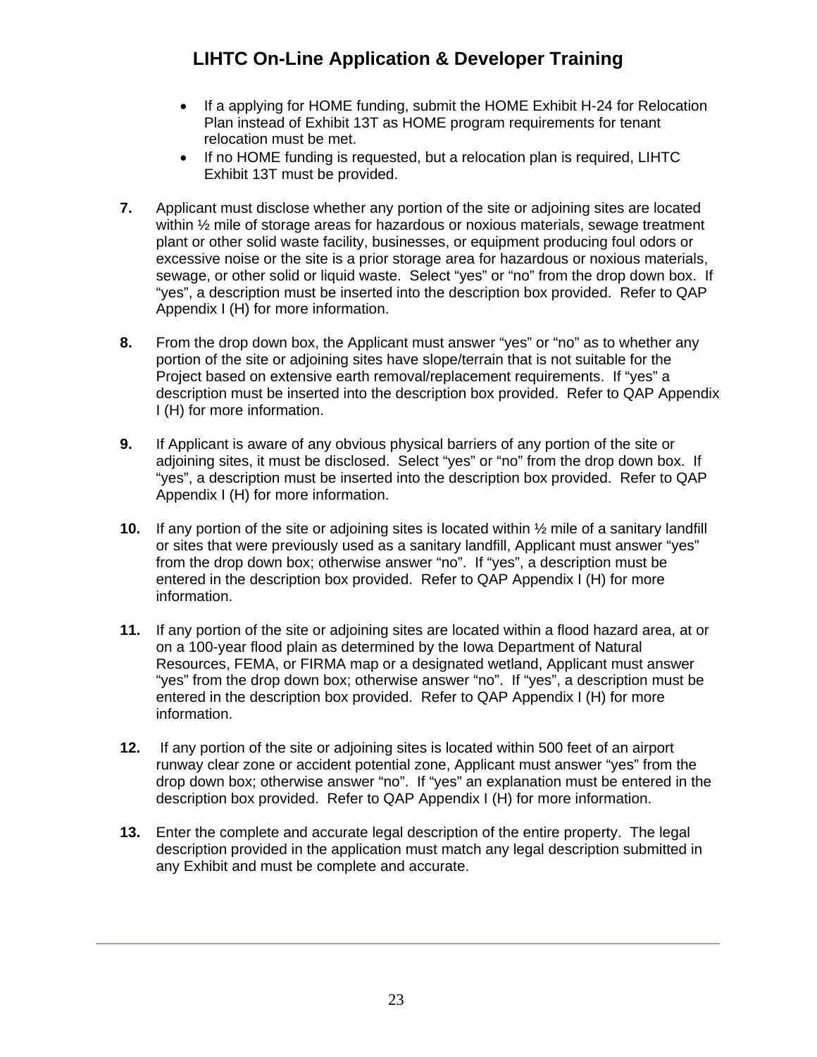- If a applying for HOME funding, submit the HOME Exhibit H-24 for Relocation Plan instead of Exhibit 13T as HOME program requirements for tenant relocation must be met.
- If no HOME funding is requested, but a relocation plan is required, LIHTC Exhibit 13T must be provided.

**7.** Applicant must disclose whether any portion of the site or adjoining sites are located within ½ mile of storage areas for hazardous or noxious materials, sewage treatment plant or other solid waste facility, businesses, or equipment producing foul odors or excessive noise or the site is a prior storage area for hazardous or noxious materials, sewage, or other solid or liquid waste. Select "yes" or "no" from the drop down box. If "yes", a description must be inserted into the description box provided. Refer to QAP Appendix I (H) for more information.

**8.** From the drop down box, the Applicant must answer "yes" or "no" as to whether any portion of the site or adjoining sites have slope/terrain that is not suitable for the Project based on extensive earth removal/replacement requirements. If "yes" a description must be inserted into the description box provided. Refer to QAP Appendix I (H) for more information.

**9.** If Applicant is aware of any obvious physical barriers of any portion of the site or adjoining sites, it must be disclosed. Select "yes" or "no" from the drop down box. If "yes", a description must be inserted into the description box provided. Refer to QAP Appendix I (H) for more information.

**10.** If any portion of the site or adjoining sites is located within ½ mile of a sanitary landfill or sites that were previously used as a sanitary landfill, Applicant must answer "yes" from the drop down box; otherwise answer "no". If "yes", a description must be entered in the description box provided. Refer to QAP Appendix I (H) for more information.

**11.** If any portion of the site or adjoining sites are located within a flood hazard area, at or on a 100-year flood plain as determined by the Iowa Department of Natural Resources, FEMA, or FIRMA map or a designated wetland, Applicant must answer "yes" from the drop down box; otherwise answer "no". If "yes", a description must be entered in the description box provided. Refer to QAP Appendix I (H) for more information.

**12.** If any portion of the site or adjoining sites is located within 500 feet of an airport runway clear zone or accident potential zone, Applicant must answer "yes" from the drop down box; otherwise answer "no". If "yes" an explanation must be entered in the description box provided. Refer to QAP Appendix I (H) for more information.

**13.** Enter the complete and accurate legal description of the entire property. The legal description provided in the application must match any legal description submitted in any Exhibit and must be complete and accurate.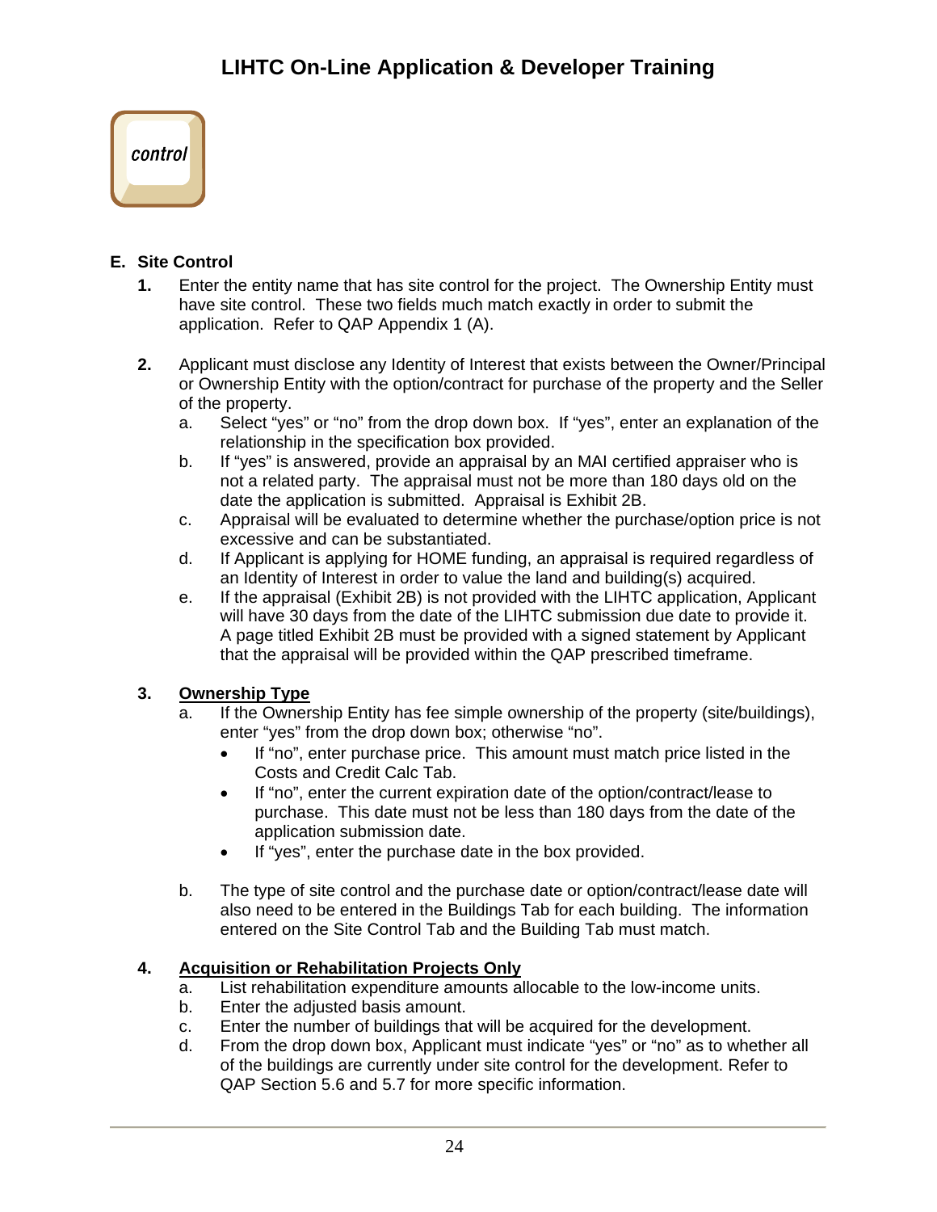## E. Site Control

1. Enter the entity name that has site control for the project. The Ownership Entity must have site control. These two fields much match exactly in order to submit the application. Refer to QAP Appendix 1 (A).

2. Applicant must disclose any Identity of Interest that exists between the Owner/Principal or Ownership Entity with the option/contract for purchase of the property and the Seller of the property.
   a. Select "yes" or "no" from the drop down box. If "yes", enter an explanation of the relationship in the specification box provided.
   b. If "yes" is answered, provide an appraisal by an MAI certified appraiser who is not a related party. The appraisal must not be more than 180 days old on the date the application is submitted. Appraisal is Exhibit 2B.
   c. Appraisal will be evaluated to determine whether the purchase/option price is not excessive and can be substantiated.
   d. If Applicant is applying for HOME funding, an appraisal is required regardless of an Identity of Interest in order to value the land and building(s) acquired.
   e. If the appraisal (Exhibit 2B) is not provided with the LIHTC application, Applicant will have 30 days from the date of the LIHTC submission due date to provide it. A page titled Exhibit 2B must be provided with a signed statement by Applicant that the appraisal will be provided within the QAP prescribed timeframe.

3. **Ownership Type**
   a. If the Ownership Entity has fee simple ownership of the property (site/buildings), enter "yes" from the drop down box; otherwise "no".
      - If "no", enter purchase price. This amount must match price listed in the Costs and Credit Calc Tab.
      - If "no", enter the current expiration date of the option/contract/lease to purchase. This date must not be less than 180 days from the date of the application submission date.
      - If "yes", enter the purchase date in the box provided.

   b. The type of site control and the purchase date or option/contract/lease date will also need to be entered in the Buildings Tab for each building. The information entered on the Site Control Tab and the Building Tab must match.

4. **Acquisition or Rehabilitation Projects Only**
   a. List rehabilitation expenditure amounts allocable to the low-income units.
   b. Enter the adjusted basis amount.
   c. Enter the number of buildings that will be acquired for the development.
   d. From the drop down box, Applicant must indicate "yes" or "no" as to whether all of the buildings are currently under site control for the development. Refer to QAP Section 5.6 and 5.7 for more specific information.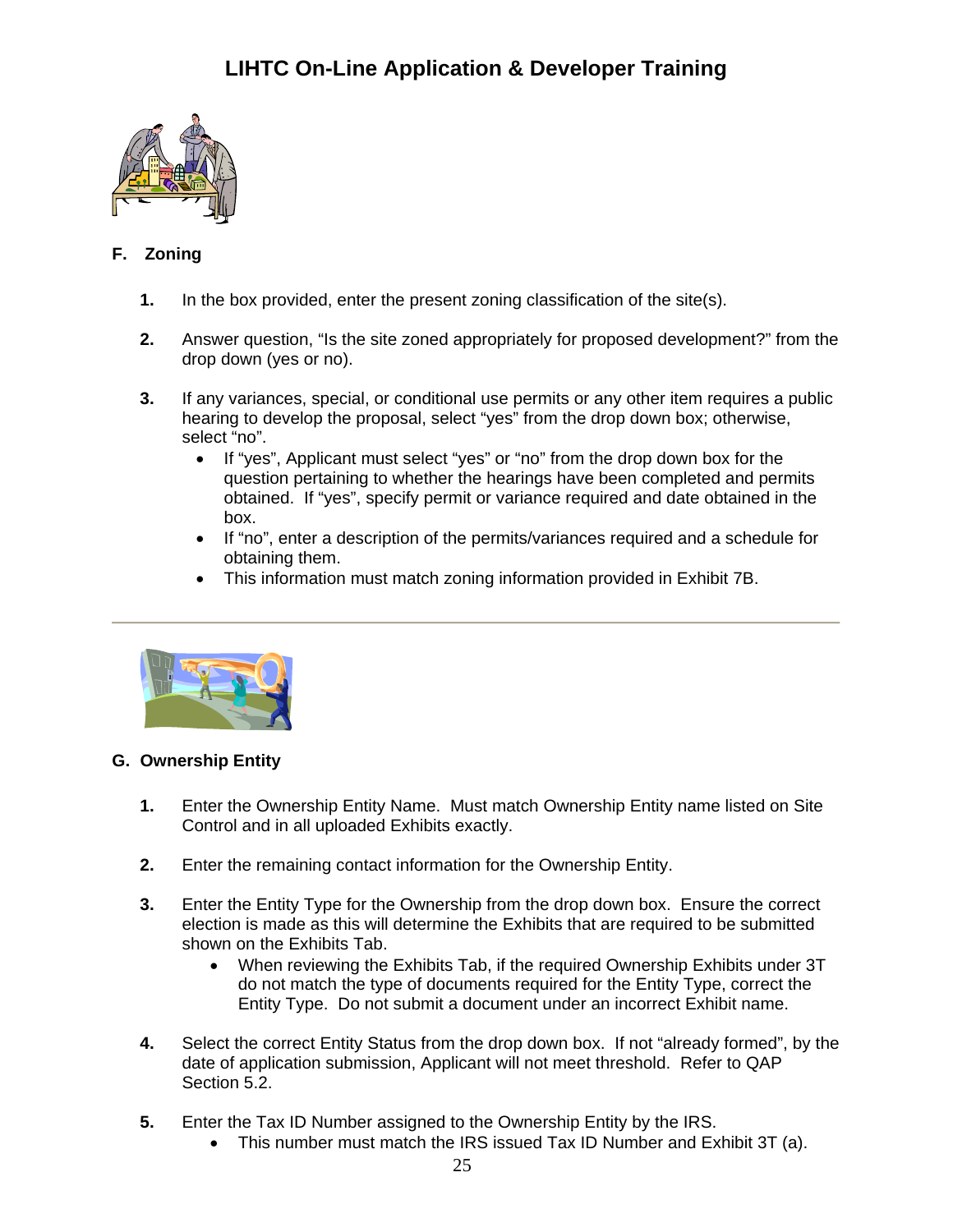## F. Zoning

1. In the box provided, enter the present zoning classification of the site(s).

2. Answer question, "Is the site zoned appropriately for proposed development?" from the drop down (yes or no).

3. If any variances, special, or conditional use permits or any other item requires a public hearing to develop the proposal, select "yes" from the drop down box; otherwise, select "no".
   - If "yes", Applicant must select "yes" or "no" from the drop down box for the question pertaining to whether the hearings have been completed and permits obtained. If "yes", specify permit or variance required and date obtained in the box.
   - If "no", enter a description of the permits/variances required and a schedule for obtaining them.
   - This information must match zoning information provided in Exhibit 7B.

---

## G. Ownership Entity

1. Enter the Ownership Entity Name. Must match Ownership Entity name listed on Site Control and in all uploaded Exhibits exactly.

2. Enter the remaining contact information for the Ownership Entity.

3. Enter the Entity Type for the Ownership from the drop down box. Ensure the correct election is made as this will determine the Exhibits that are required to be submitted shown on the Exhibits Tab.
   - When reviewing the Exhibits Tab, if the required Ownership Exhibits under 3T do not match the type of documents required for the Entity Type, correct the Entity Type. Do not submit a document under an incorrect Exhibit name.

4. Select the correct Entity Status from the drop down box. If not "already formed", by the date of application submission, Applicant will not meet threshold. Refer to QAP Section 5.2.

5. Enter the Tax ID Number assigned to the Ownership Entity by the IRS.
   - This number must match the IRS issued Tax ID Number and Exhibit 3T (a).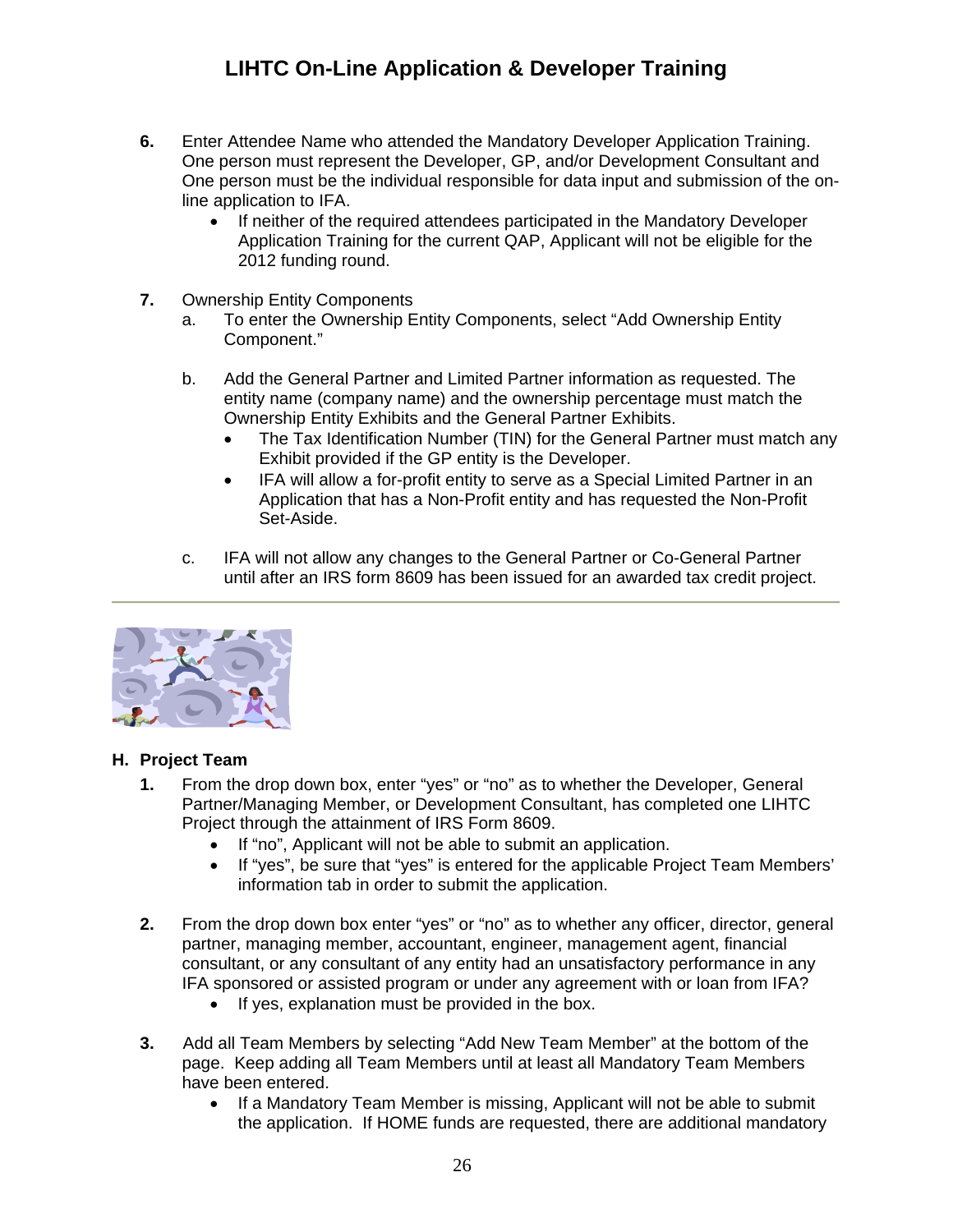6. Enter Attendee Name who attended the Mandatory Developer Application Training. One person must represent the Developer, GP, and/or Development Consultant and One person must be the individual responsible for data input and submission of the on-line application to IFA.
   - If neither of the required attendees participated in the Mandatory Developer Application Training for the current QAP, Applicant will not be eligible for the 2012 funding round.

7. Ownership Entity Components
   a. To enter the Ownership Entity Components, select "Add Ownership Entity Component."

   b. Add the General Partner and Limited Partner information as requested. The entity name (company name) and the ownership percentage must match the Ownership Entity Exhibits and the General Partner Exhibits.
      - The Tax Identification Number (TIN) for the General Partner must match any Exhibit provided if the GP entity is the Developer.
      - IFA will allow a for-profit entity to serve as a Special Limited Partner in an Application that has a Non-Profit entity and has requested the Non-Profit Set-Aside.

   c. IFA will not allow any changes to the General Partner or Co-General Partner until after an IRS form 8609 has been issued for an awarded tax credit project.

---

## H. Project Team

1. From the drop down box, enter "yes" or "no" as to whether the Developer, General Partner/Managing Member, or Development Consultant, has completed one LIHTC Project through the attainment of IRS Form 8609.
   - If "no", Applicant will not be able to submit an application.
   - If "yes", be sure that "yes" is entered for the applicable Project Team Members' information tab in order to submit the application.

2. From the drop down box enter "yes" or "no" as to whether any officer, director, general partner, managing member, accountant, engineer, management agent, financial consultant, or any consultant of any entity had an unsatisfactory performance in any IFA sponsored or assisted program or under any agreement with or loan from IFA?
   - If yes, explanation must be provided in the box.

3. Add all Team Members by selecting "Add New Team Member" at the bottom of the page. Keep adding all Team Members until at least all Mandatory Team Members have been entered.
   - If a Mandatory Team Member is missing, Applicant will not be able to submit the application. If HOME funds are requested, there are additional mandatory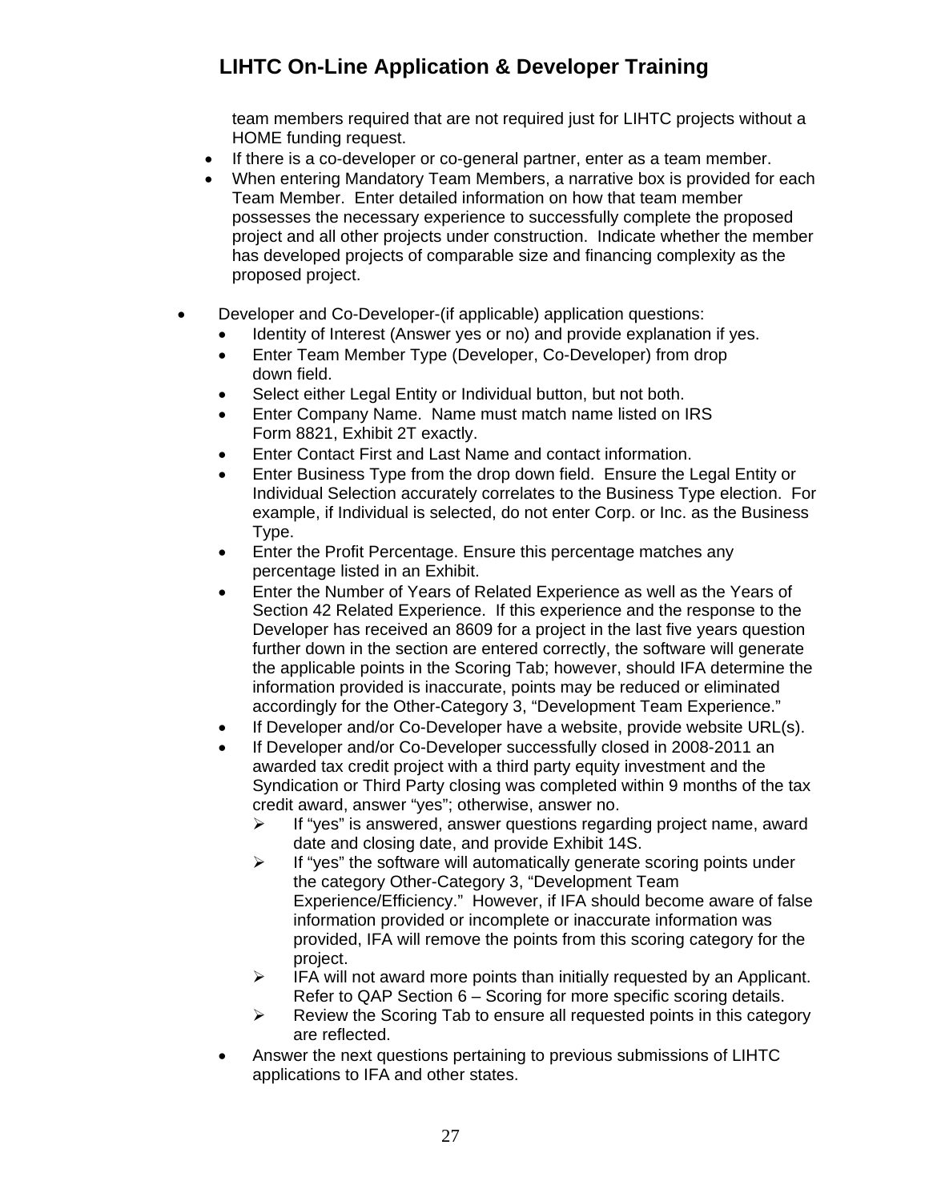team members required that are not required just for LIHTC projects without a HOME funding request.

- If there is a co-developer or co-general partner, enter as a team member.
- When entering Mandatory Team Members, a narrative box is provided for each Team Member. Enter detailed information on how that team member possesses the necessary experience to successfully complete the proposed project and all other projects under construction. Indicate whether the member has developed projects of comparable size and financing complexity as the proposed project.

- Developer and Co-Developer-(if applicable) application questions:
  - Identity of Interest (Answer yes or no) and provide explanation if yes.
  - Enter Team Member Type (Developer, Co-Developer) from drop down field.
  - Select either Legal Entity or Individual button, but not both.
  - Enter Company Name. Name must match name listed on IRS Form 8821, Exhibit 2T exactly.
  - Enter Contact First and Last Name and contact information.
  - Enter Business Type from the drop down field. Ensure the Legal Entity or Individual Selection accurately correlates to the Business Type election. For example, if Individual is selected, do not enter Corp. or Inc. as the Business Type.
  - Enter the Profit Percentage. Ensure this percentage matches any percentage listed in an Exhibit.
  - Enter the Number of Years of Related Experience as well as the Years of Section 42 Related Experience. If this experience and the response to the Developer has received an 8609 for a project in the last five years question further down in the section are entered correctly, the software will generate the applicable points in the Scoring Tab; however, should IFA determine the information provided is inaccurate, points may be reduced or eliminated accordingly for the Other-Category 3, "Development Team Experience."
  - If Developer and/or Co-Developer have a website, provide website URL(s).
  - If Developer and/or Co-Developer successfully closed in 2008-2011 an awarded tax credit project with a third party equity investment and the Syndication or Third Party closing was completed within 9 months of the tax credit award, answer "yes"; otherwise, answer no.
    - If "yes" is answered, answer questions regarding project name, award date and closing date, and provide Exhibit 14S.
    - If "yes" the software will automatically generate scoring points under the category Other-Category 3, "Development Team Experience/Efficiency." However, if IFA should become aware of false information provided or incomplete or inaccurate information was provided, IFA will remove the points from this scoring category for the project.
    - IFA will not award more points than initially requested by an Applicant. Refer to QAP Section 6 – Scoring for more specific scoring details.
    - Review the Scoring Tab to ensure all requested points in this category are reflected.
  - Answer the next questions pertaining to previous submissions of LIHTC applications to IFA and other states.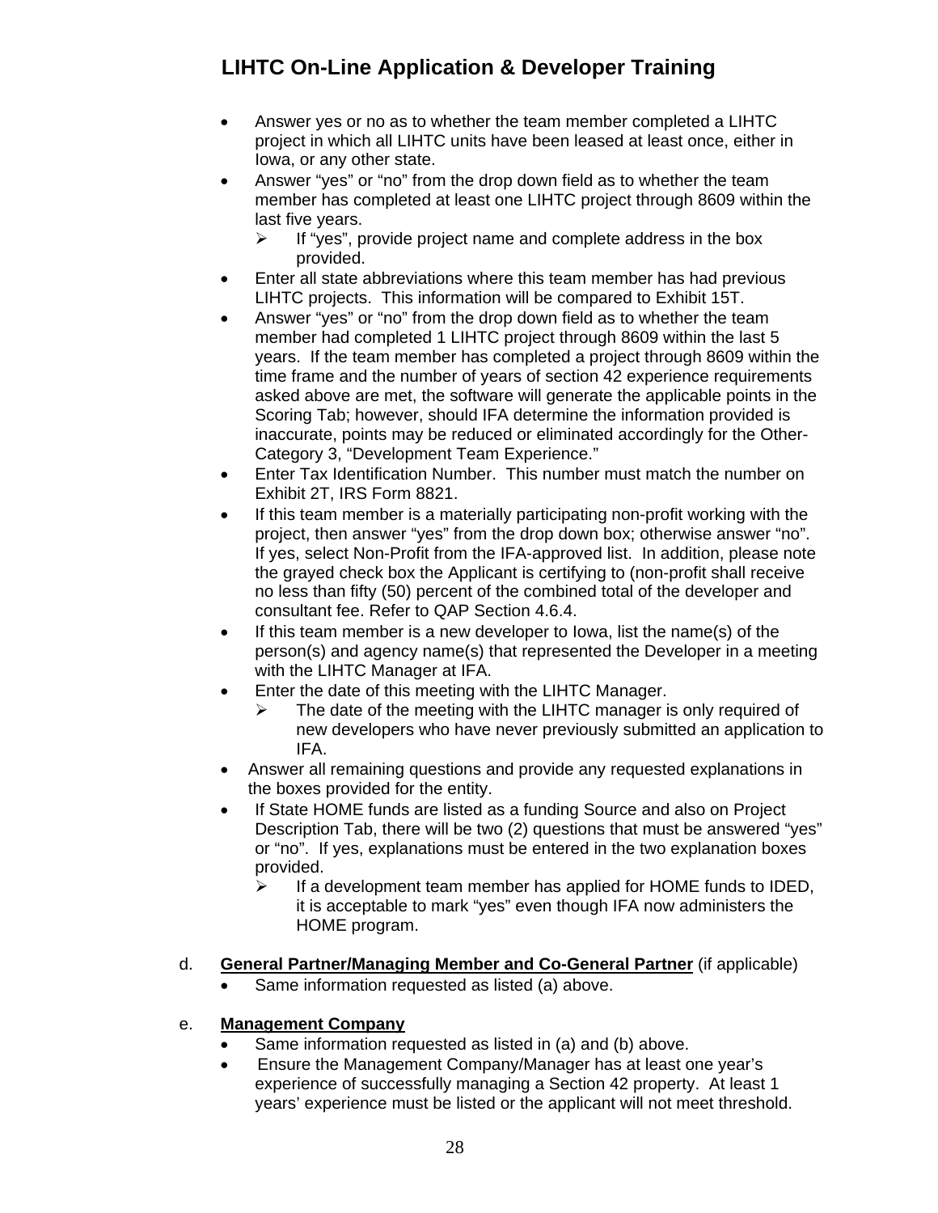- Answer yes or no as to whether the team member completed a LIHTC project in which all LIHTC units have been leased at least once, either in Iowa, or any other state.
- Answer "yes" or "no" from the drop down field as to whether the team member has completed at least one LIHTC project through 8609 within the last five years.
  - If "yes", provide project name and complete address in the box provided.
- Enter all state abbreviations where this team member has had previous LIHTC projects. This information will be compared to Exhibit 15T.
- Answer "yes" or "no" from the drop down field as to whether the team member had completed 1 LIHTC project through 8609 within the last 5 years. If the team member has completed a project through 8609 within the time frame and the number of years of section 42 experience requirements asked above are met, the software will generate the applicable points in the Scoring Tab; however, should IFA determine the information provided is inaccurate, points may be reduced or eliminated accordingly for the Other-Category 3, "Development Team Experience."
- Enter Tax Identification Number. This number must match the number on Exhibit 2T, IRS Form 8821.
- If this team member is a materially participating non-profit working with the project, then answer "yes" from the drop down box; otherwise answer "no". If yes, select Non-Profit from the IFA-approved list. In addition, please note the grayed check box the Applicant is certifying to (non-profit shall receive no less than fifty (50) percent of the combined total of the developer and consultant fee. Refer to QAP Section 4.6.4.
- If this team member is a new developer to Iowa, list the name(s) of the person(s) and agency name(s) that represented the Developer in a meeting with the LIHTC Manager at IFA.
- Enter the date of this meeting with the LIHTC Manager.
  - The date of the meeting with the LIHTC manager is only required of new developers who have never previously submitted an application to IFA.
- Answer all remaining questions and provide any requested explanations in the boxes provided for the entity.
- If State HOME funds are listed as a funding Source and also on Project Description Tab, there will be two (2) questions that must be answered "yes" or "no". If yes, explanations must be entered in the two explanation boxes provided.
  - If a development team member has applied for HOME funds to IDED, it is acceptable to mark "yes" even though IFA now administers the HOME program.

d. **General Partner/Managing Member and Co-General Partner** (if applicable)

- Same information requested as listed (a) above.

e. **Management Company**

- Same information requested as listed in (a) and (b) above.
- Ensure the Management Company/Manager has at least one year's experience of successfully managing a Section 42 property. At least 1 years' experience must be listed or the applicant will not meet threshold.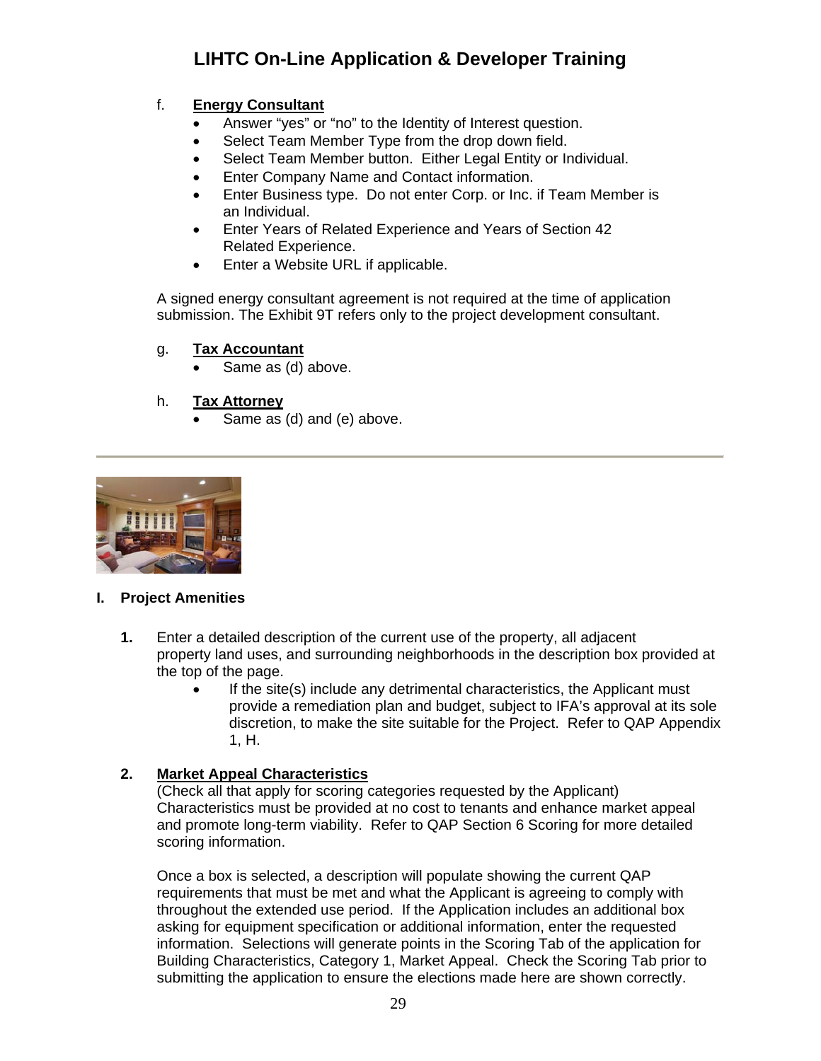f. **Energy Consultant**

- Answer "yes" or "no" to the Identity of Interest question.
- Select Team Member Type from the drop down field.
- Select Team Member button. Either Legal Entity or Individual.
- Enter Company Name and Contact information.
- Enter Business type. Do not enter Corp. or Inc. if Team Member is an Individual.
- Enter Years of Related Experience and Years of Section 42 Related Experience.
- Enter a Website URL if applicable.

A signed energy consultant agreement is not required at the time of application submission. The Exhibit 9T refers only to the project development consultant.

g. **Tax Accountant**

- Same as (d) above.

h. **Tax Attorney**

- Same as (d) and (e) above.

---

## I. Project Amenities

**1.** Enter a detailed description of the current use of the property, all adjacent property land uses, and surrounding neighborhoods in the description box provided at the top of the page.

- If the site(s) include any detrimental characteristics, the Applicant must provide a remediation plan and budget, subject to IFA's approval at its sole discretion, to make the site suitable for the Project. Refer to QAP Appendix 1, H.

**2.** **Market Appeal Characteristics**

(Check all that apply for scoring categories requested by the Applicant) Characteristics must be provided at no cost to tenants and enhance market appeal and promote long-term viability. Refer to QAP Section 6 Scoring for more detailed scoring information.

Once a box is selected, a description will populate showing the current QAP requirements that must be met and what the Applicant is agreeing to comply with throughout the extended use period. If the Application includes an additional box asking for equipment specification or additional information, enter the requested information. Selections will generate points in the Scoring Tab of the application for Building Characteristics, Category 1, Market Appeal. Check the Scoring Tab prior to submitting the application to ensure the elections made here are shown correctly.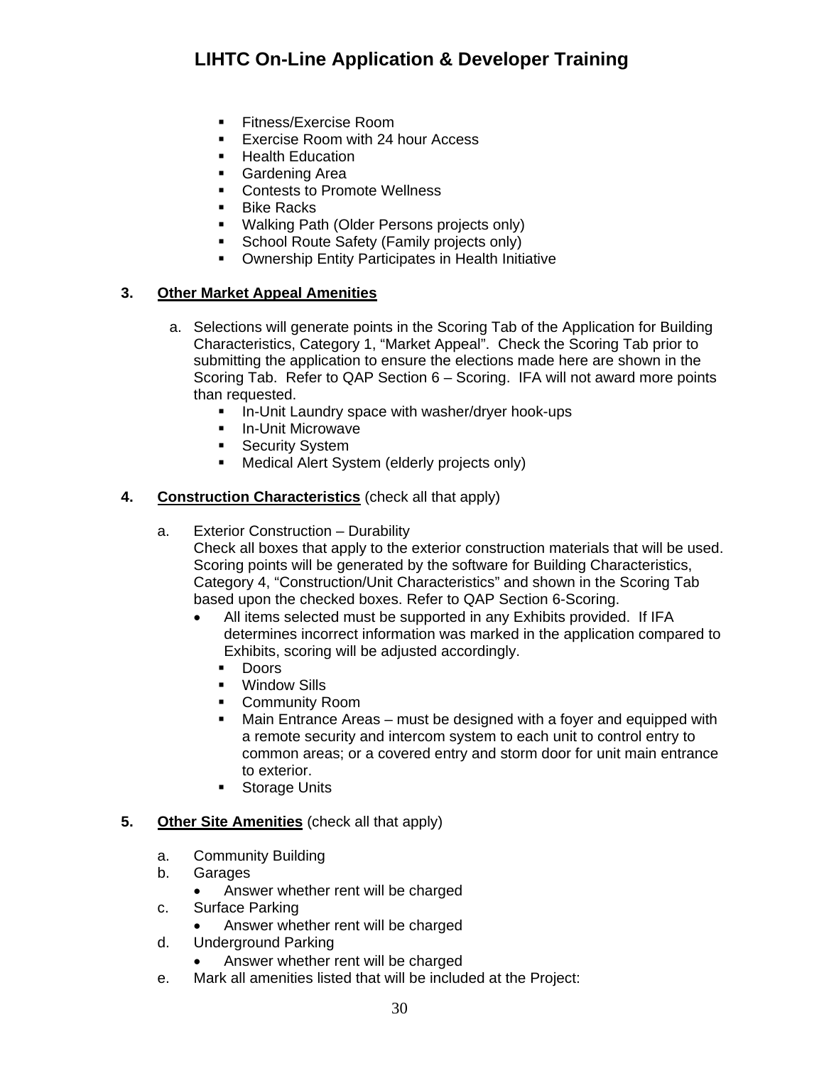- Fitness/Exercise Room
- Exercise Room with 24 hour Access
- Health Education
- Gardening Area
- Contests to Promote Wellness
- Bike Racks
- Walking Path (Older Persons projects only)
- School Route Safety (Family projects only)
- Ownership Entity Participates in Health Initiative

**3. <u>Other Market Appeal Amenities</u>**

a. Selections will generate points in the Scoring Tab of the Application for Building Characteristics, Category 1, "Market Appeal". Check the Scoring Tab prior to submitting the application to ensure the elections made here are shown in the Scoring Tab. Refer to QAP Section 6 – Scoring. IFA will not award more points than requested.

- In-Unit Laundry space with washer/dryer hook-ups
- In-Unit Microwave
- Security System
- Medical Alert System (elderly projects only)

**4. <u>Construction Characteristics</u>** (check all that apply)

a. Exterior Construction – Durability
Check all boxes that apply to the exterior construction materials that will be used. Scoring points will be generated by the software for Building Characteristics, Category 4, "Construction/Unit Characteristics" and shown in the Scoring Tab based upon the checked boxes. Refer to QAP Section 6-Scoring.

- All items selected must be supported in any Exhibits provided. If IFA determines incorrect information was marked in the application compared to Exhibits, scoring will be adjusted accordingly.
  - Doors
  - Window Sills
  - Community Room
  - Main Entrance Areas – must be designed with a foyer and equipped with a remote security and intercom system to each unit to control entry to common areas; or a covered entry and storm door for unit main entrance to exterior.
  - Storage Units

**5. <u>Other Site Amenities</u>** (check all that apply)

a. Community Building

b. Garages
- Answer whether rent will be charged

c. Surface Parking
- Answer whether rent will be charged

d. Underground Parking
- Answer whether rent will be charged

e. Mark all amenities listed that will be included at the Project: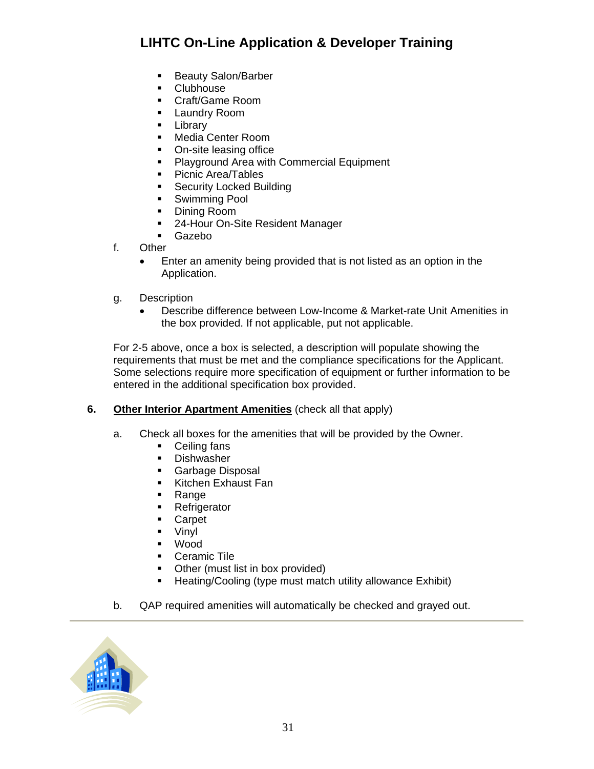- Beauty Salon/Barber
- Clubhouse
- Craft/Game Room
- Laundry Room
- Library
- Media Center Room
- On-site leasing office
- Playground Area with Commercial Equipment
- Picnic Area/Tables
- Security Locked Building
- Swimming Pool
- Dining Room
- 24-Hour On-Site Resident Manager
- Gazebo

f. Other

- Enter an amenity being provided that is not listed as an option in the Application.

g. Description

- Describe difference between Low-Income & Market-rate Unit Amenities in the box provided. If not applicable, put not applicable.

For 2-5 above, once a box is selected, a description will populate showing the requirements that must be met and the compliance specifications for the Applicant. Some selections require more specification of equipment or further information to be entered in the additional specification box provided.

**6. <u>Other Interior Apartment Amenities</u>** (check all that apply)

a. Check all boxes for the amenities that will be provided by the Owner.

- Ceiling fans
- Dishwasher
- Garbage Disposal
- Kitchen Exhaust Fan
- Range
- Refrigerator
- Carpet
- Vinyl
- Wood
- Ceramic Tile
- Other (must list in box provided)
- Heating/Cooling (type must match utility allowance Exhibit)

b. QAP required amenities will automatically be checked and grayed out.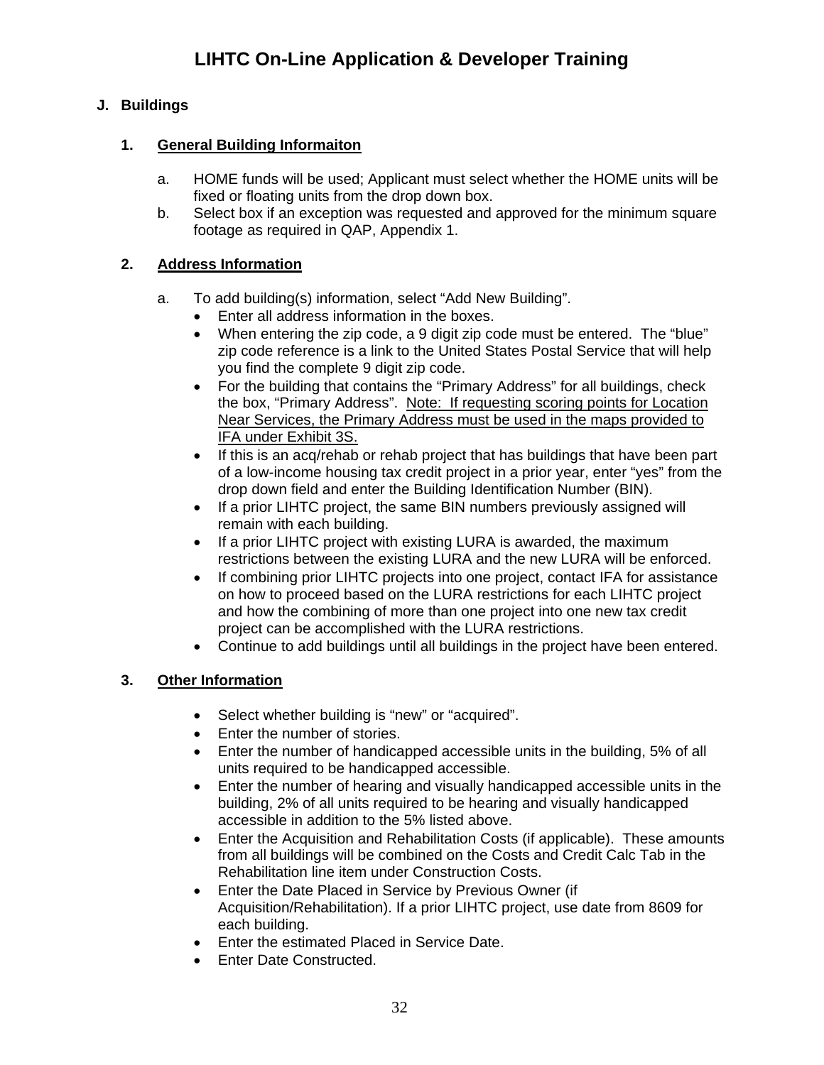## J. Buildings

### 1. General Building Informaiton

a. HOME funds will be used; Applicant must select whether the HOME units will be fixed or floating units from the drop down box.

b. Select box if an exception was requested and approved for the minimum square footage as required in QAP, Appendix 1.

### 2. Address Information

a. To add building(s) information, select “Add New Building”.

- Enter all address information in the boxes.
- When entering the zip code, a 9 digit zip code must be entered. The “blue” zip code reference is a link to the United States Postal Service that will help you find the complete 9 digit zip code.
- For the building that contains the “Primary Address” for all buildings, check the box, “Primary Address”. <u>Note: If requesting scoring points for Location Near Services, the Primary Address must be used in the maps provided to IFA under Exhibit 3S.</u>
- If this is an acq/rehab or rehab project that has buildings that have been part of a low-income housing tax credit project in a prior year, enter “yes” from the drop down field and enter the Building Identification Number (BIN).
- If a prior LIHTC project, the same BIN numbers previously assigned will remain with each building.
- If a prior LIHTC project with existing LURA is awarded, the maximum restrictions between the existing LURA and the new LURA will be enforced.
- If combining prior LIHTC projects into one project, contact IFA for assistance on how to proceed based on the LURA restrictions for each LIHTC project and how the combining of more than one project into one new tax credit project can be accomplished with the LURA restrictions.
- Continue to add buildings until all buildings in the project have been entered.

### 3. Other Information

- Select whether building is “new” or “acquired”.
- Enter the number of stories.
- Enter the number of handicapped accessible units in the building, 5% of all units required to be handicapped accessible.
- Enter the number of hearing and visually handicapped accessible units in the building, 2% of all units required to be hearing and visually handicapped accessible in addition to the 5% listed above.
- Enter the Acquisition and Rehabilitation Costs (if applicable). These amounts from all buildings will be combined on the Costs and Credit Calc Tab in the Rehabilitation line item under Construction Costs.
- Enter the Date Placed in Service by Previous Owner (if Acquisition/Rehabilitation). If a prior LIHTC project, use date from 8609 for each building.
- Enter the estimated Placed in Service Date.
- Enter Date Constructed.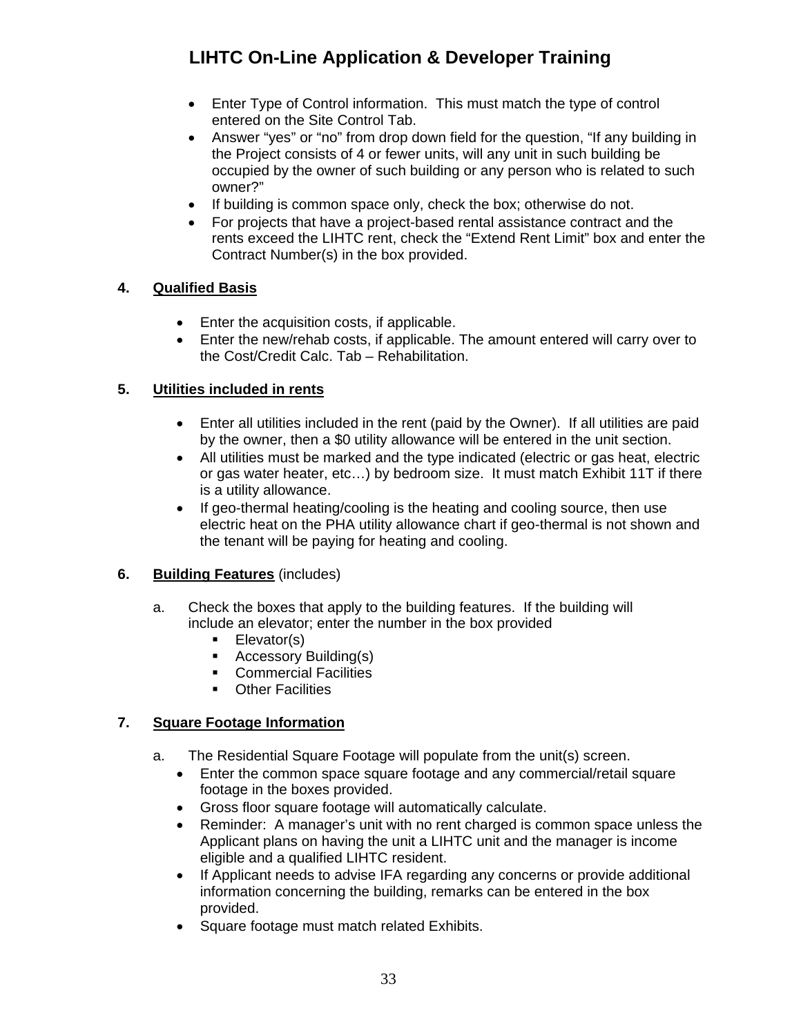- Enter Type of Control information. This must match the type of control entered on the Site Control Tab.
- Answer "yes" or "no" from drop down field for the question, "If any building in the Project consists of 4 or fewer units, will any unit in such building be occupied by the owner of such building or any person who is related to such owner?"
- If building is common space only, check the box; otherwise do not.
- For projects that have a project-based rental assistance contract and the rents exceed the LIHTC rent, check the "Extend Rent Limit" box and enter the Contract Number(s) in the box provided.

**4. <u>Qualified Basis</u>**

- Enter the acquisition costs, if applicable.
- Enter the new/rehab costs, if applicable. The amount entered will carry over to the Cost/Credit Calc. Tab – Rehabilitation.

**5. <u>Utilities included in rents</u>**

- Enter all utilities included in the rent (paid by the Owner). If all utilities are paid by the owner, then a $0 utility allowance will be entered in the unit section.
- All utilities must be marked and the type indicated (electric or gas heat, electric or gas water heater, etc…) by bedroom size. It must match Exhibit 11T if there is a utility allowance.
- If geo-thermal heating/cooling is the heating and cooling source, then use electric heat on the PHA utility allowance chart if geo-thermal is not shown and the tenant will be paying for heating and cooling.

**6. <u>Building Features</u>** (includes)

a. Check the boxes that apply to the building features. If the building will include an elevator; enter the number in the box provided
   - Elevator(s)
   - Accessory Building(s)
   - Commercial Facilities
   - Other Facilities

**7. <u>Square Footage Information</u>**

a. The Residential Square Footage will populate from the unit(s) screen.

- Enter the common space square footage and any commercial/retail square footage in the boxes provided.
- Gross floor square footage will automatically calculate.
- Reminder: A manager's unit with no rent charged is common space unless the Applicant plans on having the unit a LIHTC unit and the manager is income eligible and a qualified LIHTC resident.
- If Applicant needs to advise IFA regarding any concerns or provide additional information concerning the building, remarks can be entered in the box provided.
- Square footage must match related Exhibits.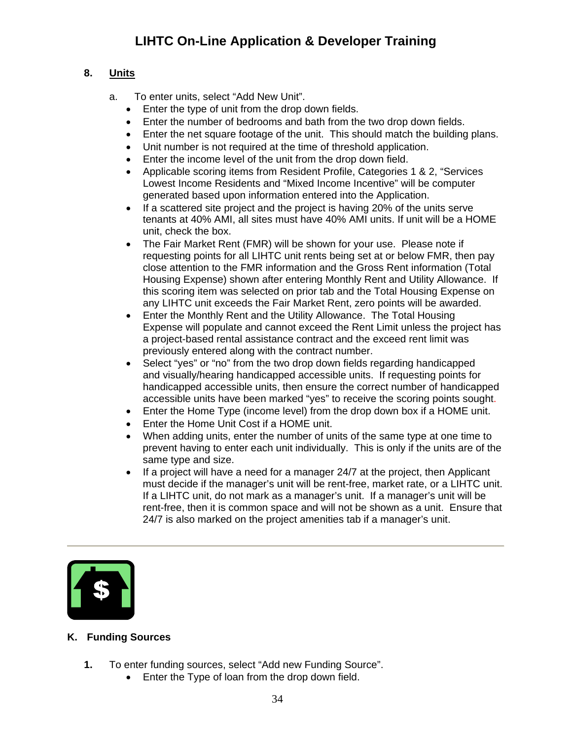## 8. Units

a. To enter units, select “Add New Unit”.

- Enter the type of unit from the drop down fields.
- Enter the number of bedrooms and bath from the two drop down fields.
- Enter the net square footage of the unit. This should match the building plans.
- Unit number is not required at the time of threshold application.
- Enter the income level of the unit from the drop down field.
- Applicable scoring items from Resident Profile, Categories 1 & 2, “Services Lowest Income Residents and “Mixed Income Incentive” will be computer generated based upon information entered into the Application.
- If a scattered site project and the project is having 20% of the units serve tenants at 40% AMI, all sites must have 40% AMI units. If unit will be a HOME unit, check the box.
- The Fair Market Rent (FMR) will be shown for your use. Please note if requesting points for all LIHTC unit rents being set at or below FMR, then pay close attention to the FMR information and the Gross Rent information (Total Housing Expense) shown after entering Monthly Rent and Utility Allowance. If this scoring item was selected on prior tab and the Total Housing Expense on any LIHTC unit exceeds the Fair Market Rent, zero points will be awarded.
- Enter the Monthly Rent and the Utility Allowance. The Total Housing Expense will populate and cannot exceed the Rent Limit unless the project has a project-based rental assistance contract and the exceed rent limit was previously entered along with the contract number.
- Select “yes” or “no” from the two drop down fields regarding handicapped and visually/hearing handicapped accessible units. If requesting points for handicapped accessible units, then ensure the correct number of handicapped accessible units have been marked “yes” to receive the scoring points sought.
- Enter the Home Type (income level) from the drop down box if a HOME unit.
- Enter the Home Unit Cost if a HOME unit.
- When adding units, enter the number of units of the same type at one time to prevent having to enter each unit individually. This is only if the units are of the same type and size.
- If a project will have a need for a manager 24/7 at the project, then Applicant must decide if the manager’s unit will be rent-free, market rate, or a LIHTC unit. If a LIHTC unit, do not mark as a manager’s unit. If a manager’s unit will be rent-free, then it is common space and will not be shown as a unit. Ensure that 24/7 is also marked on the project amenities tab if a manager’s unit.

---

## K. Funding Sources

1. To enter funding sources, select “Add new Funding Source”.
    - Enter the Type of loan from the drop down field.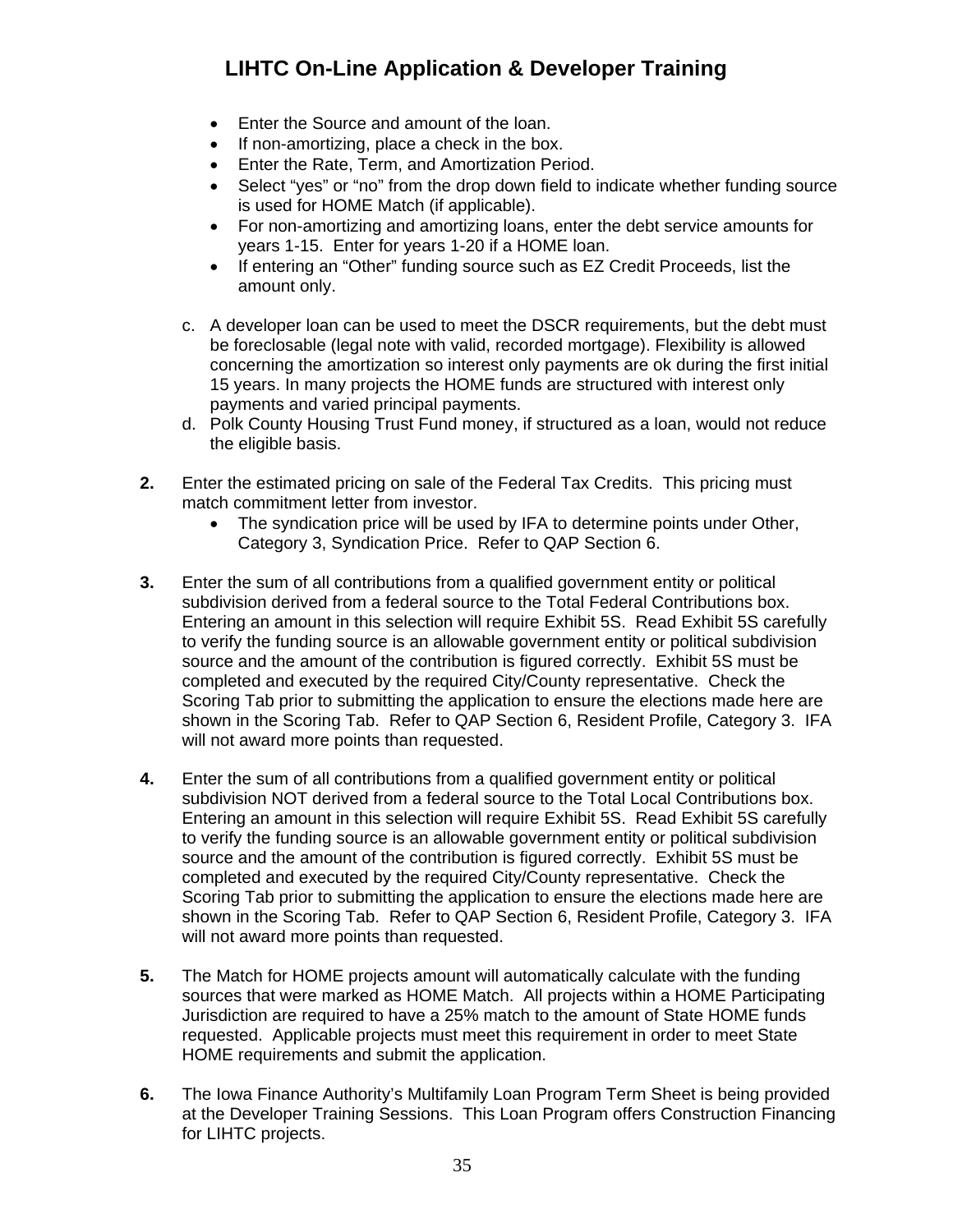- Enter the Source and amount of the loan.
- If non-amortizing, place a check in the box.
- Enter the Rate, Term, and Amortization Period.
- Select "yes" or "no" from the drop down field to indicate whether funding source is used for HOME Match (if applicable).
- For non-amortizing and amortizing loans, enter the debt service amounts for years 1-15. Enter for years 1-20 if a HOME loan.
- If entering an "Other" funding source such as EZ Credit Proceeds, list the amount only.

c. A developer loan can be used to meet the DSCR requirements, but the debt must be foreclosable (legal note with valid, recorded mortgage). Flexibility is allowed concerning the amortization so interest only payments are ok during the first initial 15 years. In many projects the HOME funds are structured with interest only payments and varied principal payments.

d. Polk County Housing Trust Fund money, if structured as a loan, would not reduce the eligible basis.

**2.** Enter the estimated pricing on sale of the Federal Tax Credits. This pricing must match commitment letter from investor.

- The syndication price will be used by IFA to determine points under Other, Category 3, Syndication Price. Refer to QAP Section 6.

**3.** Enter the sum of all contributions from a qualified government entity or political subdivision derived from a federal source to the Total Federal Contributions box. Entering an amount in this selection will require Exhibit 5S. Read Exhibit 5S carefully to verify the funding source is an allowable government entity or political subdivision source and the amount of the contribution is figured correctly. Exhibit 5S must be completed and executed by the required City/County representative. Check the Scoring Tab prior to submitting the application to ensure the elections made here are shown in the Scoring Tab. Refer to QAP Section 6, Resident Profile, Category 3. IFA will not award more points than requested.

**4.** Enter the sum of all contributions from a qualified government entity or political subdivision NOT derived from a federal source to the Total Local Contributions box. Entering an amount in this selection will require Exhibit 5S. Read Exhibit 5S carefully to verify the funding source is an allowable government entity or political subdivision source and the amount of the contribution is figured correctly. Exhibit 5S must be completed and executed by the required City/County representative. Check the Scoring Tab prior to submitting the application to ensure the elections made here are shown in the Scoring Tab. Refer to QAP Section 6, Resident Profile, Category 3. IFA will not award more points than requested.

**5.** The Match for HOME projects amount will automatically calculate with the funding sources that were marked as HOME Match. All projects within a HOME Participating Jurisdiction are required to have a 25% match to the amount of State HOME funds requested. Applicable projects must meet this requirement in order to meet State HOME requirements and submit the application.

**6.** The Iowa Finance Authority's Multifamily Loan Program Term Sheet is being provided at the Developer Training Sessions. This Loan Program offers Construction Financing for LIHTC projects.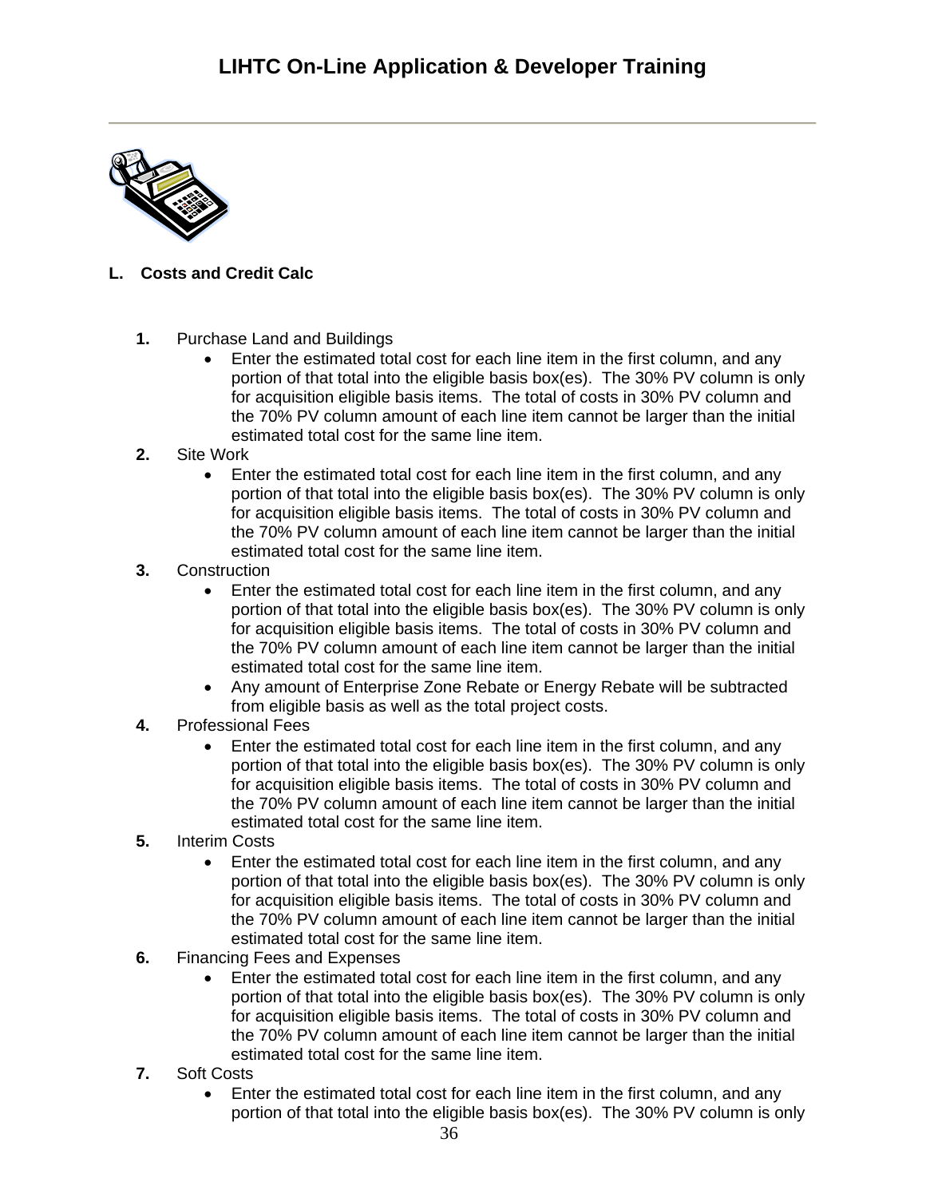## L. Costs and Credit Calc

1. Purchase Land and Buildings
   - Enter the estimated total cost for each line item in the first column, and any portion of that total into the eligible basis box(es). The 30% PV column is only for acquisition eligible basis items. The total of costs in 30% PV column and the 70% PV column amount of each line item cannot be larger than the initial estimated total cost for the same line item.
2. Site Work
   - Enter the estimated total cost for each line item in the first column, and any portion of that total into the eligible basis box(es). The 30% PV column is only for acquisition eligible basis items. The total of costs in 30% PV column and the 70% PV column amount of each line item cannot be larger than the initial estimated total cost for the same line item.
3. Construction
   - Enter the estimated total cost for each line item in the first column, and any portion of that total into the eligible basis box(es). The 30% PV column is only for acquisition eligible basis items. The total of costs in 30% PV column and the 70% PV column amount of each line item cannot be larger than the initial estimated total cost for the same line item.
   - Any amount of Enterprise Zone Rebate or Energy Rebate will be subtracted from eligible basis as well as the total project costs.
4. Professional Fees
   - Enter the estimated total cost for each line item in the first column, and any portion of that total into the eligible basis box(es). The 30% PV column is only for acquisition eligible basis items. The total of costs in 30% PV column and the 70% PV column amount of each line item cannot be larger than the initial estimated total cost for the same line item.
5. Interim Costs
   - Enter the estimated total cost for each line item in the first column, and any portion of that total into the eligible basis box(es). The 30% PV column is only for acquisition eligible basis items. The total of costs in 30% PV column and the 70% PV column amount of each line item cannot be larger than the initial estimated total cost for the same line item.
6. Financing Fees and Expenses
   - Enter the estimated total cost for each line item in the first column, and any portion of that total into the eligible basis box(es). The 30% PV column is only for acquisition eligible basis items. The total of costs in 30% PV column and the 70% PV column amount of each line item cannot be larger than the initial estimated total cost for the same line item.
7. Soft Costs
   - Enter the estimated total cost for each line item in the first column, and any portion of that total into the eligible basis box(es). The 30% PV column is only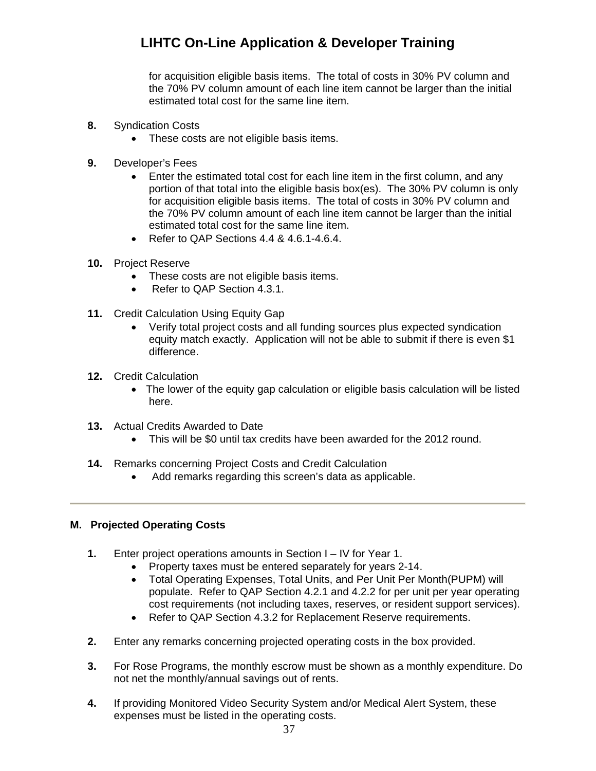for acquisition eligible basis items. The total of costs in 30% PV column and the 70% PV column amount of each line item cannot be larger than the initial estimated total cost for the same line item.

**8.** Syndication Costs

- These costs are not eligible basis items.

**9.** Developer's Fees

- Enter the estimated total cost for each line item in the first column, and any portion of that total into the eligible basis box(es). The 30% PV column is only for acquisition eligible basis items. The total of costs in 30% PV column and the 70% PV column amount of each line item cannot be larger than the initial estimated total cost for the same line item.
- Refer to QAP Sections 4.4 & 4.6.1-4.6.4.

**10.** Project Reserve

- These costs are not eligible basis items.
- Refer to QAP Section 4.3.1.

**11.** Credit Calculation Using Equity Gap

- Verify total project costs and all funding sources plus expected syndication equity match exactly. Application will not be able to submit if there is even $1 difference.

**12.** Credit Calculation

- The lower of the equity gap calculation or eligible basis calculation will be listed here.

**13.** Actual Credits Awarded to Date

- This will be $0 until tax credits have been awarded for the 2012 round.

**14.** Remarks concerning Project Costs and Credit Calculation

- Add remarks regarding this screen's data as applicable.

---

## M. Projected Operating Costs

**1.** Enter project operations amounts in Section I – IV for Year 1.

- Property taxes must be entered separately for years 2-14.
- Total Operating Expenses, Total Units, and Per Unit Per Month(PUPM) will populate. Refer to QAP Section 4.2.1 and 4.2.2 for per unit per year operating cost requirements (not including taxes, reserves, or resident support services).
- Refer to QAP Section 4.3.2 for Replacement Reserve requirements.

**2.** Enter any remarks concerning projected operating costs in the box provided.

**3.** For Rose Programs, the monthly escrow must be shown as a monthly expenditure. Do not net the monthly/annual savings out of rents.

**4.** If providing Monitored Video Security System and/or Medical Alert System, these expenses must be listed in the operating costs.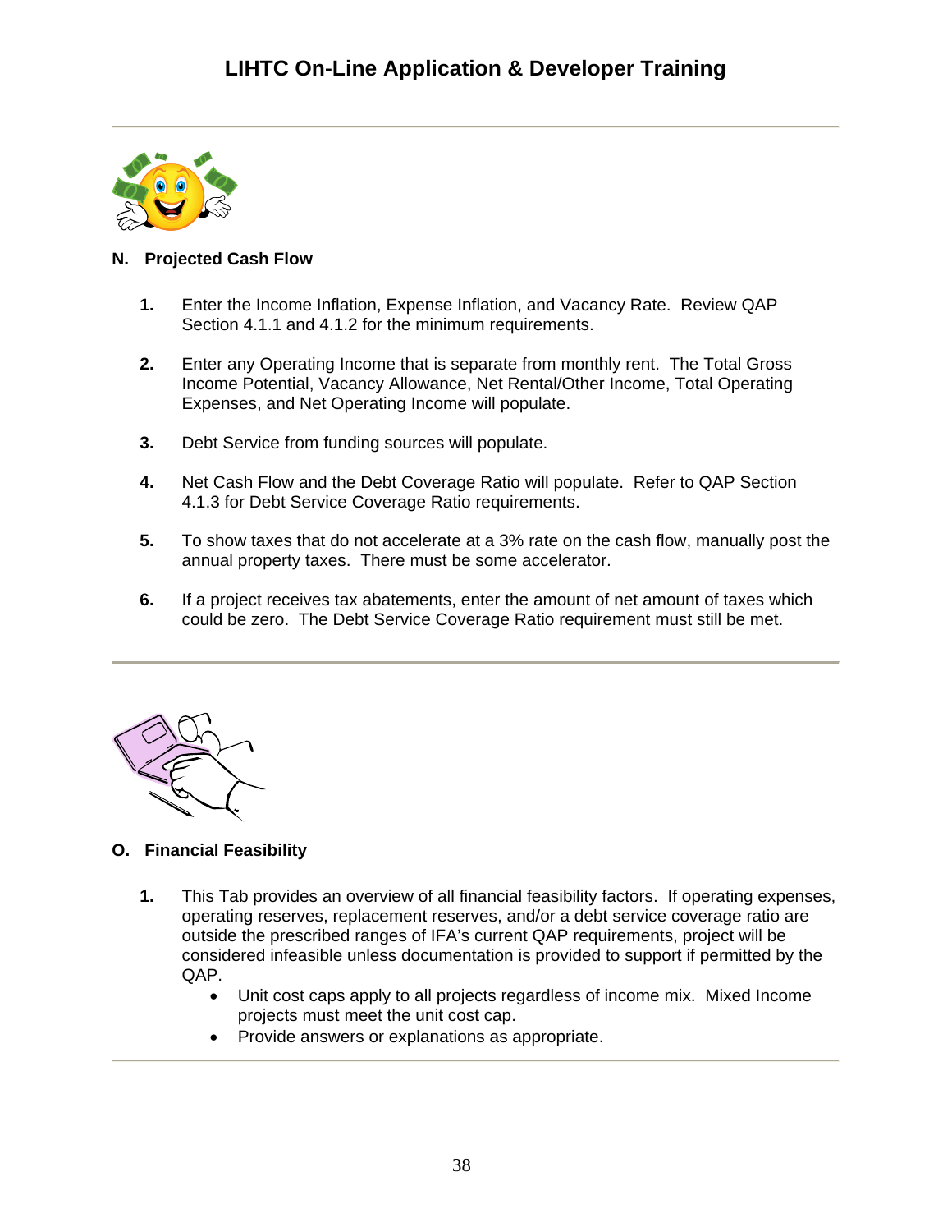## N. Projected Cash Flow

1. Enter the Income Inflation, Expense Inflation, and Vacancy Rate. Review QAP Section 4.1.1 and 4.1.2 for the minimum requirements.

2. Enter any Operating Income that is separate from monthly rent. The Total Gross Income Potential, Vacancy Allowance, Net Rental/Other Income, Total Operating Expenses, and Net Operating Income will populate.

3. Debt Service from funding sources will populate.

4. Net Cash Flow and the Debt Coverage Ratio will populate. Refer to QAP Section 4.1.3 for Debt Service Coverage Ratio requirements.

5. To show taxes that do not accelerate at a 3% rate on the cash flow, manually post the annual property taxes. There must be some accelerator.

6. If a project receives tax abatements, enter the amount of net amount of taxes which could be zero. The Debt Service Coverage Ratio requirement must still be met.

## O. Financial Feasibility

1. This Tab provides an overview of all financial feasibility factors. If operating expenses, operating reserves, replacement reserves, and/or a debt service coverage ratio are outside the prescribed ranges of IFA's current QAP requirements, project will be considered infeasible unless documentation is provided to support if permitted by the QAP.
   - Unit cost caps apply to all projects regardless of income mix. Mixed Income projects must meet the unit cost cap.
   - Provide answers or explanations as appropriate.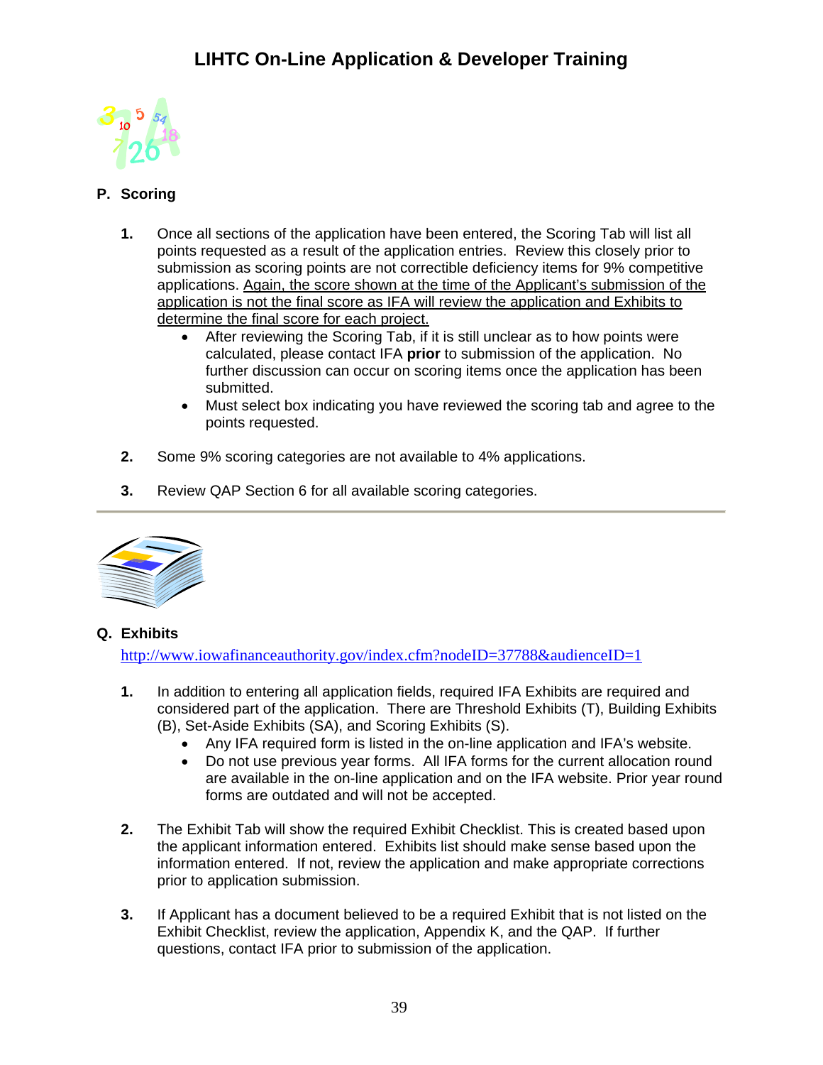## P. Scoring

1. Once all sections of the application have been entered, the Scoring Tab will list all points requested as a result of the application entries. Review this closely prior to submission as scoring points are not correctible deficiency items for 9% competitive applications. Again, the score shown at the time of the Applicant's submission of the application is not the final score as IFA will review the application and Exhibits to determine the final score for each project.
   - After reviewing the Scoring Tab, if it is still unclear as to how points were calculated, please contact IFA **prior** to submission of the application. No further discussion can occur on scoring items once the application has been submitted.
   - Must select box indicating you have reviewed the scoring tab and agree to the points requested.

2. Some 9% scoring categories are not available to 4% applications.

3. Review QAP Section 6 for all available scoring categories.

---

## Q. Exhibits

http://www.iowafinanceauthority.gov/index.cfm?nodeID=37788&audienceID=1

1. In addition to entering all application fields, required IFA Exhibits are required and considered part of the application. There are Threshold Exhibits (T), Building Exhibits (B), Set-Aside Exhibits (SA), and Scoring Exhibits (S).
   - Any IFA required form is listed in the on-line application and IFA's website.
   - Do not use previous year forms. All IFA forms for the current allocation round are available in the on-line application and on the IFA website. Prior year round forms are outdated and will not be accepted.

2. The Exhibit Tab will show the required Exhibit Checklist. This is created based upon the applicant information entered. Exhibits list should make sense based upon the information entered. If not, review the application and make appropriate corrections prior to application submission.

3. If Applicant has a document believed to be a required Exhibit that is not listed on the Exhibit Checklist, review the application, Appendix K, and the QAP. If further questions, contact IFA prior to submission of the application.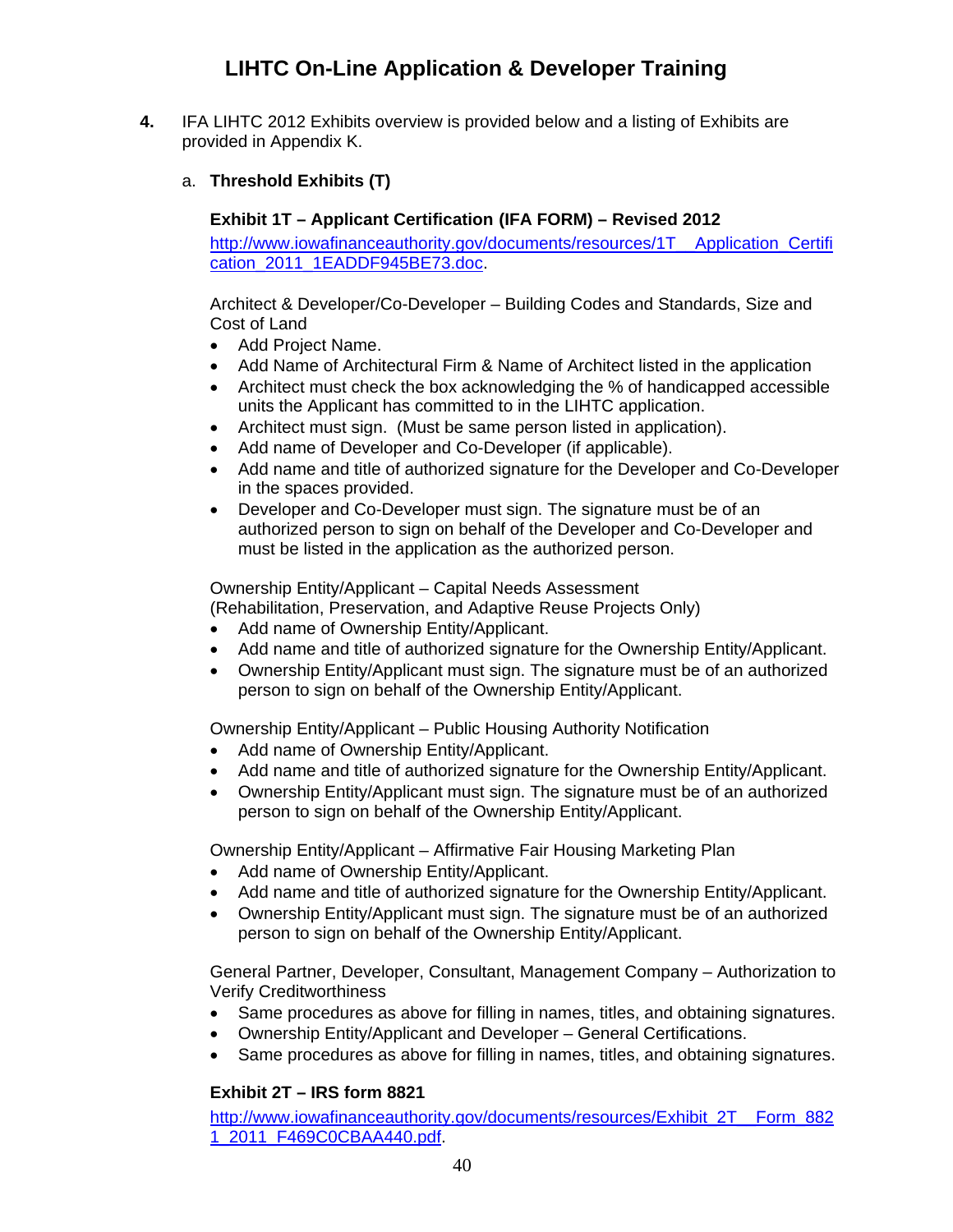# LIHTC On-Line Application & Developer Training

**4.** IFA LIHTC 2012 Exhibits overview is provided below and a listing of Exhibits are provided in Appendix K.

a. **Threshold Exhibits (T)**

**Exhibit 1T – Applicant Certification (IFA FORM) – Revised 2012**

http://www.iowafinanceauthority.gov/documents/resources/1T__Application_Certification_2011_1EADDF945BE73.doc.

Architect & Developer/Co-Developer – Building Codes and Standards, Size and Cost of Land

- Add Project Name.
- Add Name of Architectural Firm & Name of Architect listed in the application
- Architect must check the box acknowledging the % of handicapped accessible units the Applicant has committed to in the LIHTC application.
- Architect must sign. (Must be same person listed in application).
- Add name of Developer and Co-Developer (if applicable).
- Add name and title of authorized signature for the Developer and Co-Developer in the spaces provided.
- Developer and Co-Developer must sign. The signature must be of an authorized person to sign on behalf of the Developer and Co-Developer and must be listed in the application as the authorized person.

Ownership Entity/Applicant – Capital Needs Assessment
(Rehabilitation, Preservation, and Adaptive Reuse Projects Only)

- Add name of Ownership Entity/Applicant.
- Add name and title of authorized signature for the Ownership Entity/Applicant.
- Ownership Entity/Applicant must sign. The signature must be of an authorized person to sign on behalf of the Ownership Entity/Applicant.

Ownership Entity/Applicant – Public Housing Authority Notification

- Add name of Ownership Entity/Applicant.
- Add name and title of authorized signature for the Ownership Entity/Applicant.
- Ownership Entity/Applicant must sign. The signature must be of an authorized person to sign on behalf of the Ownership Entity/Applicant.

Ownership Entity/Applicant – Affirmative Fair Housing Marketing Plan

- Add name of Ownership Entity/Applicant.
- Add name and title of authorized signature for the Ownership Entity/Applicant.
- Ownership Entity/Applicant must sign. The signature must be of an authorized person to sign on behalf of the Ownership Entity/Applicant.

General Partner, Developer, Consultant, Management Company – Authorization to Verify Creditworthiness

- Same procedures as above for filling in names, titles, and obtaining signatures.
- Ownership Entity/Applicant and Developer – General Certifications.
- Same procedures as above for filling in names, titles, and obtaining signatures.

**Exhibit 2T – IRS form 8821**

http://www.iowafinanceauthority.gov/documents/resources/Exhibit_2T__Form_8821_2011_F469C0CBAA440.pdf.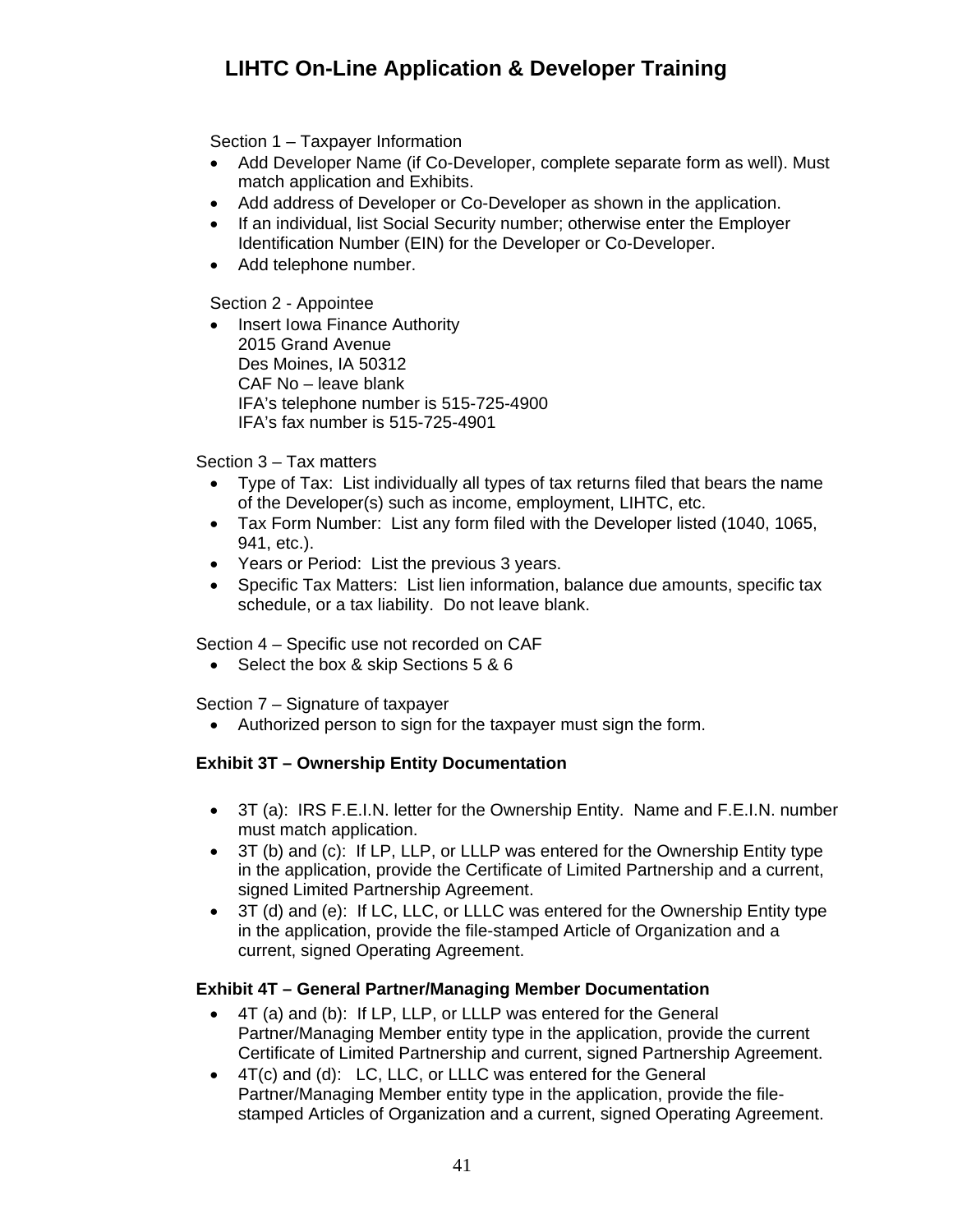Section 1 – Taxpayer Information

- Add Developer Name (if Co-Developer, complete separate form as well). Must match application and Exhibits.
- Add address of Developer or Co-Developer as shown in the application.
- If an individual, list Social Security number; otherwise enter the Employer Identification Number (EIN) for the Developer or Co-Developer.
- Add telephone number.

Section 2 - Appointee

- Insert Iowa Finance Authority
  2015 Grand Avenue
  Des Moines, IA 50312
  CAF No – leave blank
  IFA's telephone number is 515-725-4900
  IFA's fax number is 515-725-4901

Section 3 – Tax matters

- Type of Tax: List individually all types of tax returns filed that bears the name of the Developer(s) such as income, employment, LIHTC, etc.
- Tax Form Number: List any form filed with the Developer listed (1040, 1065, 941, etc.).
- Years or Period: List the previous 3 years.
- Specific Tax Matters: List lien information, balance due amounts, specific tax schedule, or a tax liability. Do not leave blank.

Section 4 – Specific use not recorded on CAF

- Select the box & skip Sections 5 & 6

Section 7 – Signature of taxpayer

- Authorized person to sign for the taxpayer must sign the form.

**Exhibit 3T – Ownership Entity Documentation**

- 3T (a): IRS F.E.I.N. letter for the Ownership Entity. Name and F.E.I.N. number must match application.
- 3T (b) and (c): If LP, LLP, or LLLP was entered for the Ownership Entity type in the application, provide the Certificate of Limited Partnership and a current, signed Limited Partnership Agreement.
- 3T (d) and (e): If LC, LLC, or LLLC was entered for the Ownership Entity type in the application, provide the file-stamped Article of Organization and a current, signed Operating Agreement.

**Exhibit 4T – General Partner/Managing Member Documentation**

- 4T (a) and (b): If LP, LLP, or LLLP was entered for the General Partner/Managing Member entity type in the application, provide the current Certificate of Limited Partnership and current, signed Partnership Agreement.
- 4T(c) and (d): LC, LLC, or LLLC was entered for the General Partner/Managing Member entity type in the application, provide the file-stamped Articles of Organization and a current, signed Operating Agreement.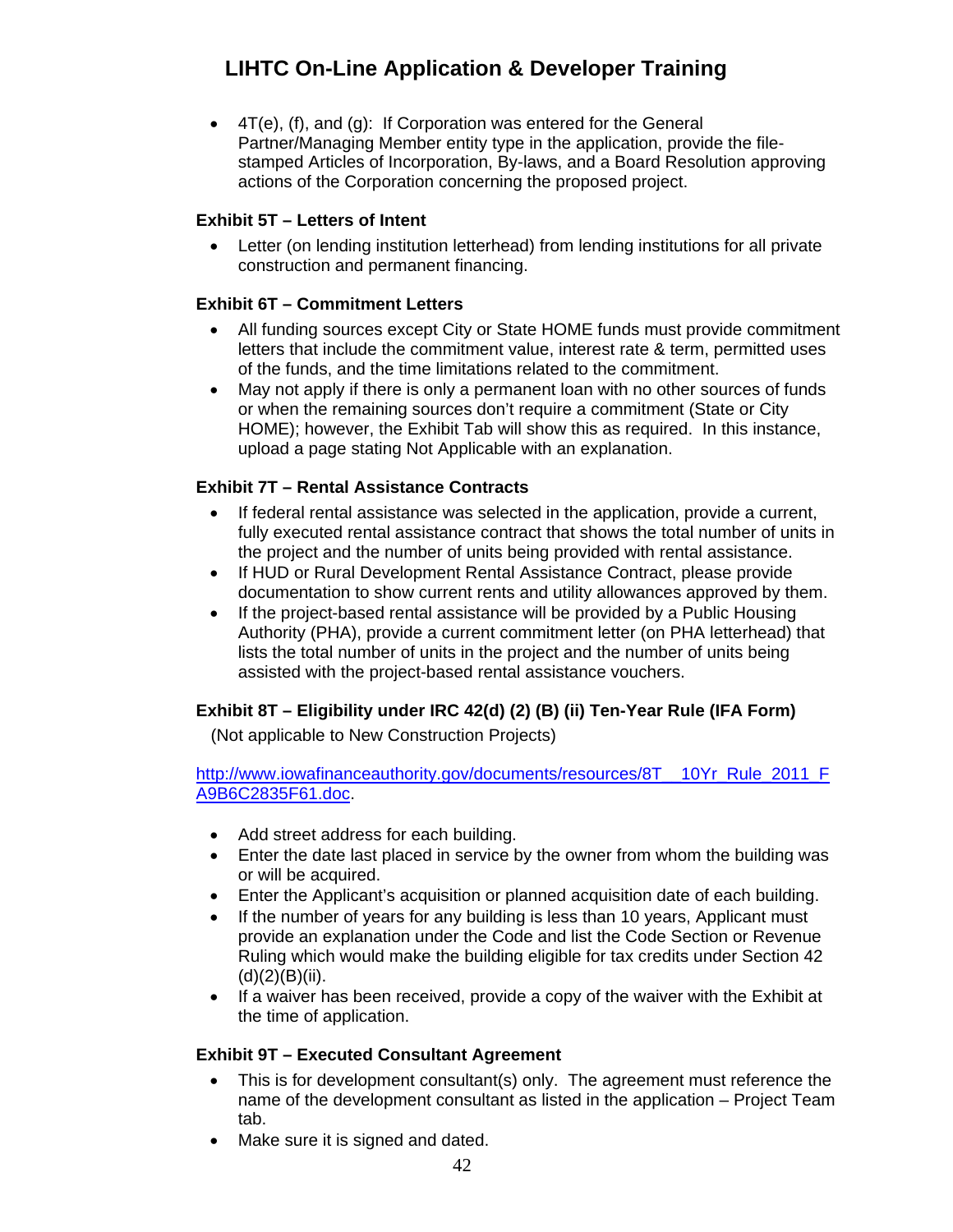- 4T(e), (f), and (g): If Corporation was entered for the General Partner/Managing Member entity type in the application, provide the file-stamped Articles of Incorporation, By-laws, and a Board Resolution approving actions of the Corporation concerning the proposed project.

### Exhibit 5T – Letters of Intent

- Letter (on lending institution letterhead) from lending institutions for all private construction and permanent financing.

### Exhibit 6T – Commitment Letters

- All funding sources except City or State HOME funds must provide commitment letters that include the commitment value, interest rate & term, permitted uses of the funds, and the time limitations related to the commitment.
- May not apply if there is only a permanent loan with no other sources of funds or when the remaining sources don't require a commitment (State or City HOME); however, the Exhibit Tab will show this as required. In this instance, upload a page stating Not Applicable with an explanation.

### Exhibit 7T – Rental Assistance Contracts

- If federal rental assistance was selected in the application, provide a current, fully executed rental assistance contract that shows the total number of units in the project and the number of units being provided with rental assistance.
- If HUD or Rural Development Rental Assistance Contract, please provide documentation to show current rents and utility allowances approved by them.
- If the project-based rental assistance will be provided by a Public Housing Authority (PHA), provide a current commitment letter (on PHA letterhead) that lists the total number of units in the project and the number of units being assisted with the project-based rental assistance vouchers.

### Exhibit 8T – Eligibility under IRC 42(d) (2) (B) (ii) Ten-Year Rule (IFA Form)

(Not applicable to New Construction Projects)

http://www.iowafinanceauthority.gov/documents/resources/8T__10Yr_Rule_2011_FA9B6C2835F61.doc.

- Add street address for each building.
- Enter the date last placed in service by the owner from whom the building was or will be acquired.
- Enter the Applicant's acquisition or planned acquisition date of each building.
- If the number of years for any building is less than 10 years, Applicant must provide an explanation under the Code and list the Code Section or Revenue Ruling which would make the building eligible for tax credits under Section 42 (d)(2)(B)(ii).
- If a waiver has been received, provide a copy of the waiver with the Exhibit at the time of application.

### Exhibit 9T – Executed Consultant Agreement

- This is for development consultant(s) only. The agreement must reference the name of the development consultant as listed in the application – Project Team tab.
- Make sure it is signed and dated.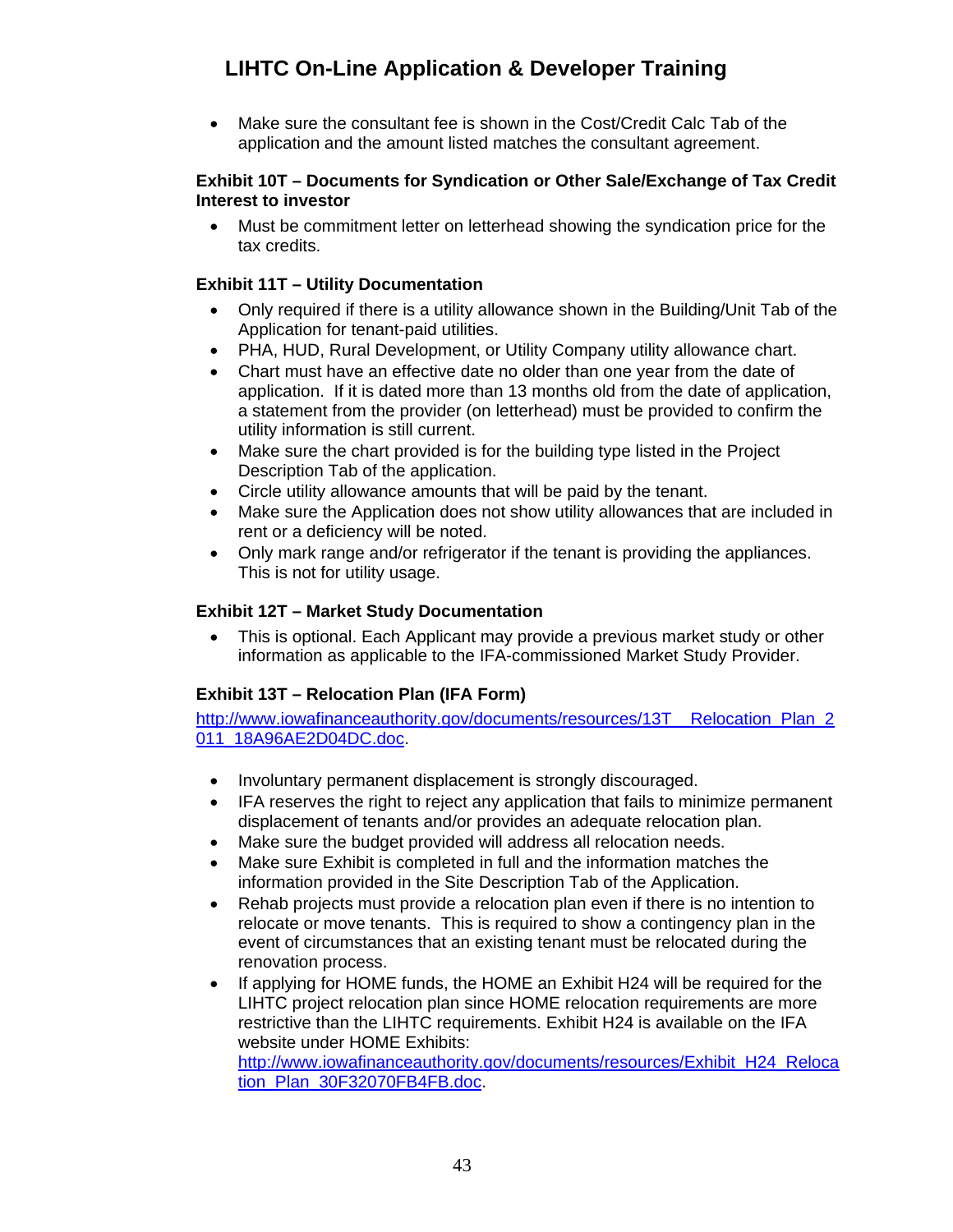- Make sure the consultant fee is shown in the Cost/Credit Calc Tab of the application and the amount listed matches the consultant agreement.

**Exhibit 10T – Documents for Syndication or Other Sale/Exchange of Tax Credit Interest to investor**

- Must be commitment letter on letterhead showing the syndication price for the tax credits.

**Exhibit 11T – Utility Documentation**

- Only required if there is a utility allowance shown in the Building/Unit Tab of the Application for tenant-paid utilities.
- PHA, HUD, Rural Development, or Utility Company utility allowance chart.
- Chart must have an effective date no older than one year from the date of application. If it is dated more than 13 months old from the date of application, a statement from the provider (on letterhead) must be provided to confirm the utility information is still current.
- Make sure the chart provided is for the building type listed in the Project Description Tab of the application.
- Circle utility allowance amounts that will be paid by the tenant.
- Make sure the Application does not show utility allowances that are included in rent or a deficiency will be noted.
- Only mark range and/or refrigerator if the tenant is providing the appliances. This is not for utility usage.

**Exhibit 12T – Market Study Documentation**

- This is optional. Each Applicant may provide a previous market study or other information as applicable to the IFA-commissioned Market Study Provider.

**Exhibit 13T – Relocation Plan (IFA Form)**

http://www.iowafinanceauthority.gov/documents/resources/13T__Relocation_Plan_2011_18A96AE2D04DC.doc.

- Involuntary permanent displacement is strongly discouraged.
- IFA reserves the right to reject any application that fails to minimize permanent displacement of tenants and/or provides an adequate relocation plan.
- Make sure the budget provided will address all relocation needs.
- Make sure Exhibit is completed in full and the information matches the information provided in the Site Description Tab of the Application.
- Rehab projects must provide a relocation plan even if there is no intention to relocate or move tenants. This is required to show a contingency plan in the event of circumstances that an existing tenant must be relocated during the renovation process.
- If applying for HOME funds, the HOME an Exhibit H24 will be required for the LIHTC project relocation plan since HOME relocation requirements are more restrictive than the LIHTC requirements. Exhibit H24 is available on the IFA website under HOME Exhibits: http://www.iowafinanceauthority.gov/documents/resources/Exhibit_H24_Relocation_Plan_30F32070FB4FB.doc.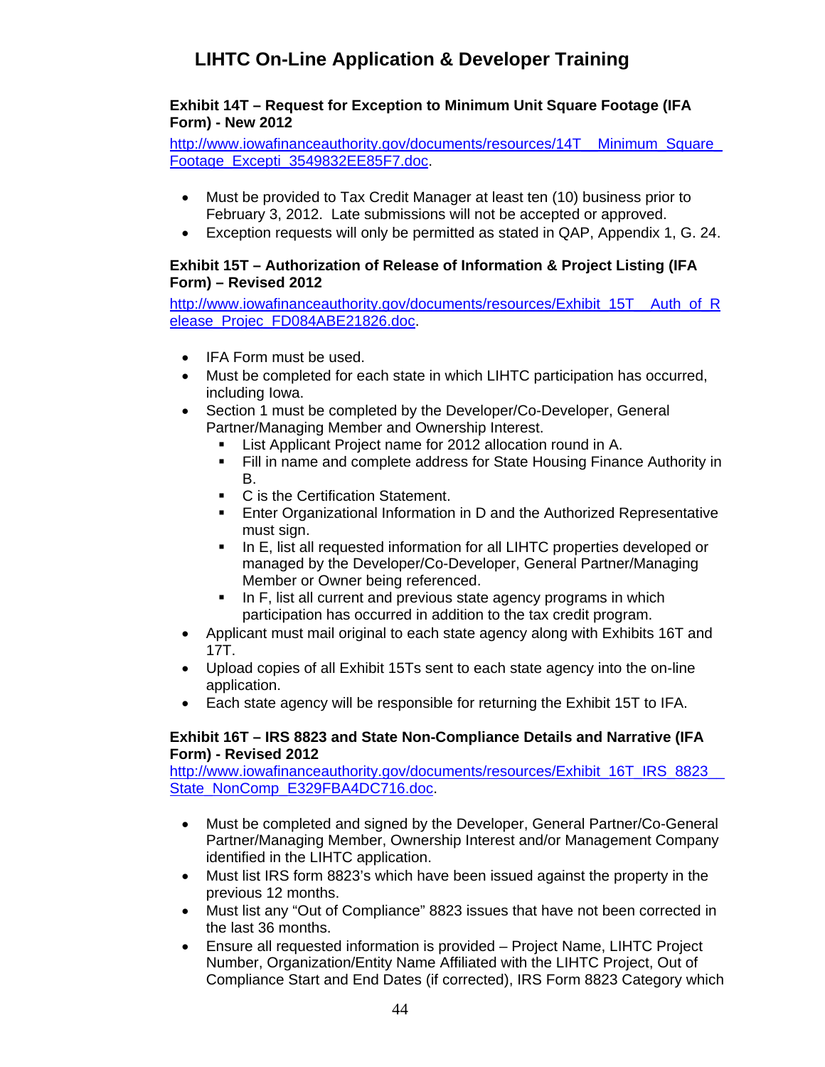### Exhibit 14T – Request for Exception to Minimum Unit Square Footage (IFA Form) - New 2012

http://www.iowafinanceauthority.gov/documents/resources/14T__Minimum_Square_Footage_Excepti_3549832EE85F7.doc.

- Must be provided to Tax Credit Manager at least ten (10) business prior to February 3, 2012. Late submissions will not be accepted or approved.
- Exception requests will only be permitted as stated in QAP, Appendix 1, G. 24.

### Exhibit 15T – Authorization of Release of Information & Project Listing (IFA Form) – Revised 2012

http://www.iowafinanceauthority.gov/documents/resources/Exhibit_15T__Auth_of_Release_Projec_FD084ABE21826.doc.

- IFA Form must be used.
- Must be completed for each state in which LIHTC participation has occurred, including Iowa.
- Section 1 must be completed by the Developer/Co-Developer, General Partner/Managing Member and Ownership Interest.
  - List Applicant Project name for 2012 allocation round in A.
  - Fill in name and complete address for State Housing Finance Authority in B.
  - C is the Certification Statement.
  - Enter Organizational Information in D and the Authorized Representative must sign.
  - In E, list all requested information for all LIHTC properties developed or managed by the Developer/Co-Developer, General Partner/Managing Member or Owner being referenced.
  - In F, list all current and previous state agency programs in which participation has occurred in addition to the tax credit program.
- Applicant must mail original to each state agency along with Exhibits 16T and 17T.
- Upload copies of all Exhibit 15Ts sent to each state agency into the on-line application.
- Each state agency will be responsible for returning the Exhibit 15T to IFA.

### Exhibit 16T – IRS 8823 and State Non-Compliance Details and Narrative (IFA Form) - Revised 2012

http://www.iowafinanceauthority.gov/documents/resources/Exhibit_16T_IRS_8823__State_NonComp_E329FBA4DC716.doc.

- Must be completed and signed by the Developer, General Partner/Co-General Partner/Managing Member, Ownership Interest and/or Management Company identified in the LIHTC application.
- Must list IRS form 8823's which have been issued against the property in the previous 12 months.
- Must list any "Out of Compliance" 8823 issues that have not been corrected in the last 36 months.
- Ensure all requested information is provided – Project Name, LIHTC Project Number, Organization/Entity Name Affiliated with the LIHTC Project, Out of Compliance Start and End Dates (if corrected), IRS Form 8823 Category which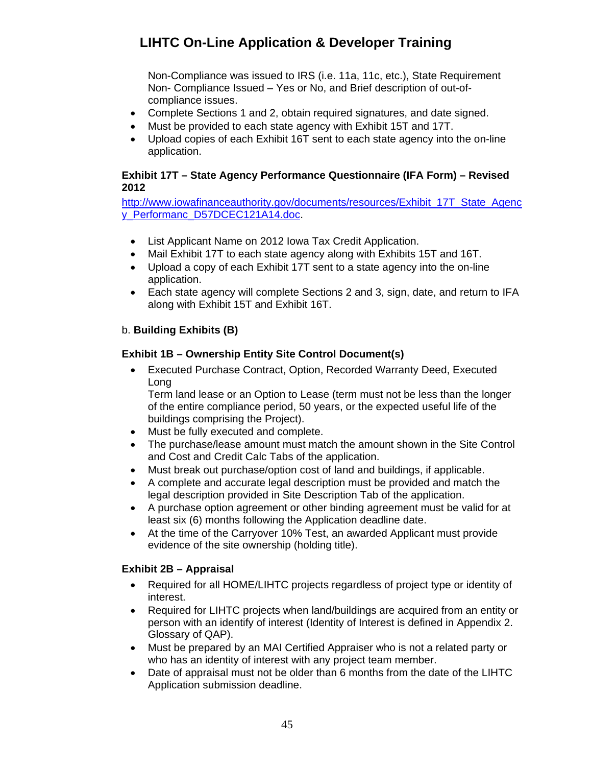Non-Compliance was issued to IRS (i.e. 11a, 11c, etc.), State Requirement Non- Compliance Issued – Yes or No, and Brief description of out-of-compliance issues.

- Complete Sections 1 and 2, obtain required signatures, and date signed.
- Must be provided to each state agency with Exhibit 15T and 17T.
- Upload copies of each Exhibit 16T sent to each state agency into the on-line application.

**Exhibit 17T – State Agency Performance Questionnaire (IFA Form) – Revised 2012**

http://www.iowafinanceauthority.gov/documents/resources/Exhibit_17T_State_Agency_Performanc_D57DCEC121A14.doc.

- List Applicant Name on 2012 Iowa Tax Credit Application.
- Mail Exhibit 17T to each state agency along with Exhibits 15T and 16T.
- Upload a copy of each Exhibit 17T sent to a state agency into the on-line application.
- Each state agency will complete Sections 2 and 3, sign, date, and return to IFA along with Exhibit 15T and Exhibit 16T.

b. **Building Exhibits (B)**

**Exhibit 1B – Ownership Entity Site Control Document(s)**

- Executed Purchase Contract, Option, Recorded Warranty Deed, Executed Long
  Term land lease or an Option to Lease (term must not be less than the longer of the entire compliance period, 50 years, or the expected useful life of the buildings comprising the Project).
- Must be fully executed and complete.
- The purchase/lease amount must match the amount shown in the Site Control and Cost and Credit Calc Tabs of the application.
- Must break out purchase/option cost of land and buildings, if applicable.
- A complete and accurate legal description must be provided and match the legal description provided in Site Description Tab of the application.
- A purchase option agreement or other binding agreement must be valid for at least six (6) months following the Application deadline date.
- At the time of the Carryover 10% Test, an awarded Applicant must provide evidence of the site ownership (holding title).

**Exhibit 2B – Appraisal**

- Required for all HOME/LIHTC projects regardless of project type or identity of interest.
- Required for LIHTC projects when land/buildings are acquired from an entity or person with an identify of interest (Identity of Interest is defined in Appendix 2. Glossary of QAP).
- Must be prepared by an MAI Certified Appraiser who is not a related party or who has an identity of interest with any project team member.
- Date of appraisal must not be older than 6 months from the date of the LIHTC Application submission deadline.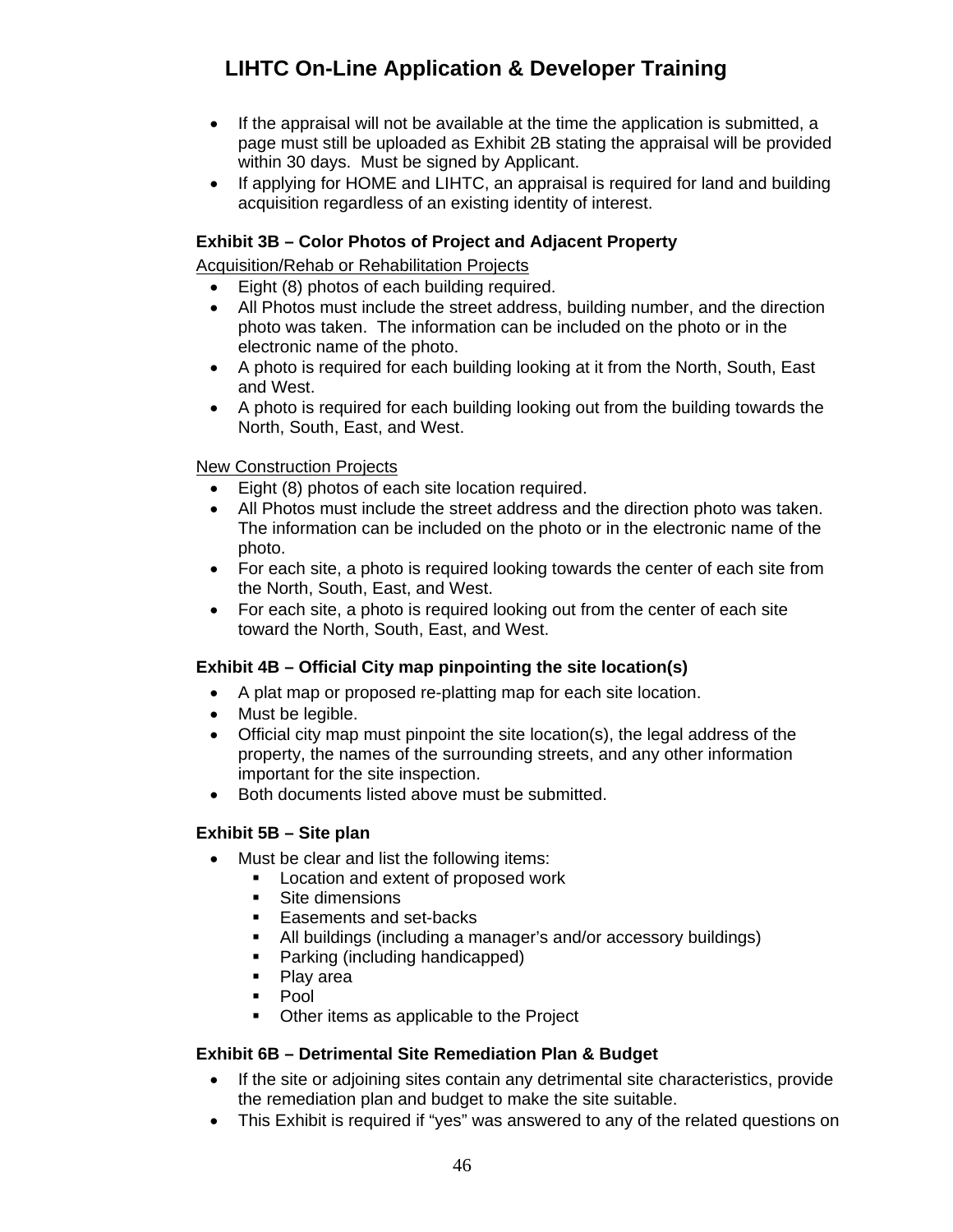- If the appraisal will not be available at the time the application is submitted, a page must still be uploaded as Exhibit 2B stating the appraisal will be provided within 30 days. Must be signed by Applicant.
- If applying for HOME and LIHTC, an appraisal is required for land and building acquisition regardless of an existing identity of interest.

**Exhibit 3B – Color Photos of Project and Adjacent Property**

<u>Acquisition/Rehab or Rehabilitation Projects</u>

- Eight (8) photos of each building required.
- All Photos must include the street address, building number, and the direction photo was taken. The information can be included on the photo or in the electronic name of the photo.
- A photo is required for each building looking at it from the North, South, East and West.
- A photo is required for each building looking out from the building towards the North, South, East, and West.

<u>New Construction Projects</u>

- Eight (8) photos of each site location required.
- All Photos must include the street address and the direction photo was taken. The information can be included on the photo or in the electronic name of the photo.
- For each site, a photo is required looking towards the center of each site from the North, South, East, and West.
- For each site, a photo is required looking out from the center of each site toward the North, South, East, and West.

**Exhibit 4B – Official City map pinpointing the site location(s)**

- A plat map or proposed re-platting map for each site location.
- Must be legible.
- Official city map must pinpoint the site location(s), the legal address of the property, the names of the surrounding streets, and any other information important for the site inspection.
- Both documents listed above must be submitted.

**Exhibit 5B – Site plan**

- Must be clear and list the following items:
  - Location and extent of proposed work
  - Site dimensions
  - Easements and set-backs
  - All buildings (including a manager's and/or accessory buildings)
  - Parking (including handicapped)
  - Play area
  - Pool
  - Other items as applicable to the Project

**Exhibit 6B – Detrimental Site Remediation Plan & Budget**

- If the site or adjoining sites contain any detrimental site characteristics, provide the remediation plan and budget to make the site suitable.
- This Exhibit is required if "yes" was answered to any of the related questions on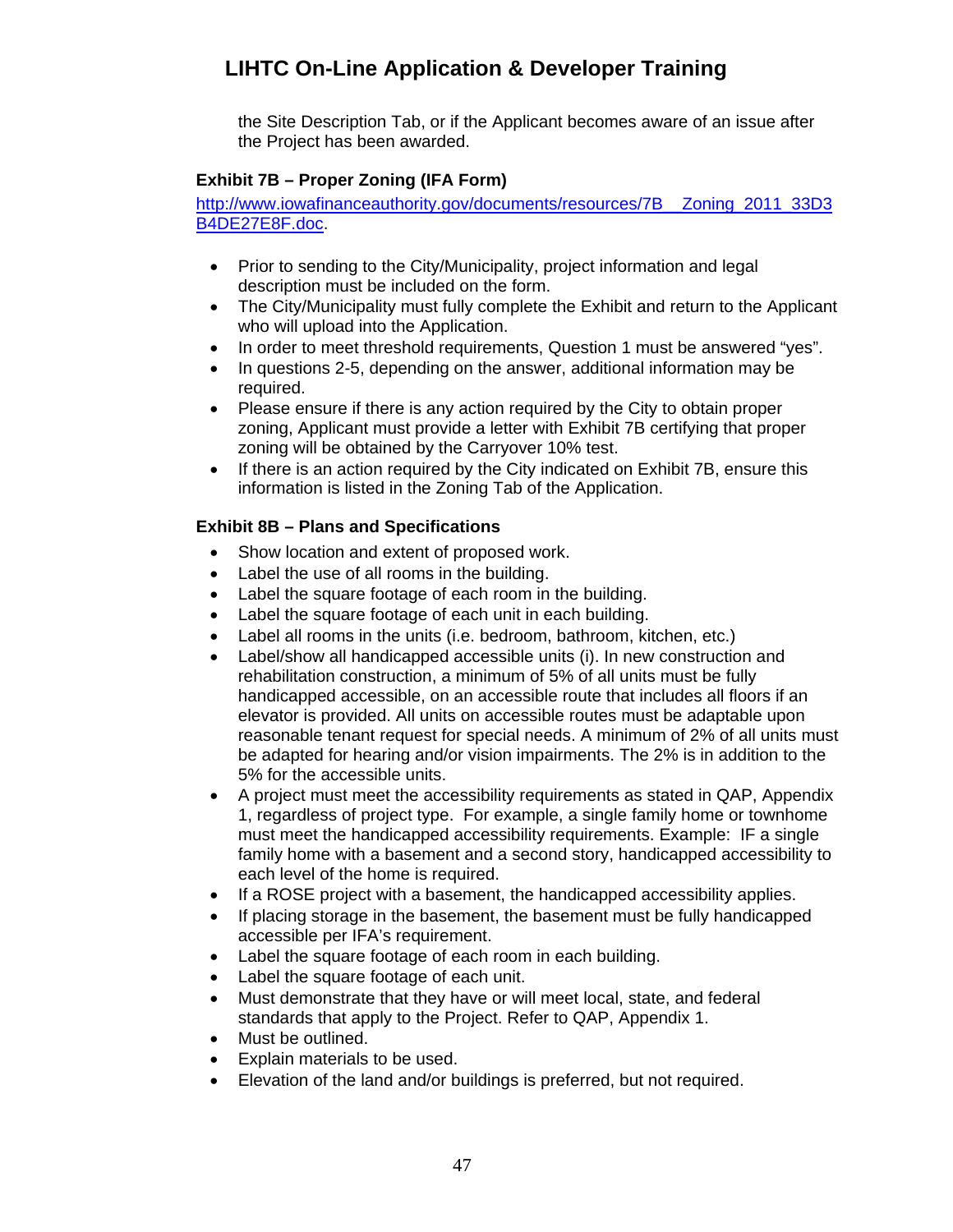the Site Description Tab, or if the Applicant becomes aware of an issue after the Project has been awarded.

**Exhibit 7B – Proper Zoning (IFA Form)**

[http://www.iowafinanceauthority.gov/documents/resources/7B__Zoning_2011_33D3B4DE27E8F.doc](http://www.iowafinanceauthority.gov/documents/resources/7B__Zoning_2011_33D3B4DE27E8F.doc).

- Prior to sending to the City/Municipality, project information and legal description must be included on the form.
- The City/Municipality must fully complete the Exhibit and return to the Applicant who will upload into the Application.
- In order to meet threshold requirements, Question 1 must be answered "yes".
- In questions 2-5, depending on the answer, additional information may be required.
- Please ensure if there is any action required by the City to obtain proper zoning, Applicant must provide a letter with Exhibit 7B certifying that proper zoning will be obtained by the Carryover 10% test.
- If there is an action required by the City indicated on Exhibit 7B, ensure this information is listed in the Zoning Tab of the Application.

**Exhibit 8B – Plans and Specifications**

- Show location and extent of proposed work.
- Label the use of all rooms in the building.
- Label the square footage of each room in the building.
- Label the square footage of each unit in each building.
- Label all rooms in the units (i.e. bedroom, bathroom, kitchen, etc.)
- Label/show all handicapped accessible units (i). In new construction and rehabilitation construction, a minimum of 5% of all units must be fully handicapped accessible, on an accessible route that includes all floors if an elevator is provided. All units on accessible routes must be adaptable upon reasonable tenant request for special needs. A minimum of 2% of all units must be adapted for hearing and/or vision impairments. The 2% is in addition to the 5% for the accessible units.
- A project must meet the accessibility requirements as stated in QAP, Appendix 1, regardless of project type. For example, a single family home or townhome must meet the handicapped accessibility requirements. Example: IF a single family home with a basement and a second story, handicapped accessibility to each level of the home is required.
- If a ROSE project with a basement, the handicapped accessibility applies.
- If placing storage in the basement, the basement must be fully handicapped accessible per IFA's requirement.
- Label the square footage of each room in each building.
- Label the square footage of each unit.
- Must demonstrate that they have or will meet local, state, and federal standards that apply to the Project. Refer to QAP, Appendix 1.
- Must be outlined.
- Explain materials to be used.
- Elevation of the land and/or buildings is preferred, but not required.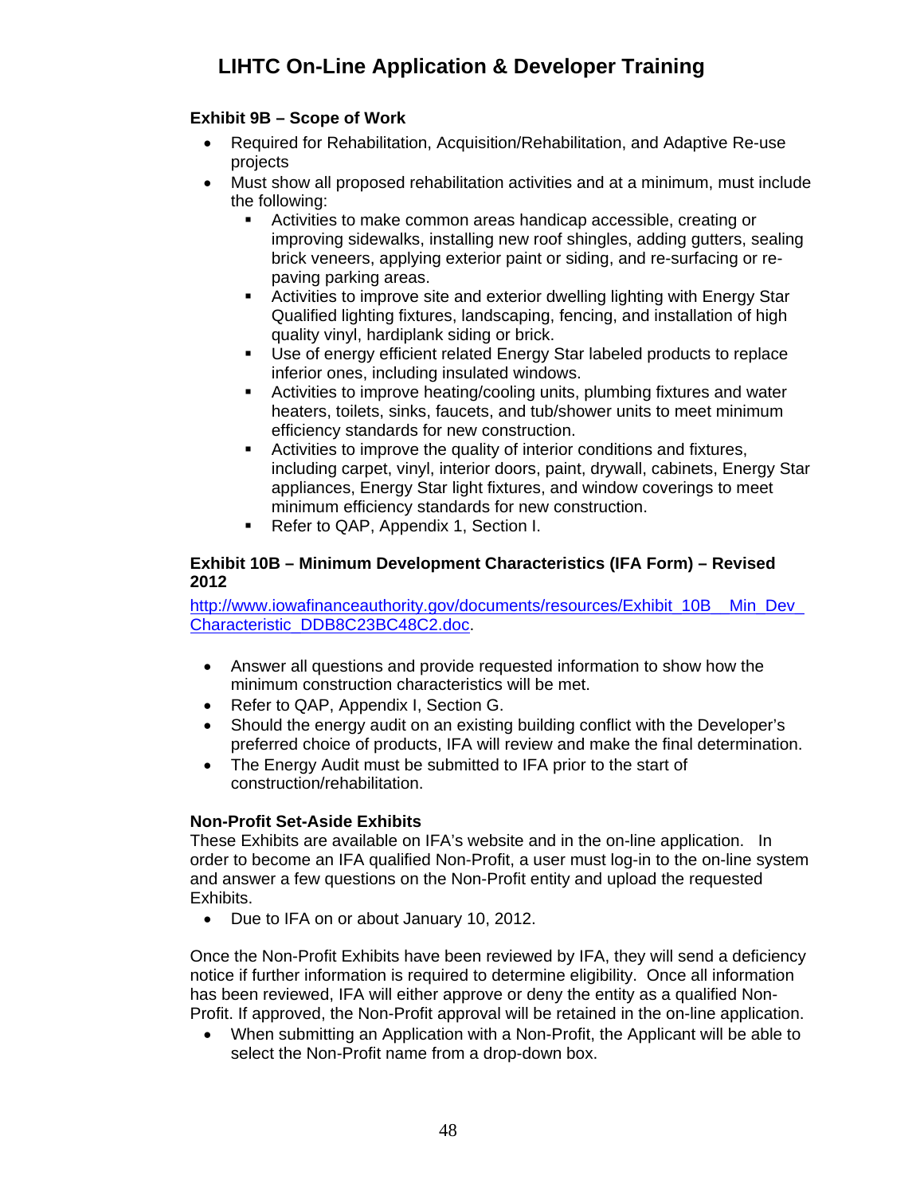**Exhibit 9B – Scope of Work**

- Required for Rehabilitation, Acquisition/Rehabilitation, and Adaptive Re-use projects
- Must show all proposed rehabilitation activities and at a minimum, must include the following:
  - Activities to make common areas handicap accessible, creating or improving sidewalks, installing new roof shingles, adding gutters, sealing brick veneers, applying exterior paint or siding, and re-surfacing or re-paving parking areas.
  - Activities to improve site and exterior dwelling lighting with Energy Star Qualified lighting fixtures, landscaping, fencing, and installation of high quality vinyl, hardiplank siding or brick.
  - Use of energy efficient related Energy Star labeled products to replace inferior ones, including insulated windows.
  - Activities to improve heating/cooling units, plumbing fixtures and water heaters, toilets, sinks, faucets, and tub/shower units to meet minimum efficiency standards for new construction.
  - Activities to improve the quality of interior conditions and fixtures, including carpet, vinyl, interior doors, paint, drywall, cabinets, Energy Star appliances, Energy Star light fixtures, and window coverings to meet minimum efficiency standards for new construction.
  - Refer to QAP, Appendix 1, Section I.

**Exhibit 10B – Minimum Development Characteristics (IFA Form) – Revised 2012**

http://www.iowafinanceauthority.gov/documents/resources/Exhibit_10B__Min_Dev_Characteristic_DDB8C23BC48C2.doc.

- Answer all questions and provide requested information to show how the minimum construction characteristics will be met.
- Refer to QAP, Appendix I, Section G.
- Should the energy audit on an existing building conflict with the Developer's preferred choice of products, IFA will review and make the final determination.
- The Energy Audit must be submitted to IFA prior to the start of construction/rehabilitation.

**Non-Profit Set-Aside Exhibits**

These Exhibits are available on IFA's website and in the on-line application. In order to become an IFA qualified Non-Profit, a user must log-in to the on-line system and answer a few questions on the Non-Profit entity and upload the requested Exhibits.

- Due to IFA on or about January 10, 2012.

Once the Non-Profit Exhibits have been reviewed by IFA, they will send a deficiency notice if further information is required to determine eligibility. Once all information has been reviewed, IFA will either approve or deny the entity as a qualified Non-Profit. If approved, the Non-Profit approval will be retained in the on-line application.

- When submitting an Application with a Non-Profit, the Applicant will be able to select the Non-Profit name from a drop-down box.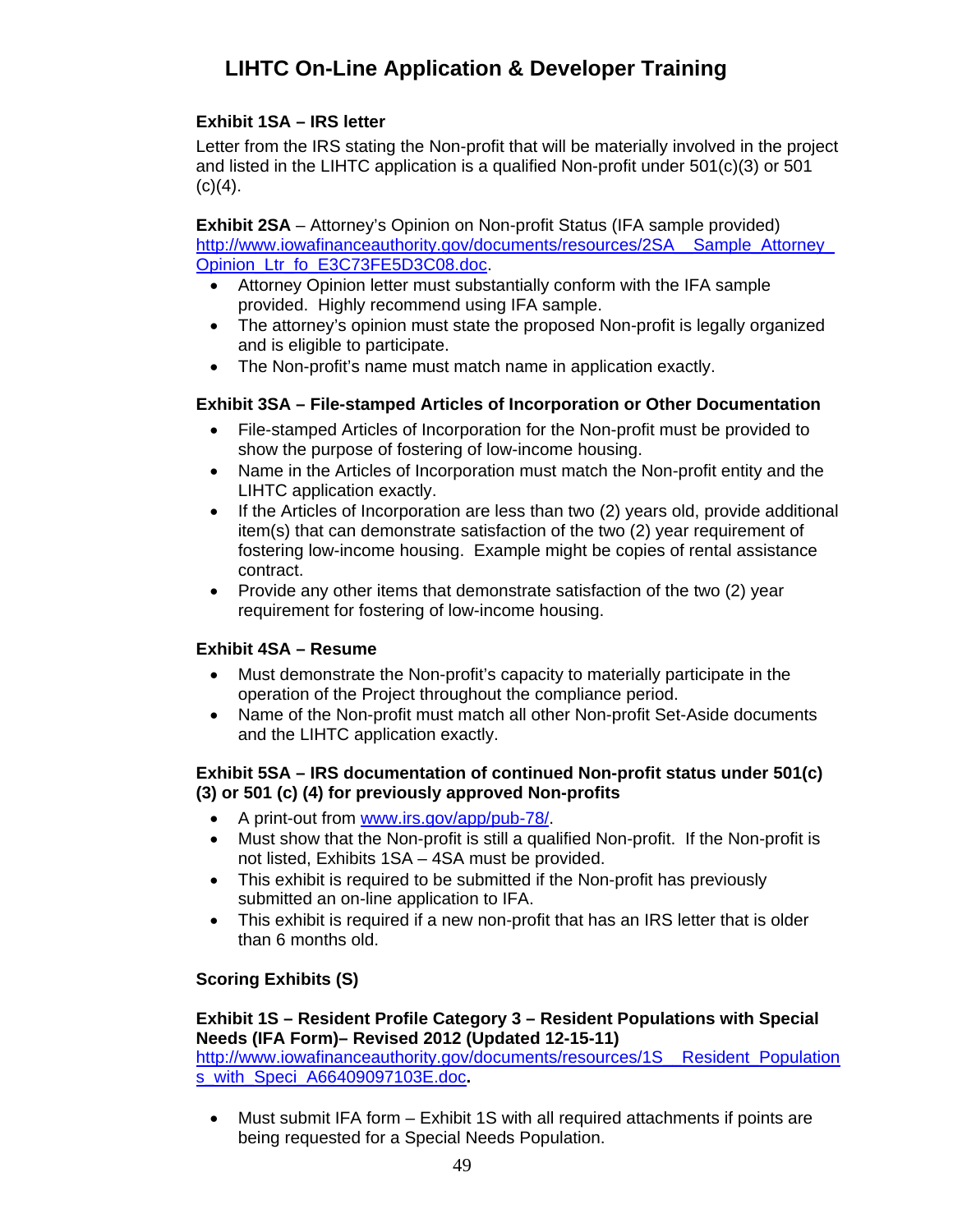# LIHTC On-Line Application & Developer Training

**Exhibit 1SA – IRS letter**

Letter from the IRS stating the Non-profit that will be materially involved in the project and listed in the LIHTC application is a qualified Non-profit under 501(c)(3) or 501 (c)(4).

**Exhibit 2SA** – Attorney's Opinion on Non-profit Status (IFA sample provided) http://www.iowafinanceauthority.gov/documents/resources/2SA__Sample_Attorney_Opinion_Ltr_fo_E3C73FE5D3C08.doc.

- Attorney Opinion letter must substantially conform with the IFA sample provided. Highly recommend using IFA sample.
- The attorney's opinion must state the proposed Non-profit is legally organized and is eligible to participate.
- The Non-profit's name must match name in application exactly.

**Exhibit 3SA – File-stamped Articles of Incorporation or Other Documentation**

- File-stamped Articles of Incorporation for the Non-profit must be provided to show the purpose of fostering of low-income housing.
- Name in the Articles of Incorporation must match the Non-profit entity and the LIHTC application exactly.
- If the Articles of Incorporation are less than two (2) years old, provide additional item(s) that can demonstrate satisfaction of the two (2) year requirement of fostering low-income housing. Example might be copies of rental assistance contract.
- Provide any other items that demonstrate satisfaction of the two (2) year requirement for fostering of low-income housing.

**Exhibit 4SA – Resume**

- Must demonstrate the Non-profit's capacity to materially participate in the operation of the Project throughout the compliance period.
- Name of the Non-profit must match all other Non-profit Set-Aside documents and the LIHTC application exactly.

**Exhibit 5SA – IRS documentation of continued Non-profit status under 501(c) (3) or 501 (c) (4) for previously approved Non-profits**

- A print-out from www.irs.gov/app/pub-78/.
- Must show that the Non-profit is still a qualified Non-profit. If the Non-profit is not listed, Exhibits 1SA – 4SA must be provided.
- This exhibit is required to be submitted if the Non-profit has previously submitted an on-line application to IFA.
- This exhibit is required if a new non-profit that has an IRS letter that is older than 6 months old.

**Scoring Exhibits (S)**

**Exhibit 1S – Resident Profile Category 3 – Resident Populations with Special Needs (IFA Form)– Revised 2012 (Updated 12-15-11)**
http://www.iowafinanceauthority.gov/documents/resources/1S__Resident_Populations_with_Speci_A66409097103E.doc**.**

- Must submit IFA form – Exhibit 1S with all required attachments if points are being requested for a Special Needs Population.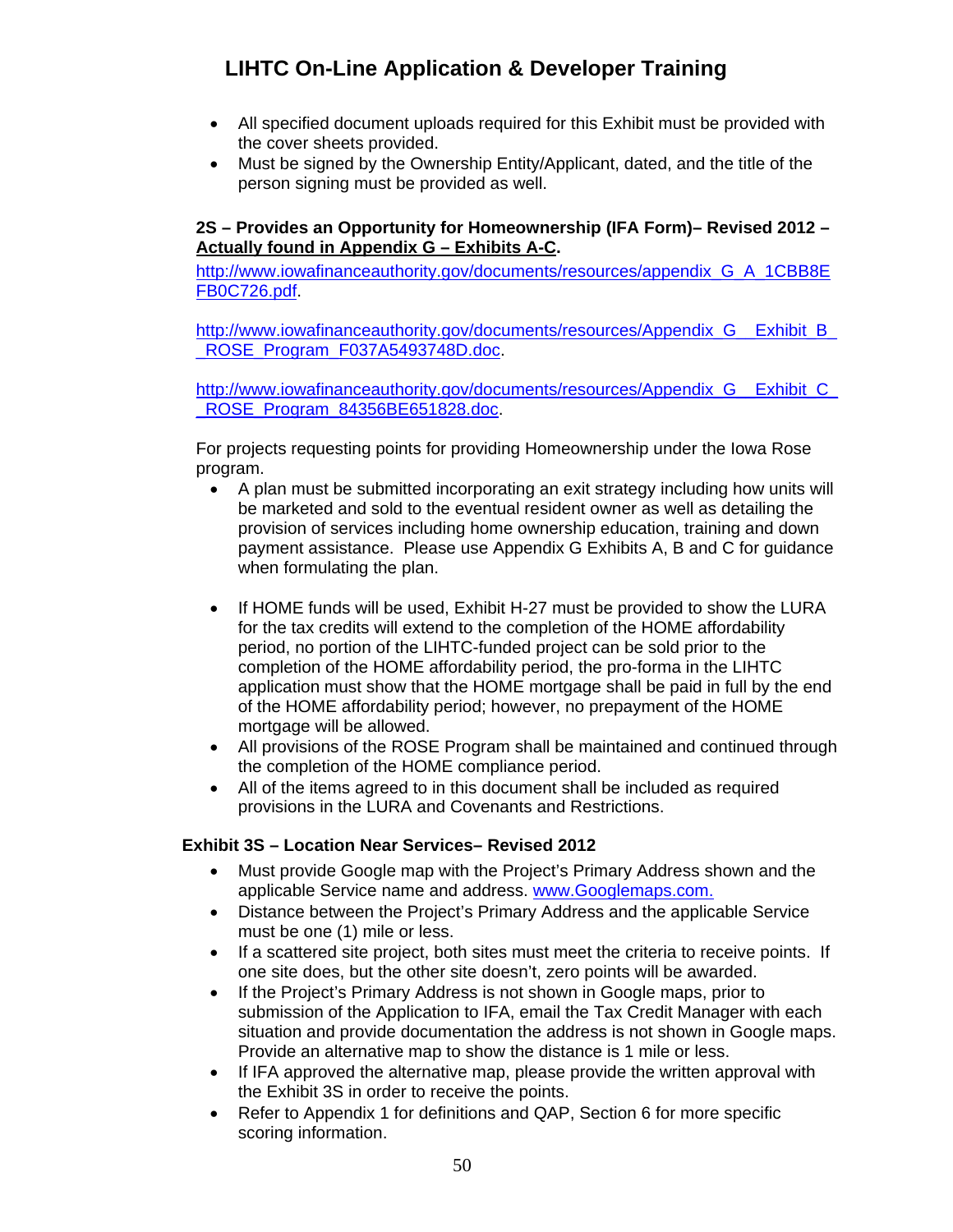- All specified document uploads required for this Exhibit must be provided with the cover sheets provided.
- Must be signed by the Ownership Entity/Applicant, dated, and the title of the person signing must be provided as well.

**2S – Provides an Opportunity for Homeownership (IFA Form)– Revised 2012 – Actually found in Appendix G – Exhibits A-C.**

http://www.iowafinanceauthority.gov/documents/resources/appendix_G_A_1CBB8EFB0C726.pdf.

http://www.iowafinanceauthority.gov/documents/resources/Appendix_G__Exhibit_B__ROSE_Program_F037A5493748D.doc.

http://www.iowafinanceauthority.gov/documents/resources/Appendix_G__Exhibit_C__ROSE_Program_84356BE651828.doc.

For projects requesting points for providing Homeownership under the Iowa Rose program.

- A plan must be submitted incorporating an exit strategy including how units will be marketed and sold to the eventual resident owner as well as detailing the provision of services including home ownership education, training and down payment assistance. Please use Appendix G Exhibits A, B and C for guidance when formulating the plan.

- If HOME funds will be used, Exhibit H-27 must be provided to show the LURA for the tax credits will extend to the completion of the HOME affordability period, no portion of the LIHTC-funded project can be sold prior to the completion of the HOME affordability period, the pro-forma in the LIHTC application must show that the HOME mortgage shall be paid in full by the end of the HOME affordability period; however, no prepayment of the HOME mortgage will be allowed.
- All provisions of the ROSE Program shall be maintained and continued through the completion of the HOME compliance period.
- All of the items agreed to in this document shall be included as required provisions in the LURA and Covenants and Restrictions.

**Exhibit 3S – Location Near Services– Revised 2012**

- Must provide Google map with the Project's Primary Address shown and the applicable Service name and address. www.Googlemaps.com.
- Distance between the Project's Primary Address and the applicable Service must be one (1) mile or less.
- If a scattered site project, both sites must meet the criteria to receive points. If one site does, but the other site doesn't, zero points will be awarded.
- If the Project's Primary Address is not shown in Google maps, prior to submission of the Application to IFA, email the Tax Credit Manager with each situation and provide documentation the address is not shown in Google maps. Provide an alternative map to show the distance is 1 mile or less.
- If IFA approved the alternative map, please provide the written approval with the Exhibit 3S in order to receive the points.
- Refer to Appendix 1 for definitions and QAP, Section 6 for more specific scoring information.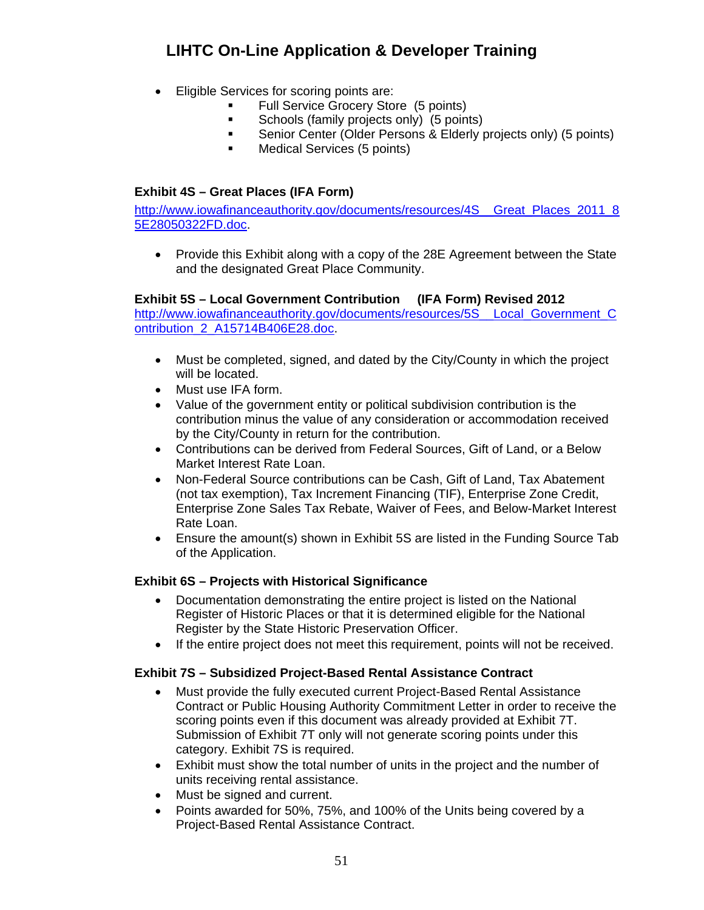- Eligible Services for scoring points are:
  - Full Service Grocery Store (5 points)
  - Schools (family projects only) (5 points)
  - Senior Center (Older Persons & Elderly projects only) (5 points)
  - Medical Services (5 points)

### Exhibit 4S – Great Places (IFA Form)

http://www.iowafinanceauthority.gov/documents/resources/4S__Great_Places_2011_85E28050322FD.doc.

- Provide this Exhibit along with a copy of the 28E Agreement between the State and the designated Great Place Community.

### Exhibit 5S – Local Government Contribution (IFA Form) Revised 2012

http://www.iowafinanceauthority.gov/documents/resources/5S__Local_Government_Contribution_2_A15714B406E28.doc.

- Must be completed, signed, and dated by the City/County in which the project will be located.
- Must use IFA form.
- Value of the government entity or political subdivision contribution is the contribution minus the value of any consideration or accommodation received by the City/County in return for the contribution.
- Contributions can be derived from Federal Sources, Gift of Land, or a Below Market Interest Rate Loan.
- Non-Federal Source contributions can be Cash, Gift of Land, Tax Abatement (not tax exemption), Tax Increment Financing (TIF), Enterprise Zone Credit, Enterprise Zone Sales Tax Rebate, Waiver of Fees, and Below-Market Interest Rate Loan.
- Ensure the amount(s) shown in Exhibit 5S are listed in the Funding Source Tab of the Application.

### Exhibit 6S – Projects with Historical Significance

- Documentation demonstrating the entire project is listed on the National Register of Historic Places or that it is determined eligible for the National Register by the State Historic Preservation Officer.
- If the entire project does not meet this requirement, points will not be received.

### Exhibit 7S – Subsidized Project-Based Rental Assistance Contract

- Must provide the fully executed current Project-Based Rental Assistance Contract or Public Housing Authority Commitment Letter in order to receive the scoring points even if this document was already provided at Exhibit 7T. Submission of Exhibit 7T only will not generate scoring points under this category. Exhibit 7S is required.
- Exhibit must show the total number of units in the project and the number of units receiving rental assistance.
- Must be signed and current.
- Points awarded for 50%, 75%, and 100% of the Units being covered by a Project-Based Rental Assistance Contract.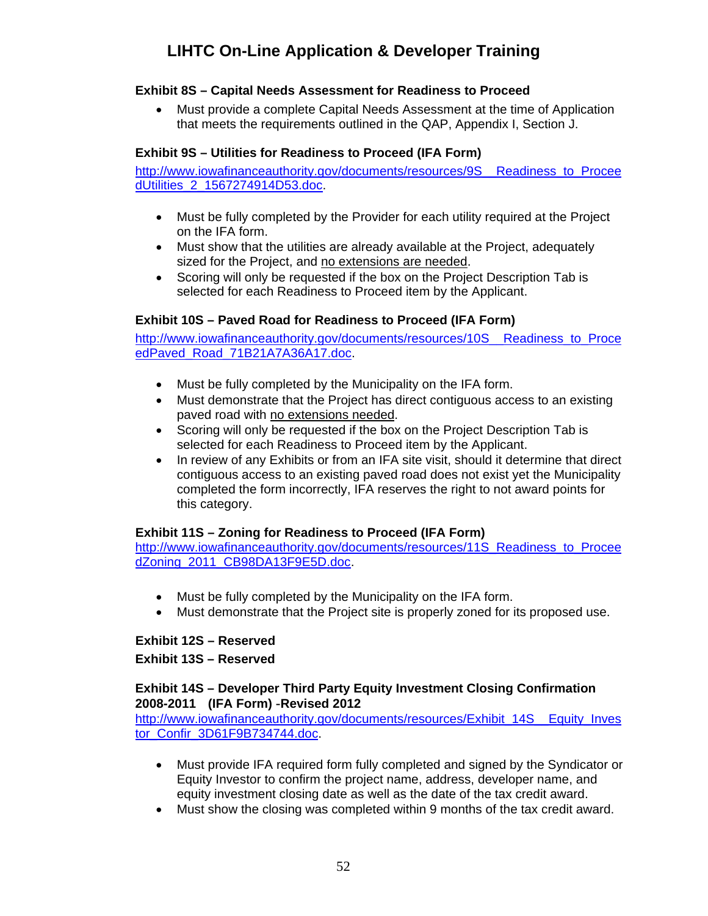**Exhibit 8S – Capital Needs Assessment for Readiness to Proceed**

- Must provide a complete Capital Needs Assessment at the time of Application that meets the requirements outlined in the QAP, Appendix I, Section J.

**Exhibit 9S – Utilities for Readiness to Proceed (IFA Form)**

http://www.iowafinanceauthority.gov/documents/resources/9S__Readiness_to_ProceedUtilities_2_1567274914D53.doc.

- Must be fully completed by the Provider for each utility required at the Project on the IFA form.
- Must show that the utilities are already available at the Project, adequately sized for the Project, and no extensions are needed.
- Scoring will only be requested if the box on the Project Description Tab is selected for each Readiness to Proceed item by the Applicant.

**Exhibit 10S – Paved Road for Readiness to Proceed (IFA Form)**

http://www.iowafinanceauthority.gov/documents/resources/10S__Readiness_to_ProceedPaved_Road_71B21A7A36A17.doc.

- Must be fully completed by the Municipality on the IFA form.
- Must demonstrate that the Project has direct contiguous access to an existing paved road with no extensions needed.
- Scoring will only be requested if the box on the Project Description Tab is selected for each Readiness to Proceed item by the Applicant.
- In review of any Exhibits or from an IFA site visit, should it determine that direct contiguous access to an existing paved road does not exist yet the Municipality completed the form incorrectly, IFA reserves the right to not award points for this category.

**Exhibit 11S – Zoning for Readiness to Proceed (IFA Form)**

http://www.iowafinanceauthority.gov/documents/resources/11S_Readiness_to_ProceedZoning_2011_CB98DA13F9E5D.doc.

- Must be fully completed by the Municipality on the IFA form.
- Must demonstrate that the Project site is properly zoned for its proposed use.

**Exhibit 12S – Reserved**

**Exhibit 13S – Reserved**

**Exhibit 14S – Developer Third Party Equity Investment Closing Confirmation 2008-2011 (IFA Form) -Revised 2012**

http://www.iowafinanceauthority.gov/documents/resources/Exhibit_14S__Equity_Investor_Confir_3D61F9B734744.doc.

- Must provide IFA required form fully completed and signed by the Syndicator or Equity Investor to confirm the project name, address, developer name, and equity investment closing date as well as the date of the tax credit award.
- Must show the closing was completed within 9 months of the tax credit award.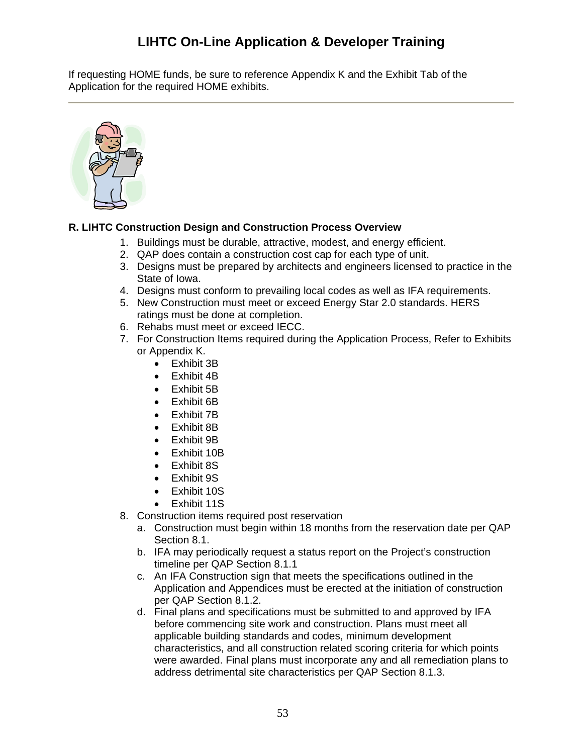If requesting HOME funds, be sure to reference Appendix K and the Exhibit Tab of the Application for the required HOME exhibits.

---

**R. LIHTC Construction Design and Construction Process Overview**

1. Buildings must be durable, attractive, modest, and energy efficient.
2. QAP does contain a construction cost cap for each type of unit.
3. Designs must be prepared by architects and engineers licensed to practice in the State of Iowa.
4. Designs must conform to prevailing local codes as well as IFA requirements.
5. New Construction must meet or exceed Energy Star 2.0 standards. HERS ratings must be done at completion.
6. Rehabs must meet or exceed IECC.
7. For Construction Items required during the Application Process, Refer to Exhibits or Appendix K.
   - Exhibit 3B
   - Exhibit 4B
   - Exhibit 5B
   - Exhibit 6B
   - Exhibit 7B
   - Exhibit 8B
   - Exhibit 9B
   - Exhibit 10B
   - Exhibit 8S
   - Exhibit 9S
   - Exhibit 10S
   - Exhibit 11S
8. Construction items required post reservation
   a. Construction must begin within 18 months from the reservation date per QAP Section 8.1.
   b. IFA may periodically request a status report on the Project's construction timeline per QAP Section 8.1.1
   c. An IFA Construction sign that meets the specifications outlined in the Application and Appendices must be erected at the initiation of construction per QAP Section 8.1.2.
   d. Final plans and specifications must be submitted to and approved by IFA before commencing site work and construction. Plans must meet all applicable building standards and codes, minimum development characteristics, and all construction related scoring criteria for which points were awarded. Final plans must incorporate any and all remediation plans to address detrimental site characteristics per QAP Section 8.1.3.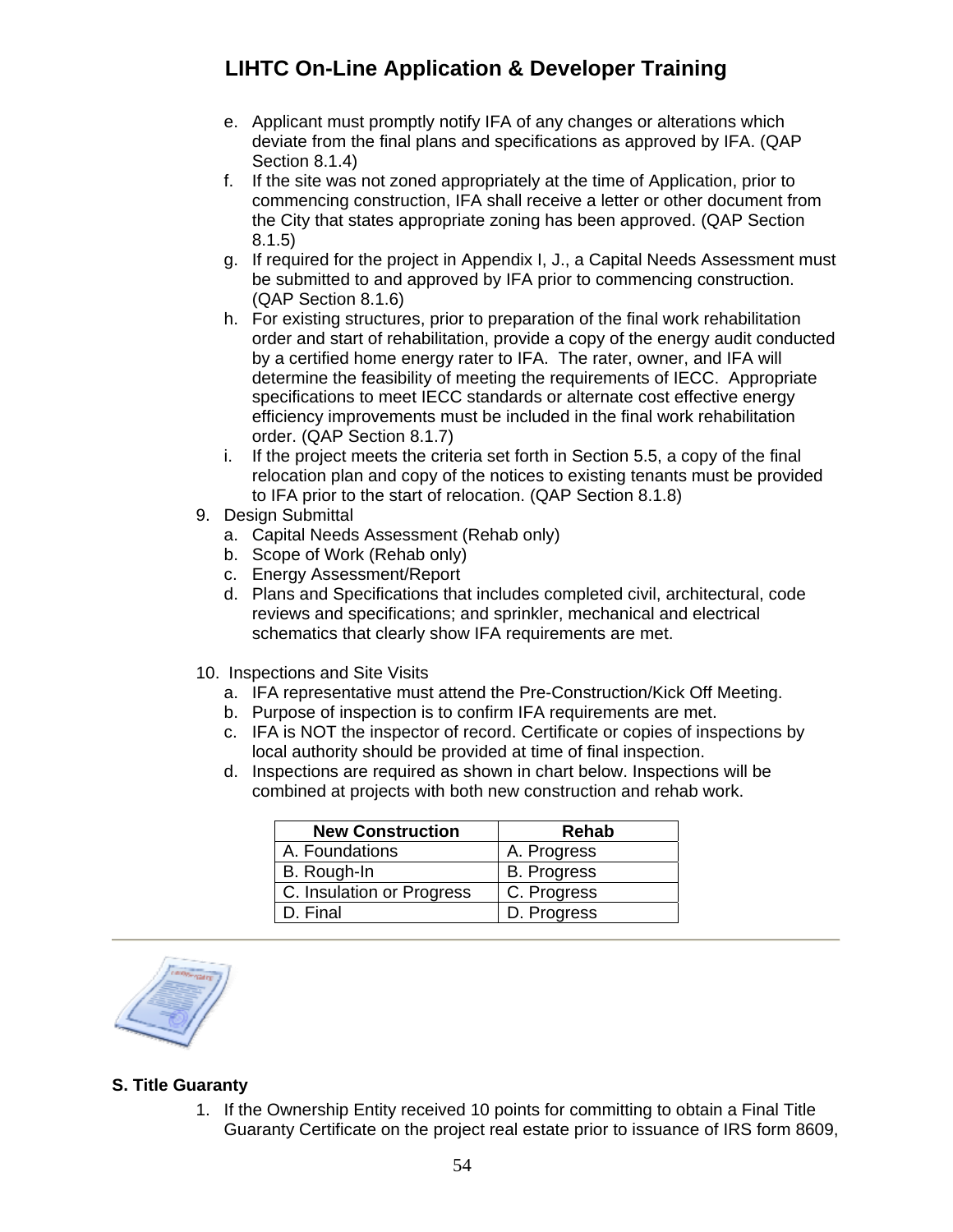e. Applicant must promptly notify IFA of any changes or alterations which deviate from the final plans and specifications as approved by IFA. (QAP Section 8.1.4)
f. If the site was not zoned appropriately at the time of Application, prior to commencing construction, IFA shall receive a letter or other document from the City that states appropriate zoning has been approved. (QAP Section 8.1.5)
g. If required for the project in Appendix I, J., a Capital Needs Assessment must be submitted to and approved by IFA prior to commencing construction. (QAP Section 8.1.6)
h. For existing structures, prior to preparation of the final work rehabilitation order and start of rehabilitation, provide a copy of the energy audit conducted by a certified home energy rater to IFA. The rater, owner, and IFA will determine the feasibility of meeting the requirements of IECC. Appropriate specifications to meet IECC standards or alternate cost effective energy efficiency improvements must be included in the final work rehabilitation order. (QAP Section 8.1.7)
i. If the project meets the criteria set forth in Section 5.5, a copy of the final relocation plan and copy of the notices to existing tenants must be provided to IFA prior to the start of relocation. (QAP Section 8.1.8)

9. Design Submittal
   a. Capital Needs Assessment (Rehab only)
   b. Scope of Work (Rehab only)
   c. Energy Assessment/Report
   d. Plans and Specifications that includes completed civil, architectural, code reviews and specifications; and sprinkler, mechanical and electrical schematics that clearly show IFA requirements are met.

10. Inspections and Site Visits
    a. IFA representative must attend the Pre-Construction/Kick Off Meeting.
    b. Purpose of inspection is to confirm IFA requirements are met.
    c. IFA is NOT the inspector of record. Certificate or copies of inspections by local authority should be provided at time of final inspection.
    d. Inspections are required as shown in chart below. Inspections will be combined at projects with both new construction and rehab work.

| New Construction | Rehab |
|---|---|
| A. Foundations | A. Progress |
| B. Rough-In | B. Progress |
| C. Insulation or Progress | C. Progress |
| D. Final | D. Progress |

**S. Title Guaranty**

1. If the Ownership Entity received 10 points for committing to obtain a Final Title Guaranty Certificate on the project real estate prior to issuance of IRS form 8609,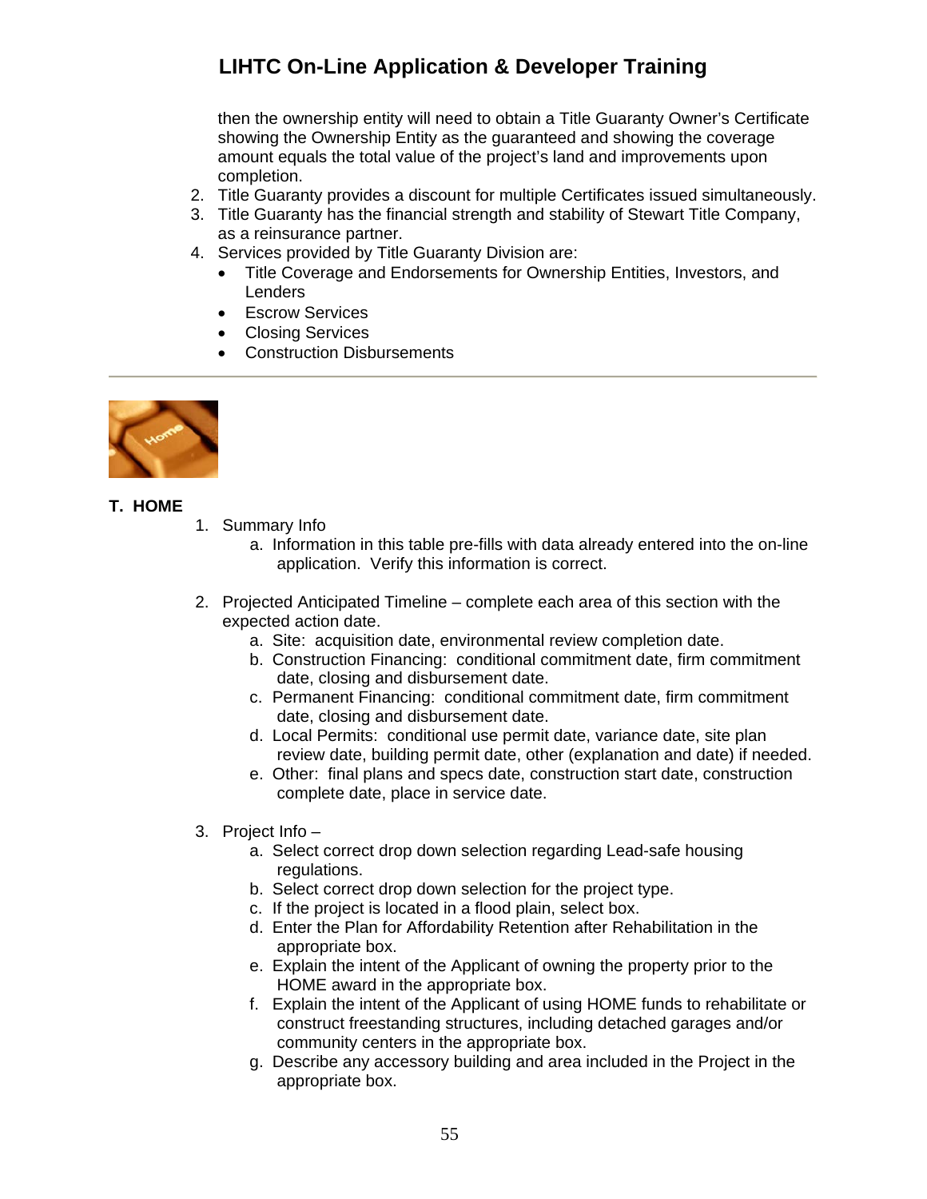then the ownership entity will need to obtain a Title Guaranty Owner's Certificate showing the Ownership Entity as the guaranteed and showing the coverage amount equals the total value of the project's land and improvements upon completion.

2. Title Guaranty provides a discount for multiple Certificates issued simultaneously.
3. Title Guaranty has the financial strength and stability of Stewart Title Company, as a reinsurance partner.
4. Services provided by Title Guaranty Division are:
   - Title Coverage and Endorsements for Ownership Entities, Investors, and Lenders
   - Escrow Services
   - Closing Services
   - Construction Disbursements

---

## T. HOME

1. Summary Info
   a. Information in this table pre-fills with data already entered into the on-line application. Verify this information is correct.

2. Projected Anticipated Timeline – complete each area of this section with the expected action date.
   a. Site: acquisition date, environmental review completion date.
   b. Construction Financing: conditional commitment date, firm commitment date, closing and disbursement date.
   c. Permanent Financing: conditional commitment date, firm commitment date, closing and disbursement date.
   d. Local Permits: conditional use permit date, variance date, site plan review date, building permit date, other (explanation and date) if needed.
   e. Other: final plans and specs date, construction start date, construction complete date, place in service date.

3. Project Info –
   a. Select correct drop down selection regarding Lead-safe housing regulations.
   b. Select correct drop down selection for the project type.
   c. If the project is located in a flood plain, select box.
   d. Enter the Plan for Affordability Retention after Rehabilitation in the appropriate box.
   e. Explain the intent of the Applicant of owning the property prior to the HOME award in the appropriate box.
   f. Explain the intent of the Applicant of using HOME funds to rehabilitate or construct freestanding structures, including detached garages and/or community centers in the appropriate box.
   g. Describe any accessory building and area included in the Project in the appropriate box.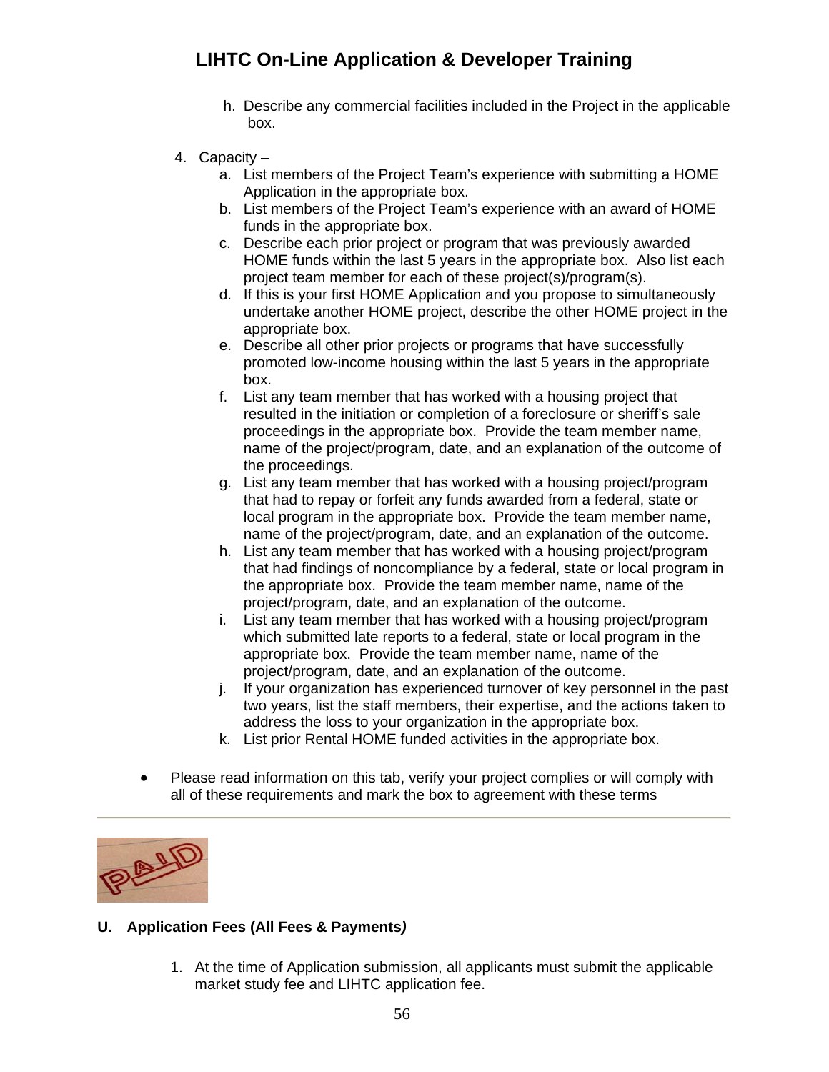h. Describe any commercial facilities included in the Project in the applicable box.

4. Capacity –
   a. List members of the Project Team's experience with submitting a HOME Application in the appropriate box.
   b. List members of the Project Team's experience with an award of HOME funds in the appropriate box.
   c. Describe each prior project or program that was previously awarded HOME funds within the last 5 years in the appropriate box. Also list each project team member for each of these project(s)/program(s).
   d. If this is your first HOME Application and you propose to simultaneously undertake another HOME project, describe the other HOME project in the appropriate box.
   e. Describe all other prior projects or programs that have successfully promoted low-income housing within the last 5 years in the appropriate box.
   f. List any team member that has worked with a housing project that resulted in the initiation or completion of a foreclosure or sheriff's sale proceedings in the appropriate box. Provide the team member name, name of the project/program, date, and an explanation of the outcome of the proceedings.
   g. List any team member that has worked with a housing project/program that had to repay or forfeit any funds awarded from a federal, state or local program in the appropriate box. Provide the team member name, name of the project/program, date, and an explanation of the outcome.
   h. List any team member that has worked with a housing project/program that had findings of noncompliance by a federal, state or local program in the appropriate box. Provide the team member name, name of the project/program, date, and an explanation of the outcome.
   i. List any team member that has worked with a housing project/program which submitted late reports to a federal, state or local program in the appropriate box. Provide the team member name, name of the project/program, date, and an explanation of the outcome.
   j. If your organization has experienced turnover of key personnel in the past two years, list the staff members, their expertise, and the actions taken to address the loss to your organization in the appropriate box.
   k. List prior Rental HOME funded activities in the appropriate box.

- Please read information on this tab, verify your project complies or will comply with all of these requirements and mark the box to agreement with these terms

---

## U. Application Fees (All Fees & Payments)

1. At the time of Application submission, all applicants must submit the applicable market study fee and LIHTC application fee.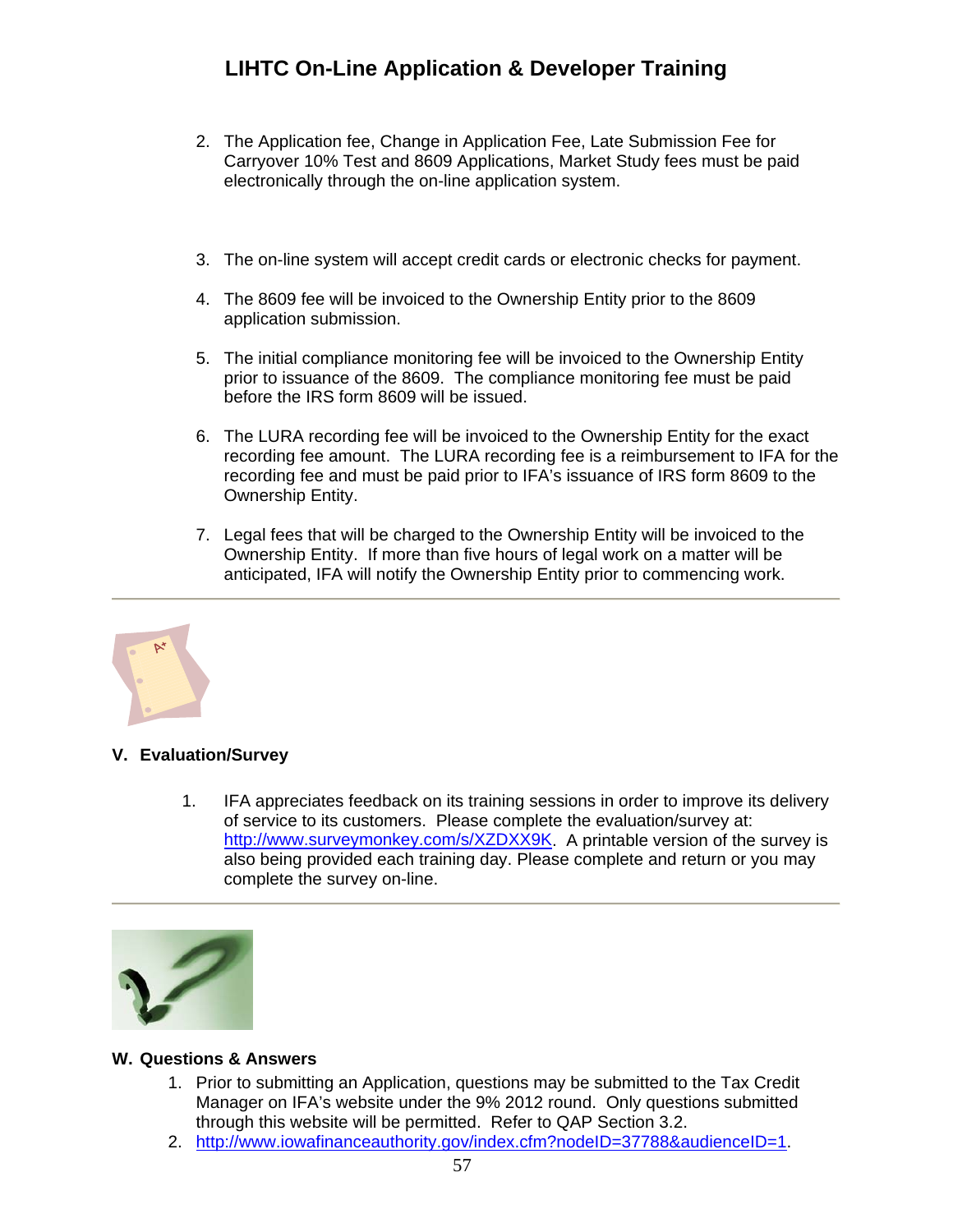2. The Application fee, Change in Application Fee, Late Submission Fee for Carryover 10% Test and 8609 Applications, Market Study fees must be paid electronically through the on-line application system.

3. The on-line system will accept credit cards or electronic checks for payment.

4. The 8609 fee will be invoiced to the Ownership Entity prior to the 8609 application submission.

5. The initial compliance monitoring fee will be invoiced to the Ownership Entity prior to issuance of the 8609. The compliance monitoring fee must be paid before the IRS form 8609 will be issued.

6. The LURA recording fee will be invoiced to the Ownership Entity for the exact recording fee amount. The LURA recording fee is a reimbursement to IFA for the recording fee and must be paid prior to IFA's issuance of IRS form 8609 to the Ownership Entity.

7. Legal fees that will be charged to the Ownership Entity will be invoiced to the Ownership Entity. If more than five hours of legal work on a matter will be anticipated, IFA will notify the Ownership Entity prior to commencing work.

---

## V. Evaluation/Survey

1. IFA appreciates feedback on its training sessions in order to improve its delivery of service to its customers. Please complete the evaluation/survey at: http://www.surveymonkey.com/s/XZDXX9K. A printable version of the survey is also being provided each training day. Please complete and return or you may complete the survey on-line.

---

## W. Questions & Answers

1. Prior to submitting an Application, questions may be submitted to the Tax Credit Manager on IFA's website under the 9% 2012 round. Only questions submitted through this website will be permitted. Refer to QAP Section 3.2.
2. http://www.iowafinanceauthority.gov/index.cfm?nodeID=37788&audienceID=1.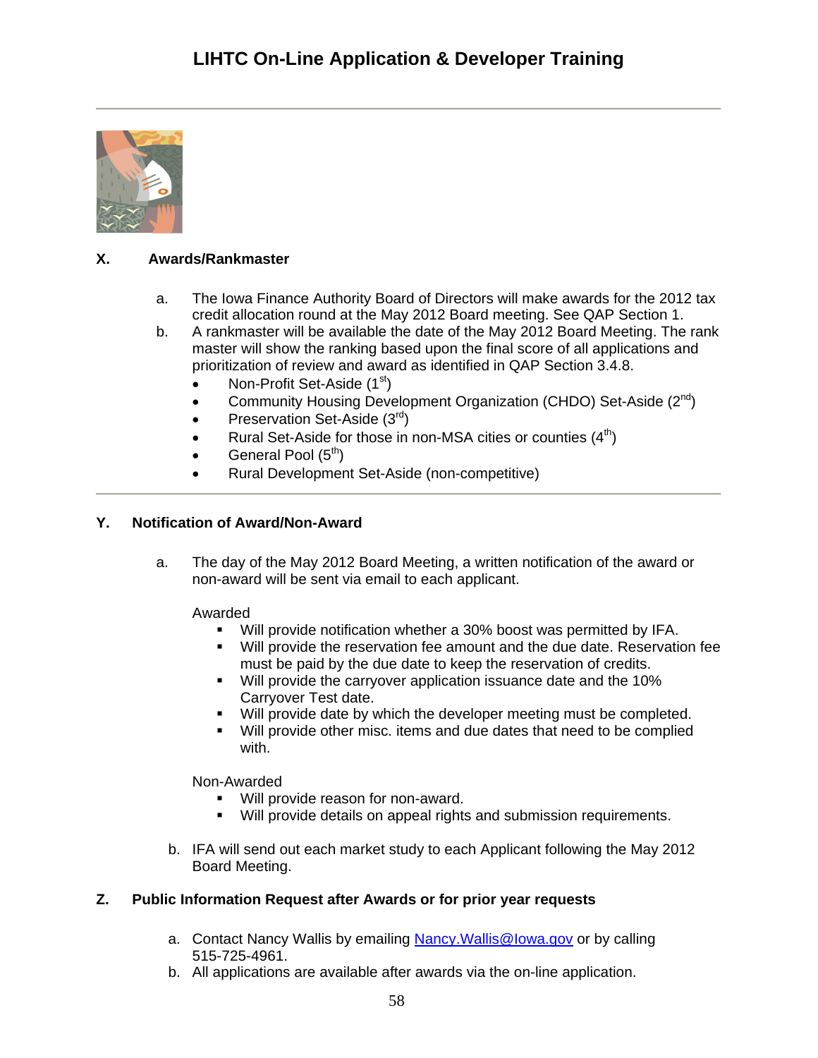## X. Awards/Rankmaster

a. The Iowa Finance Authority Board of Directors will make awards for the 2012 tax credit allocation round at the May 2012 Board meeting. See QAP Section 1.

b. A rankmaster will be available the date of the May 2012 Board Meeting. The rank master will show the ranking based upon the final score of all applications and prioritization of review and award as identified in QAP Section 3.4.8.
   - Non-Profit Set-Aside (1st)
   - Community Housing Development Organization (CHDO) Set-Aside (2nd)
   - Preservation Set-Aside (3rd)
   - Rural Set-Aside for those in non-MSA cities or counties (4th)
   - General Pool (5th)
   - Rural Development Set-Aside (non-competitive)

## Y. Notification of Award/Non-Award

a. The day of the May 2012 Board Meeting, a written notification of the award or non-award will be sent via email to each applicant.

   Awarded
   - Will provide notification whether a 30% boost was permitted by IFA.
   - Will provide the reservation fee amount and the due date. Reservation fee must be paid by the due date to keep the reservation of credits.
   - Will provide the carryover application issuance date and the 10% Carryover Test date.
   - Will provide date by which the developer meeting must be completed.
   - Will provide other misc. items and due dates that need to be complied with.

   Non-Awarded
   - Will provide reason for non-award.
   - Will provide details on appeal rights and submission requirements.

b. IFA will send out each market study to each Applicant following the May 2012 Board Meeting.

## Z. Public Information Request after Awards or for prior year requests

a. Contact Nancy Wallis by emailing Nancy.Wallis@Iowa.gov or by calling 515-725-4961.

b. All applications are available after awards via the on-line application.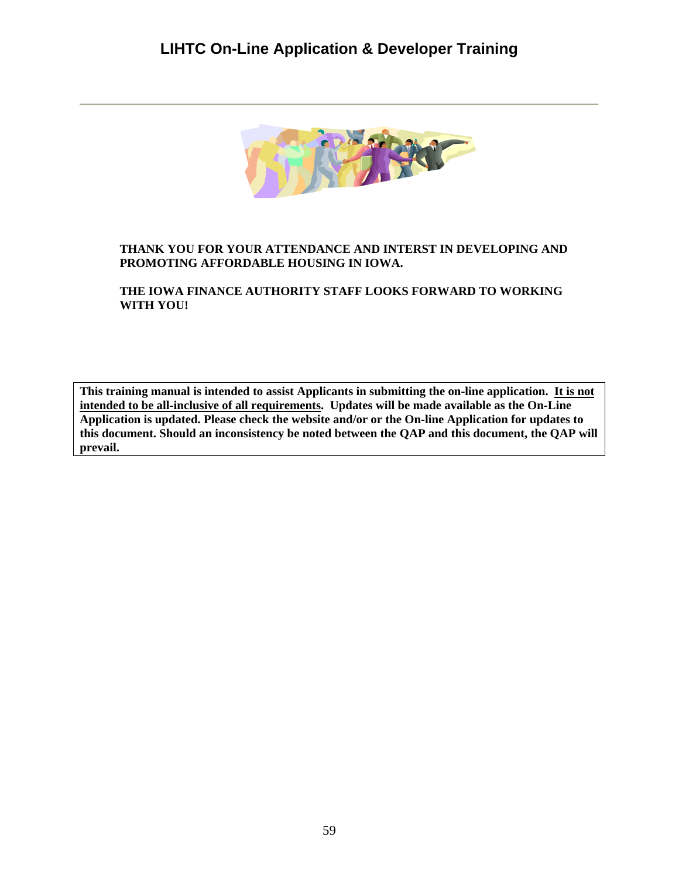**THANK YOU FOR YOUR ATTENDANCE AND INTERST IN DEVELOPING AND PROMOTING AFFORDABLE HOUSING IN IOWA.**

**THE IOWA FINANCE AUTHORITY STAFF LOOKS FORWARD TO WORKING WITH YOU!**

**This training manual is intended to assist Applicants in submitting the on-line application. <u>It is not intended to be all-inclusive of all requirements</u>. Updates will be made available as the On-Line Application is updated. Please check the website and/or or the On-line Application for updates to this document. Should an inconsistency be noted between the QAP and this document, the QAP will prevail.**